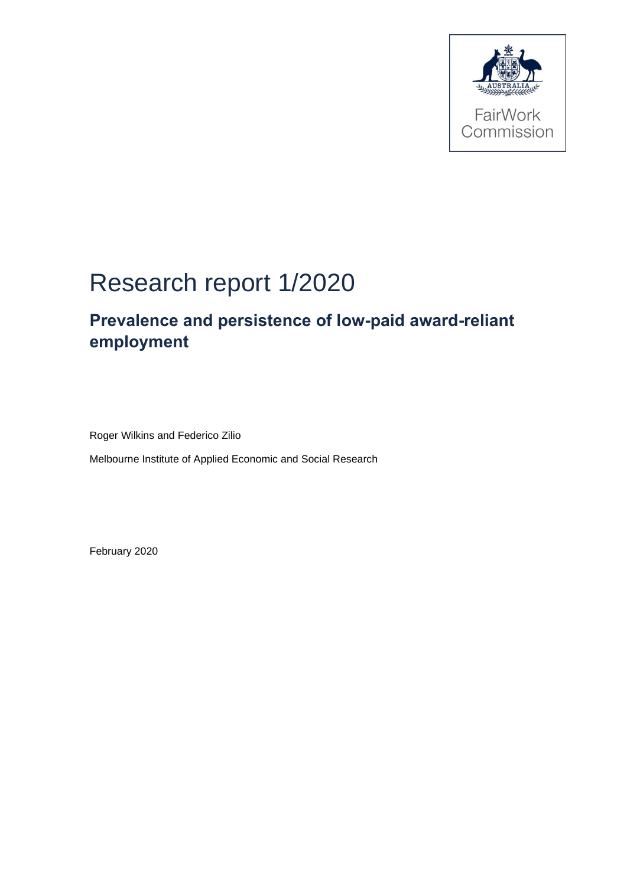FairWork Commission

# Research report 1/2020

## Prevalence and persistence of low-paid award-reliant employment

Roger Wilkins and Federico Zilio

Melbourne Institute of Applied Economic and Social Research

February 2020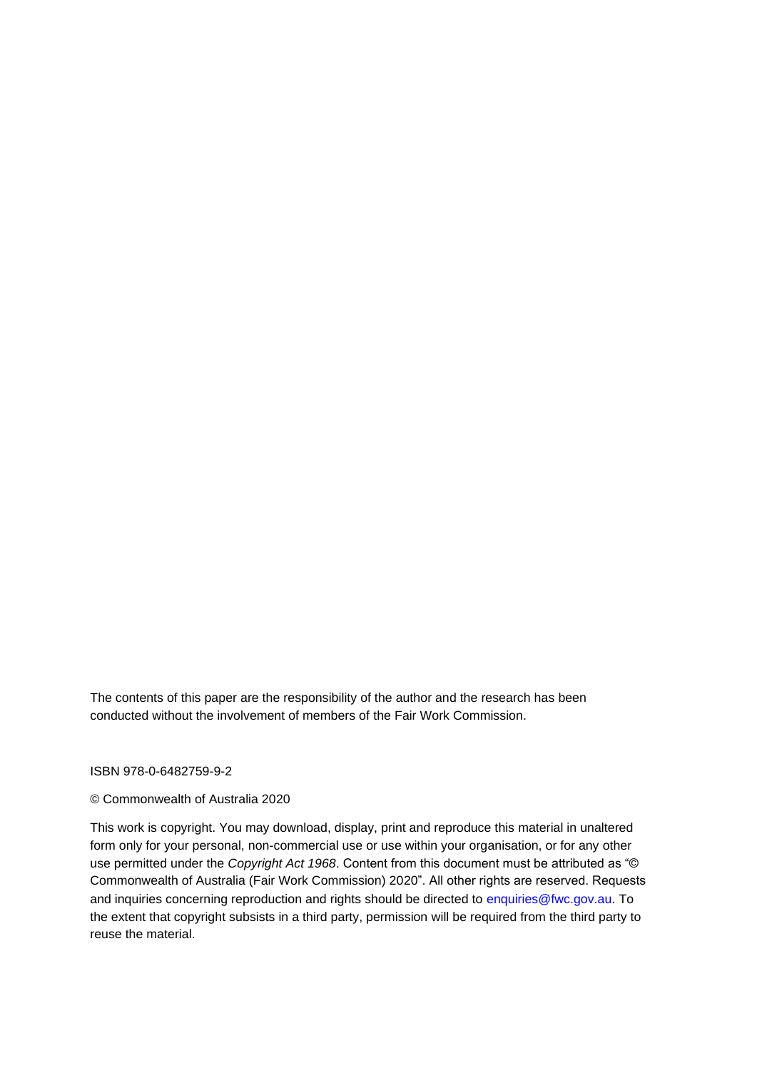The contents of this paper are the responsibility of the author and the research has been conducted without the involvement of members of the Fair Work Commission.

ISBN 978-0-6482759-9-2

© Commonwealth of Australia 2020

This work is copyright. You may download, display, print and reproduce this material in unaltered form only for your personal, non-commercial use or use within your organisation, or for any other use permitted under the *Copyright Act 1968*. Content from this document must be attributed as "© Commonwealth of Australia (Fair Work Commission) 2020". All other rights are reserved. Requests and inquiries concerning reproduction and rights should be directed to enquiries@fwc.gov.au. To the extent that copyright subsists in a third party, permission will be required from the third party to reuse the material.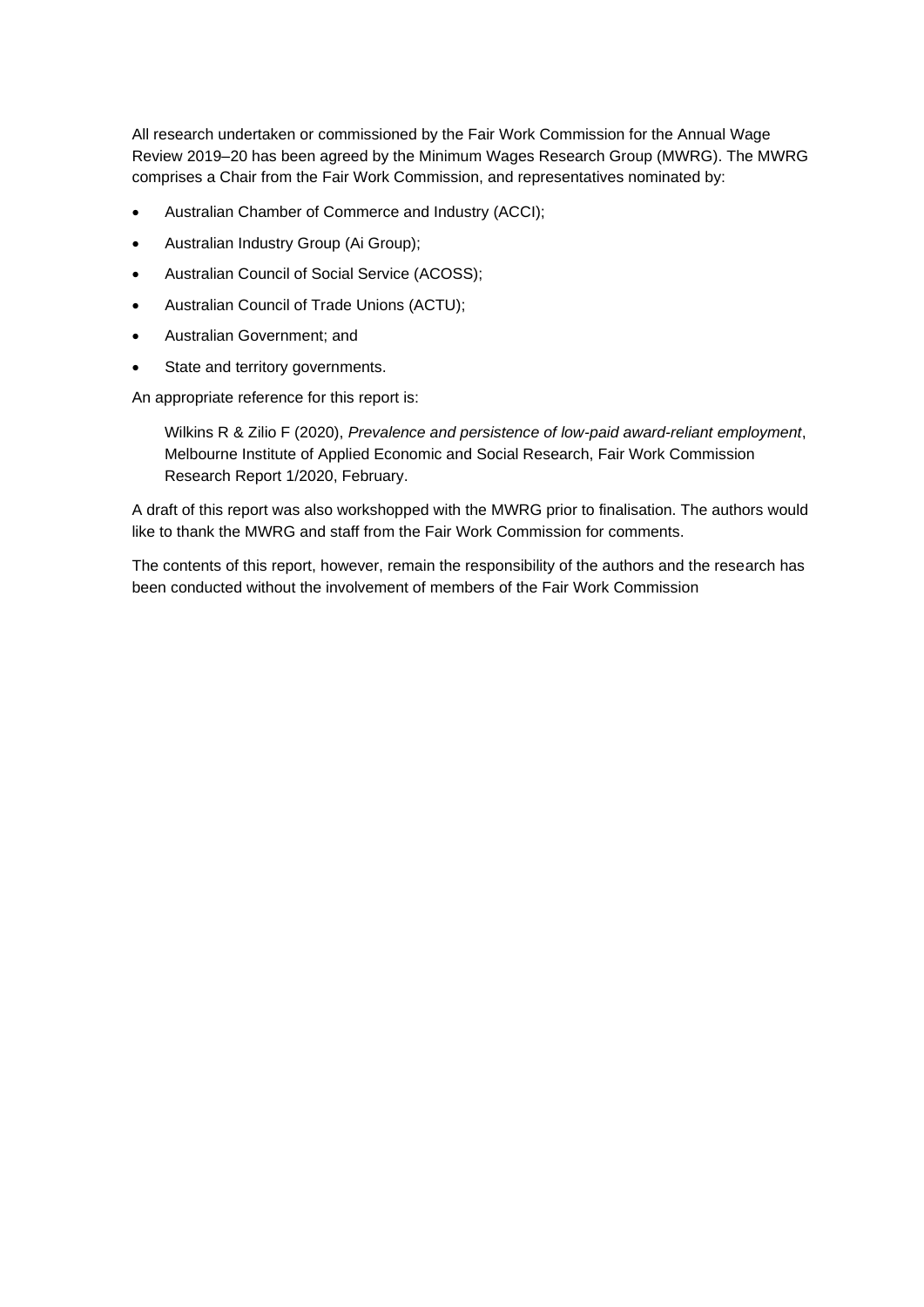All research undertaken or commissioned by the Fair Work Commission for the Annual Wage Review 2019–20 has been agreed by the Minimum Wages Research Group (MWRG). The MWRG comprises a Chair from the Fair Work Commission, and representatives nominated by:

- Australian Chamber of Commerce and Industry (ACCI);
- Australian Industry Group (Ai Group);
- Australian Council of Social Service (ACOSS);
- Australian Council of Trade Unions (ACTU);
- Australian Government; and
- State and territory governments.

An appropriate reference for this report is:

> Wilkins R & Zilio F (2020), *Prevalence and persistence of low-paid award-reliant employment*, Melbourne Institute of Applied Economic and Social Research, Fair Work Commission Research Report 1/2020, February.

A draft of this report was also workshopped with the MWRG prior to finalisation. The authors would like to thank the MWRG and staff from the Fair Work Commission for comments.

The contents of this report, however, remain the responsibility of the authors and the research has been conducted without the involvement of members of the Fair Work Commission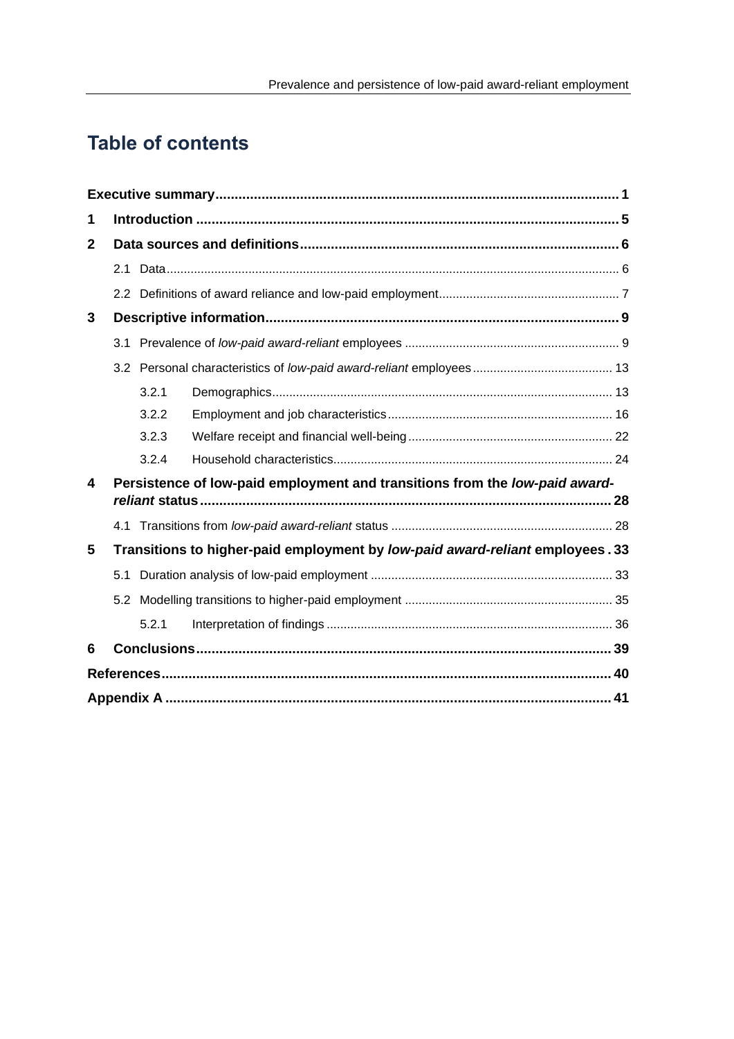# Table of contents

**Executive summary** ..... **1**

**1 Introduction** ..... **5**

**2 Data sources and definitions** ..... **6**

- 2.1 Data ..... 6
- 2.2 Definitions of award reliance and low-paid employment ..... 7

**3 Descriptive information** ..... **9**

- 3.1 Prevalence of *low-paid award-reliant* employees ..... 9
- 3.2 Personal characteristics of *low-paid award-reliant* employees ..... 13
  - 3.2.1 Demographics ..... 13
  - 3.2.2 Employment and job characteristics ..... 16
  - 3.2.3 Welfare receipt and financial well-being ..... 22
  - 3.2.4 Household characteristics ..... 24

**4 Persistence of low-paid employment and transitions from the *low-paid award-reliant* status** ..... **28**

- 4.1 Transitions from *low-paid award-reliant* status ..... 28

**5 Transitions to higher-paid employment by *low-paid award-reliant* employees** ..... **33**

- 5.1 Duration analysis of low-paid employment ..... 33
- 5.2 Modelling transitions to higher-paid employment ..... 35
  - 5.2.1 Interpretation of findings ..... 36

**6 Conclusions** ..... **39**

**References** ..... **40**

**Appendix A** ..... **41**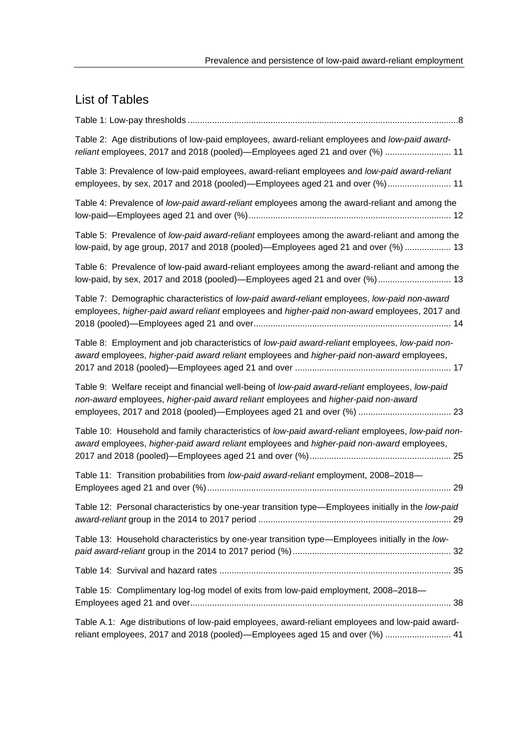## List of Tables

Table 1: Low-pay thresholds ....................................................................................................8

Table 2: Age distributions of low-paid employees, award-reliant employees and *low-paid award-reliant* employees, 2017 and 2018 (pooled)—Employees aged 21 and over (%) ......................... 11

Table 3: Prevalence of low-paid employees, award-reliant employees and *low-paid award-reliant* employees, by sex, 2017 and 2018 (pooled)—Employees aged 21 and over (%)......................... 11

Table 4: Prevalence of *low-paid award-reliant* employees among the award-reliant and among the low-paid—Employees aged 21 and over (%)........................................................................... 12

Table 5: Prevalence of *low-paid award-reliant* employees among the award-reliant and among the low-paid, by age group, 2017 and 2018 (pooled)—Employees aged 21 and over (%) .................. 13

Table 6: Prevalence of low-paid award-reliant employees among the award-reliant and among the low-paid, by sex, 2017 and 2018 (pooled)—Employees aged 21 and over (%)............................. 13

Table 7: Demographic characteristics of *low-paid award-reliant* employees, *low-paid non-award* employees, *higher-paid award reliant* employees and *higher-paid non-award* employees, 2017 and 2018 (pooled)—Employees aged 21 and over........................................................................... 14

Table 8: Employment and job characteristics of *low-paid award-reliant* employees, *low-paid non-award* employees, *higher-paid award reliant* employees and *higher-paid non-award* employees, 2017 and 2018 (pooled)—Employees aged 21 and over ............................................................... 17

Table 9: Welfare receipt and financial well-being of *low-paid award-reliant* employees, *low-paid non-award* employees, *higher-paid award reliant* employees and *higher-paid non-award* employees, 2017 and 2018 (pooled)—Employees aged 21 and over (%) ...................................... 23

Table 10: Household and family characteristics of *low-paid award-reliant* employees, *low-paid non-award* employees, *higher-paid award reliant* employees and *higher-paid non-award* employees, 2017 and 2018 (pooled)—Employees aged 21 and over (%)......................................................... 25

Table 11: Transition probabilities from *low-paid award-reliant* employment, 2008–2018—Employees aged 21 and over (%).................................................................................................. 29

Table 12: Personal characteristics by one-year transition type—Employees initially in the *low-paid award-reliant* group in the 2014 to 2017 period .............................................................................. 29

Table 13: Household characteristics by one-year transition type—Employees initially in the *low-paid award-reliant* group in the 2014 to 2017 period (%)................................................................ 32

Table 14: Survival and hazard rates ............................................................................................. 35

Table 15: Complimentary log-log model of exits from low-paid employment, 2008–2018—Employees aged 21 and over......................................................................................................... 38

Table A.1: Age distributions of low-paid employees, award-reliant employees and low-paid award-reliant employees, 2017 and 2018 (pooled)—Employees aged 15 and over (%) .......................... 41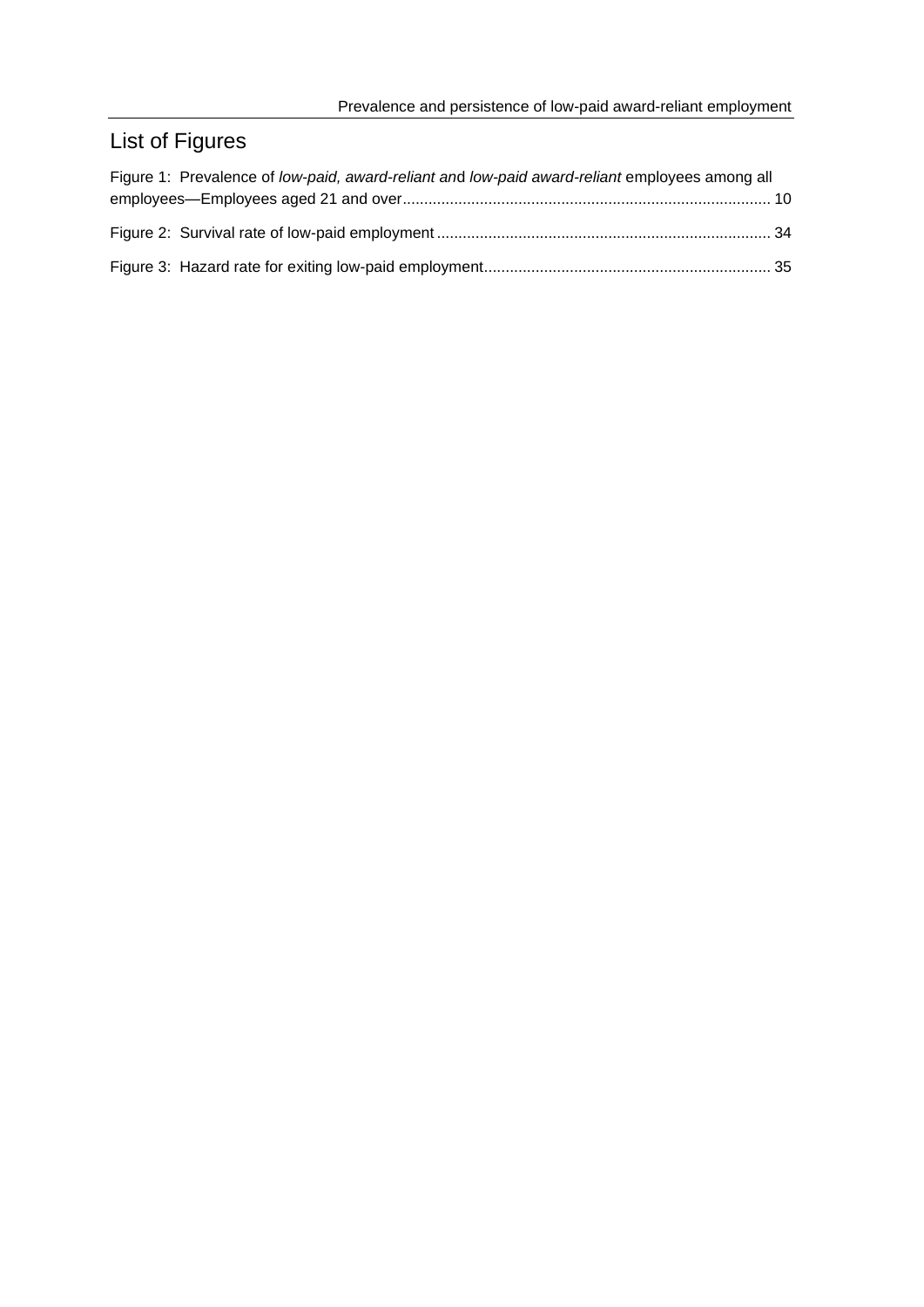## List of Figures

Figure 1: Prevalence of *low-paid, award-reliant an*d *low-paid award-reliant* employees among all employees—Employees aged 21 and over ..................................................................................... 10

Figure 2: Survival rate of low-paid employment ............................................................................. 34

Figure 3: Hazard rate for exiting low-paid employment................................................................... 35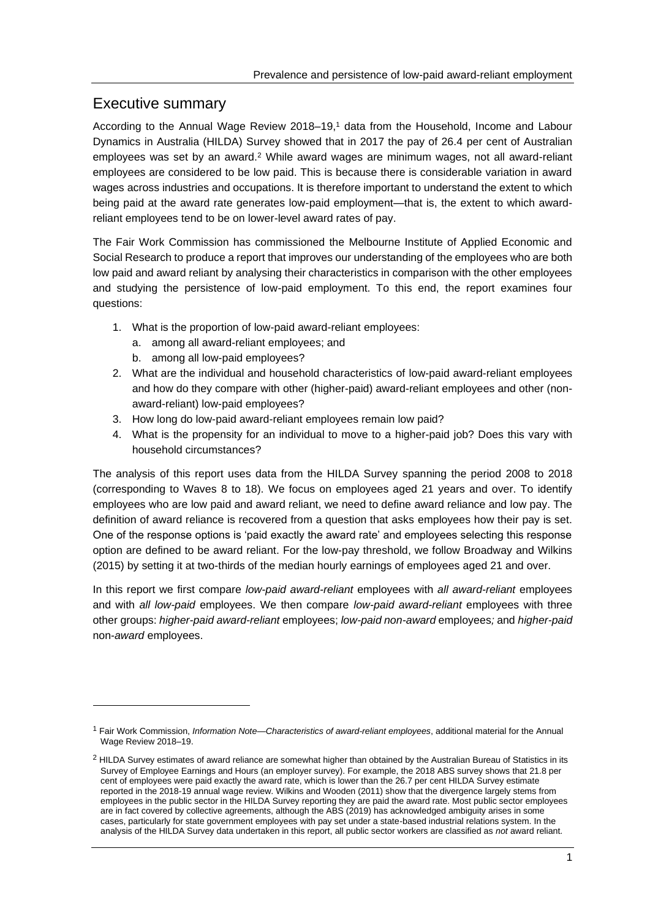## Executive summary

According to the Annual Wage Review 2018–19,[1] data from the Household, Income and Labour Dynamics in Australia (HILDA) Survey showed that in 2017 the pay of 26.4 per cent of Australian employees was set by an award.[2] While award wages are minimum wages, not all award-reliant employees are considered to be low paid. This is because there is considerable variation in award wages across industries and occupations. It is therefore important to understand the extent to which being paid at the award rate generates low-paid employment—that is, the extent to which award-reliant employees tend to be on lower-level award rates of pay.

The Fair Work Commission has commissioned the Melbourne Institute of Applied Economic and Social Research to produce a report that improves our understanding of the employees who are both low paid and award reliant by analysing their characteristics in comparison with the other employees and studying the persistence of low-paid employment. To this end, the report examines four questions:

1. What is the proportion of low-paid award-reliant employees:
   a. among all award-reliant employees; and
   b. among all low-paid employees?
2. What are the individual and household characteristics of low-paid award-reliant employees and how do they compare with other (higher-paid) award-reliant employees and other (non-award-reliant) low-paid employees?
3. How long do low-paid award-reliant employees remain low paid?
4. What is the propensity for an individual to move to a higher-paid job? Does this vary with household circumstances?

The analysis of this report uses data from the HILDA Survey spanning the period 2008 to 2018 (corresponding to Waves 8 to 18). We focus on employees aged 21 years and over. To identify employees who are low paid and award reliant, we need to define award reliance and low pay. The definition of award reliance is recovered from a question that asks employees how their pay is set. One of the response options is 'paid exactly the award rate' and employees selecting this response option are defined to be award reliant. For the low-pay threshold, we follow Broadway and Wilkins (2015) by setting it at two-thirds of the median hourly earnings of employees aged 21 and over.

In this report we first compare *low-paid award-reliant* employees with *all award-reliant* employees and with *all low-paid* employees. We then compare *low-paid award-reliant* employees with three other groups: *higher-paid award-reliant* employees; *low-paid non-award* employees*;* and *higher-paid* non-*award* employees.

---

[1] Fair Work Commission, *Information Note—Characteristics of award-reliant employees*, additional material for the Annual Wage Review 2018–19.

[2] HILDA Survey estimates of award reliance are somewhat higher than obtained by the Australian Bureau of Statistics in its Survey of Employee Earnings and Hours (an employer survey). For example, the 2018 ABS survey shows that 21.8 per cent of employees were paid exactly the award rate, which is lower than the 26.7 per cent HILDA Survey estimate reported in the 2018-19 annual wage review. Wilkins and Wooden (2011) show that the divergence largely stems from employees in the public sector in the HILDA Survey reporting they are paid the award rate. Most public sector employees are in fact covered by collective agreements, although the ABS (2019) has acknowledged ambiguity arises in some cases, particularly for state government employees with pay set under a state-based industrial relations system. In the analysis of the HILDA Survey data undertaken in this report, all public sector workers are classified as *not* award reliant.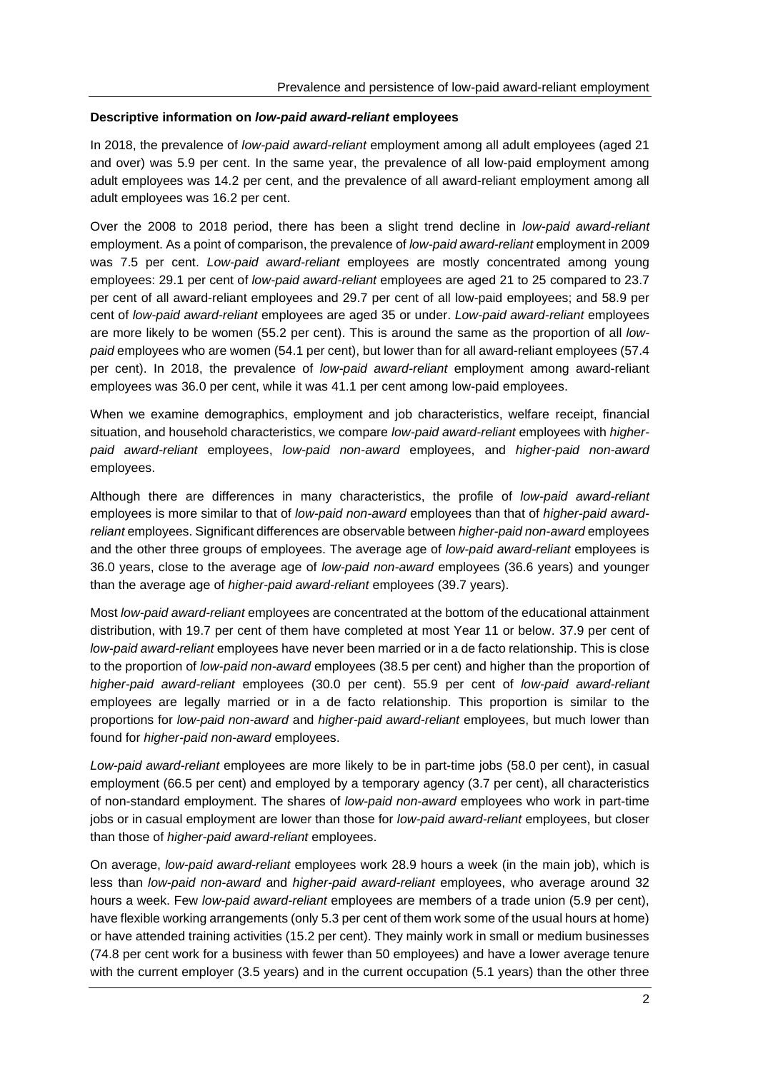**Descriptive information on *low-paid award-reliant* employees**

In 2018, the prevalence of *low-paid award-reliant* employment among all adult employees (aged 21 and over) was 5.9 per cent. In the same year, the prevalence of all low-paid employment among adult employees was 14.2 per cent, and the prevalence of all award-reliant employment among all adult employees was 16.2 per cent.

Over the 2008 to 2018 period, there has been a slight trend decline in *low-paid award-reliant* employment. As a point of comparison, the prevalence of *low-paid award-reliant* employment in 2009 was 7.5 per cent. *Low-paid award-reliant* employees are mostly concentrated among young employees: 29.1 per cent of *low-paid award-reliant* employees are aged 21 to 25 compared to 23.7 per cent of all award-reliant employees and 29.7 per cent of all low-paid employees; and 58.9 per cent of *low-paid award-reliant* employees are aged 35 or under. *Low-paid award-reliant* employees are more likely to be women (55.2 per cent). This is around the same as the proportion of all *low-paid* employees who are women (54.1 per cent), but lower than for all award-reliant employees (57.4 per cent). In 2018, the prevalence of *low-paid award-reliant* employment among award-reliant employees was 36.0 per cent, while it was 41.1 per cent among low-paid employees.

When we examine demographics, employment and job characteristics, welfare receipt, financial situation, and household characteristics, we compare *low-paid award-reliant* employees with *higher-paid award-reliant* employees, *low-paid non-award* employees, and *higher-paid non-award* employees.

Although there are differences in many characteristics, the profile of *low-paid award-reliant* employees is more similar to that of *low-paid non-award* employees than that of *higher-paid award-reliant* employees. Significant differences are observable between *higher-paid non-award* employees and the other three groups of employees. The average age of *low-paid award-reliant* employees is 36.0 years, close to the average age of *low-paid non-award* employees (36.6 years) and younger than the average age of *higher-paid award-reliant* employees (39.7 years).

Most *low-paid award-reliant* employees are concentrated at the bottom of the educational attainment distribution, with 19.7 per cent of them have completed at most Year 11 or below. 37.9 per cent of *low-paid award-reliant* employees have never been married or in a de facto relationship. This is close to the proportion of *low-paid non-award* employees (38.5 per cent) and higher than the proportion of *higher-paid award-reliant* employees (30.0 per cent). 55.9 per cent of *low-paid award-reliant* employees are legally married or in a de facto relationship. This proportion is similar to the proportions for *low-paid non-award* and *higher-paid award-reliant* employees, but much lower than found for *higher-paid non-award* employees.

*Low-paid award-reliant* employees are more likely to be in part-time jobs (58.0 per cent), in casual employment (66.5 per cent) and employed by a temporary agency (3.7 per cent), all characteristics of non-standard employment. The shares of *low-paid non-award* employees who work in part-time jobs or in casual employment are lower than those for *low-paid award-reliant* employees, but closer than those of *higher-paid award-reliant* employees.

On average, *low-paid award-reliant* employees work 28.9 hours a week (in the main job), which is less than *low-paid non-award* and *higher-paid award-reliant* employees, who average around 32 hours a week. Few *low-paid award-reliant* employees are members of a trade union (5.9 per cent), have flexible working arrangements (only 5.3 per cent of them work some of the usual hours at home) or have attended training activities (15.2 per cent). They mainly work in small or medium businesses (74.8 per cent work for a business with fewer than 50 employees) and have a lower average tenure with the current employer (3.5 years) and in the current occupation (5.1 years) than the other three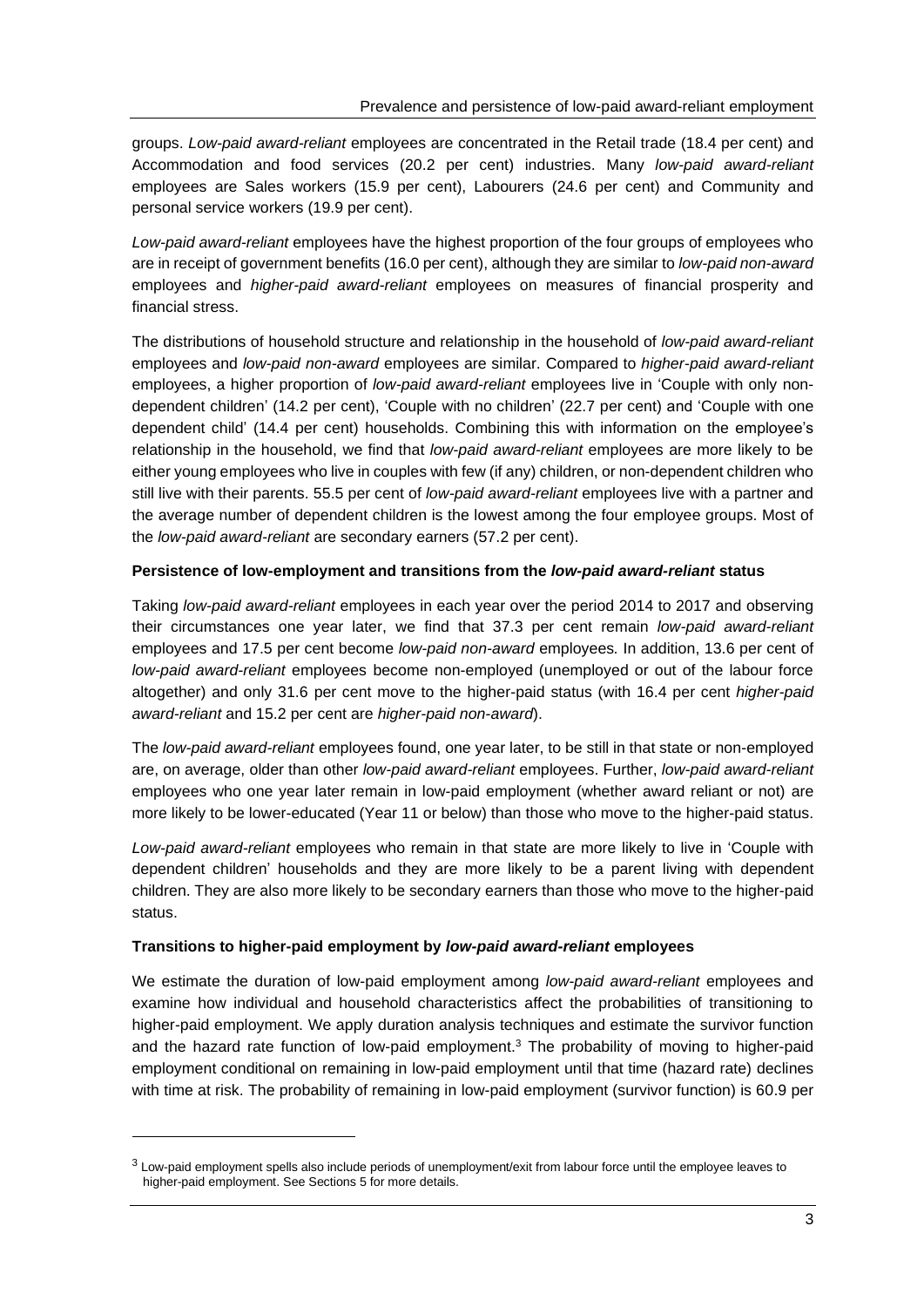groups. *Low-paid award-reliant* employees are concentrated in the Retail trade (18.4 per cent) and Accommodation and food services (20.2 per cent) industries. Many *low-paid award-reliant* employees are Sales workers (15.9 per cent), Labourers (24.6 per cent) and Community and personal service workers (19.9 per cent).

*Low-paid award-reliant* employees have the highest proportion of the four groups of employees who are in receipt of government benefits (16.0 per cent), although they are similar to *low-paid non-award* employees and *higher-paid award-reliant* employees on measures of financial prosperity and financial stress.

The distributions of household structure and relationship in the household of *low-paid award-reliant* employees and *low-paid non-award* employees are similar. Compared to *higher-paid award-reliant* employees, a higher proportion of *low-paid award-reliant* employees live in 'Couple with only non-dependent children' (14.2 per cent), 'Couple with no children' (22.7 per cent) and 'Couple with one dependent child' (14.4 per cent) households. Combining this with information on the employee's relationship in the household, we find that *low-paid award-reliant* employees are more likely to be either young employees who live in couples with few (if any) children, or non-dependent children who still live with their parents. 55.5 per cent of *low-paid award-reliant* employees live with a partner and the average number of dependent children is the lowest among the four employee groups. Most of the *low-paid award-reliant* are secondary earners (57.2 per cent).

**Persistence of low-employment and transitions from the *low-paid award-reliant* status**

Taking *low-paid award-reliant* employees in each year over the period 2014 to 2017 and observing their circumstances one year later, we find that 37.3 per cent remain *low-paid award-reliant* employees and 17.5 per cent become *low-paid non-award* employees. In addition, 13.6 per cent of *low-paid award-reliant* employees become non-employed (unemployed or out of the labour force altogether) and only 31.6 per cent move to the higher-paid status (with 16.4 per cent *higher-paid award-reliant* and 15.2 per cent are *higher-paid non-award*).

The *low-paid award-reliant* employees found, one year later, to be still in that state or non-employed are, on average, older than other *low-paid award-reliant* employees. Further, *low-paid award-reliant* employees who one year later remain in low-paid employment (whether award reliant or not) are more likely to be lower-educated (Year 11 or below) than those who move to the higher-paid status.

*Low-paid award-reliant* employees who remain in that state are more likely to live in 'Couple with dependent children' households and they are more likely to be a parent living with dependent children. They are also more likely to be secondary earners than those who move to the higher-paid status.

**Transitions to higher-paid employment by *low-paid award-reliant* employees**

We estimate the duration of low-paid employment among *low-paid award-reliant* employees and examine how individual and household characteristics affect the probabilities of transitioning to higher-paid employment. We apply duration analysis techniques and estimate the survivor function and the hazard rate function of low-paid employment.[3] The probability of moving to higher-paid employment conditional on remaining in low-paid employment until that time (hazard rate) declines with time at risk. The probability of remaining in low-paid employment (survivor function) is 60.9 per

[3] Low-paid employment spells also include periods of unemployment/exit from labour force until the employee leaves to higher-paid employment. See Sections 5 for more details.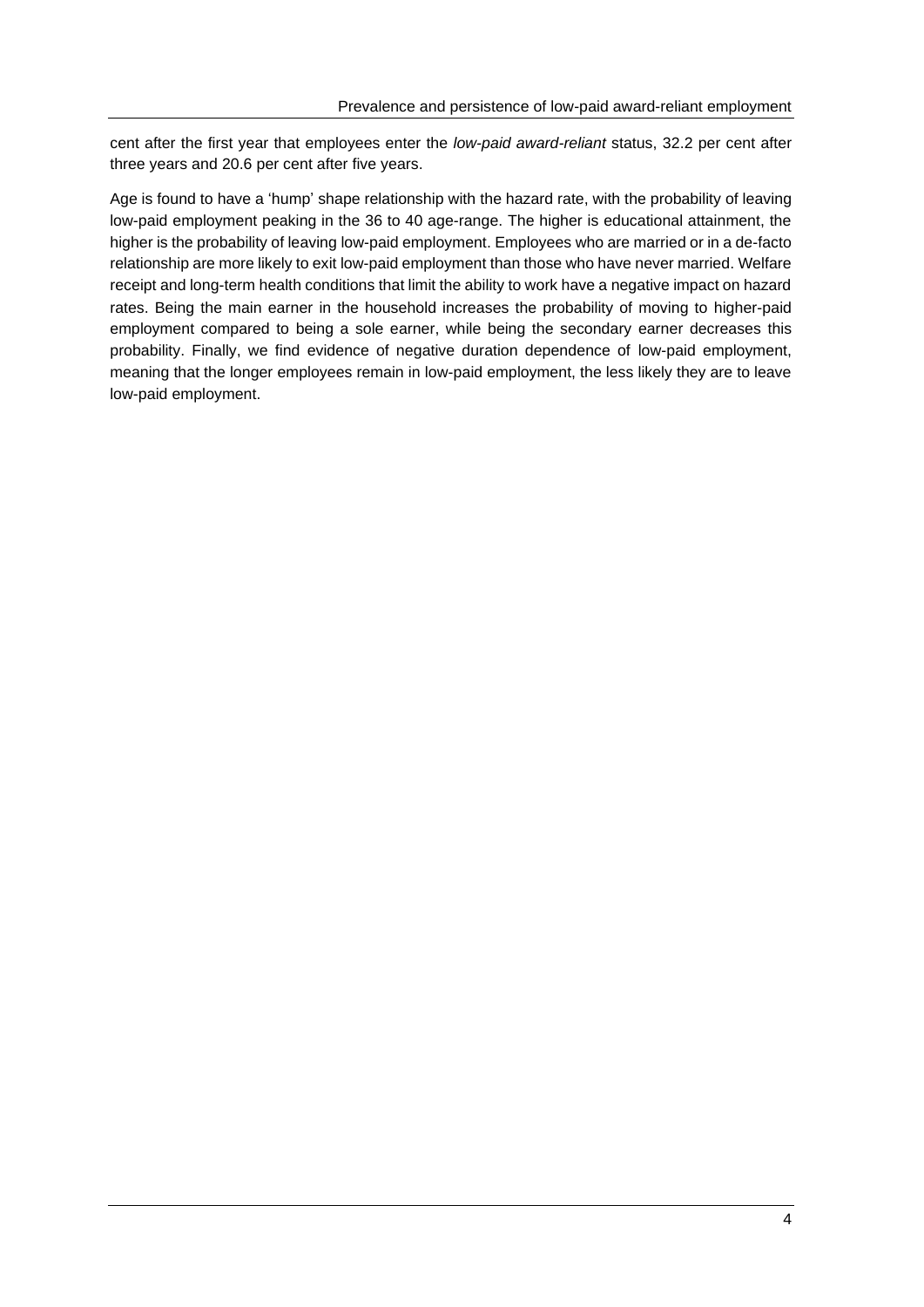cent after the first year that employees enter the *low-paid award-reliant* status, 32.2 per cent after three years and 20.6 per cent after five years.

Age is found to have a 'hump' shape relationship with the hazard rate, with the probability of leaving low-paid employment peaking in the 36 to 40 age-range. The higher is educational attainment, the higher is the probability of leaving low-paid employment. Employees who are married or in a de-facto relationship are more likely to exit low-paid employment than those who have never married. Welfare receipt and long-term health conditions that limit the ability to work have a negative impact on hazard rates. Being the main earner in the household increases the probability of moving to higher-paid employment compared to being a sole earner, while being the secondary earner decreases this probability. Finally, we find evidence of negative duration dependence of low-paid employment, meaning that the longer employees remain in low-paid employment, the less likely they are to leave low-paid employment.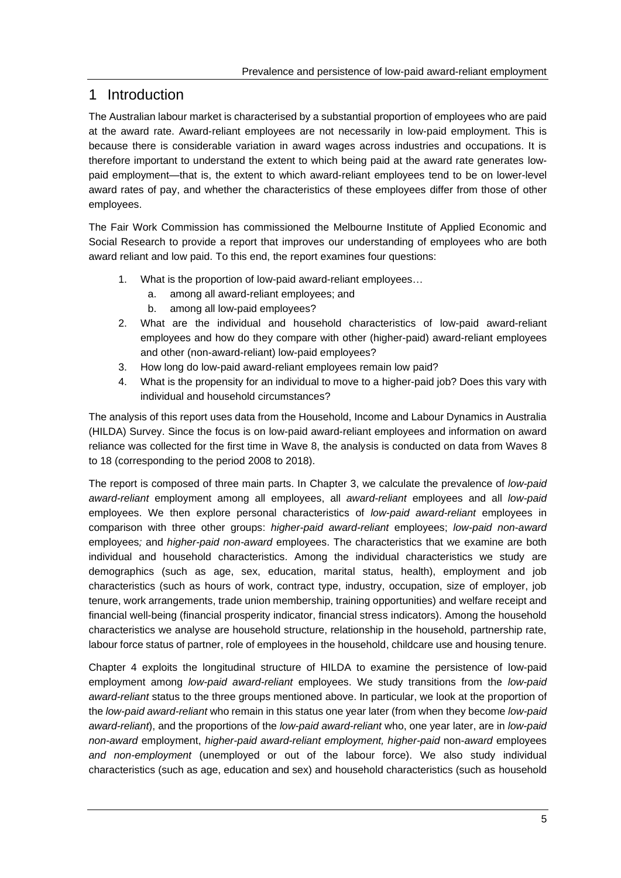# 1 Introduction

The Australian labour market is characterised by a substantial proportion of employees who are paid at the award rate. Award-reliant employees are not necessarily in low-paid employment. This is because there is considerable variation in award wages across industries and occupations. It is therefore important to understand the extent to which being paid at the award rate generates low-paid employment—that is, the extent to which award-reliant employees tend to be on lower-level award rates of pay, and whether the characteristics of these employees differ from those of other employees.

The Fair Work Commission has commissioned the Melbourne Institute of Applied Economic and Social Research to provide a report that improves our understanding of employees who are both award reliant and low paid. To this end, the report examines four questions:

1. What is the proportion of low-paid award-reliant employees…
    a. among all award-reliant employees; and
    b. among all low-paid employees?
2. What are the individual and household characteristics of low-paid award-reliant employees and how do they compare with other (higher-paid) award-reliant employees and other (non-award-reliant) low-paid employees?
3. How long do low-paid award-reliant employees remain low paid?
4. What is the propensity for an individual to move to a higher-paid job? Does this vary with individual and household circumstances?

The analysis of this report uses data from the Household, Income and Labour Dynamics in Australia (HILDA) Survey. Since the focus is on low-paid award-reliant employees and information on award reliance was collected for the first time in Wave 8, the analysis is conducted on data from Waves 8 to 18 (corresponding to the period 2008 to 2018).

The report is composed of three main parts. In Chapter 3, we calculate the prevalence of *low-paid award-reliant* employment among all employees, all *award-reliant* employees and all *low-paid* employees. We then explore personal characteristics of *low-paid award-reliant* employees in comparison with three other groups: *higher-paid award-reliant* employees; *low-paid non-award* employees*;* and *higher-paid non-award* employees. The characteristics that we examine are both individual and household characteristics. Among the individual characteristics we study are demographics (such as age, sex, education, marital status, health), employment and job characteristics (such as hours of work, contract type, industry, occupation, size of employer, job tenure, work arrangements, trade union membership, training opportunities) and welfare receipt and financial well-being (financial prosperity indicator, financial stress indicators). Among the household characteristics we analyse are household structure, relationship in the household, partnership rate, labour force status of partner, role of employees in the household, childcare use and housing tenure.

Chapter 4 exploits the longitudinal structure of HILDA to examine the persistence of low-paid employment among *low-paid award-reliant* employees. We study transitions from the *low-paid award-reliant* status to the three groups mentioned above. In particular, we look at the proportion of the *low-paid award-reliant* who remain in this status one year later (from when they become *low-paid award-reliant*), and the proportions of the *low-paid award-reliant* who, one year later, are in *low-paid non-award* employment, *higher-paid award-reliant employment, higher-paid* non-*award* employees *and non-employment* (unemployed or out of the labour force). We also study individual characteristics (such as age, education and sex) and household characteristics (such as household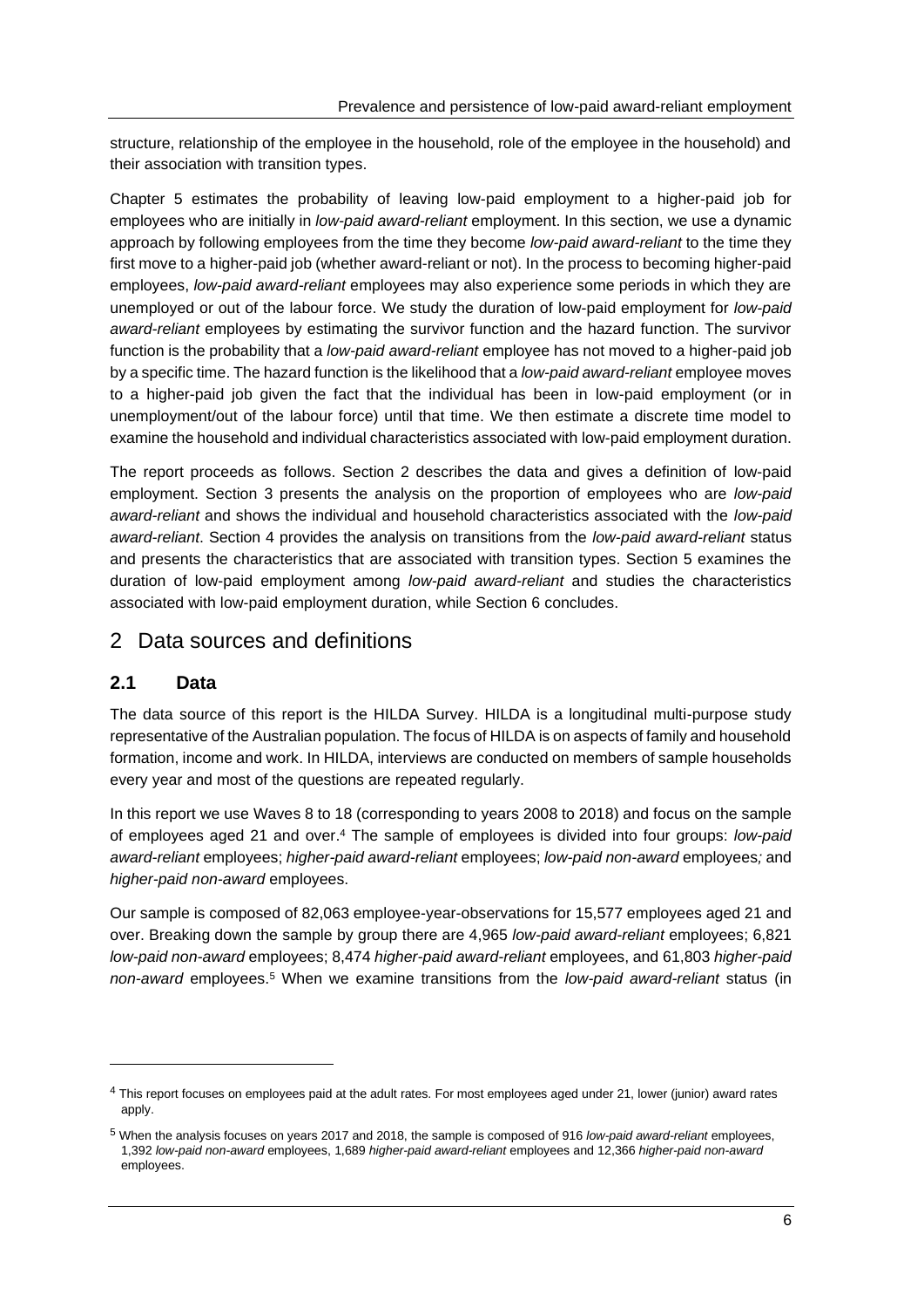structure, relationship of the employee in the household, role of the employee in the household) and their association with transition types.

Chapter 5 estimates the probability of leaving low-paid employment to a higher-paid job for employees who are initially in *low-paid award-reliant* employment. In this section, we use a dynamic approach by following employees from the time they become *low-paid award-reliant* to the time they first move to a higher-paid job (whether award-reliant or not). In the process to becoming higher-paid employees, *low-paid award-reliant* employees may also experience some periods in which they are unemployed or out of the labour force. We study the duration of low-paid employment for *low-paid award-reliant* employees by estimating the survivor function and the hazard function. The survivor function is the probability that a *low-paid award-reliant* employee has not moved to a higher-paid job by a specific time. The hazard function is the likelihood that a *low-paid award-reliant* employee moves to a higher-paid job given the fact that the individual has been in low-paid employment (or in unemployment/out of the labour force) until that time. We then estimate a discrete time model to examine the household and individual characteristics associated with low-paid employment duration.

The report proceeds as follows. Section 2 describes the data and gives a definition of low-paid employment. Section 3 presents the analysis on the proportion of employees who are *low-paid award-reliant* and shows the individual and household characteristics associated with the *low-paid award-reliant*. Section 4 provides the analysis on transitions from the *low-paid award-reliant* status and presents the characteristics that are associated with transition types. Section 5 examines the duration of low-paid employment among *low-paid award-reliant* and studies the characteristics associated with low-paid employment duration, while Section 6 concludes.

# 2 Data sources and definitions

## 2.1 Data

The data source of this report is the HILDA Survey. HILDA is a longitudinal multi-purpose study representative of the Australian population. The focus of HILDA is on aspects of family and household formation, income and work. In HILDA, interviews are conducted on members of sample households every year and most of the questions are repeated regularly.

In this report we use Waves 8 to 18 (corresponding to years 2008 to 2018) and focus on the sample of employees aged 21 and over.[4] The sample of employees is divided into four groups: *low-paid award-reliant* employees; *higher-paid award-reliant* employees; *low-paid non-award* employees*;* and *higher-paid non-award* employees.

Our sample is composed of 82,063 employee-year-observations for 15,577 employees aged 21 and over. Breaking down the sample by group there are 4,965 *low-paid award-reliant* employees; 6,821 *low-paid non-award* employees; 8,474 *higher-paid award-reliant* employees, and 61,803 *higher-paid non-award* employees.[5] When we examine transitions from the *low-paid award-reliant* status (in

---

[4] This report focuses on employees paid at the adult rates. For most employees aged under 21, lower (junior) award rates apply.

[5] When the analysis focuses on years 2017 and 2018, the sample is composed of 916 *low-paid award-reliant* employees, 1,392 *low-paid non-award* employees, 1,689 *higher-paid award-reliant* employees and 12,366 *higher-paid non-award* employees.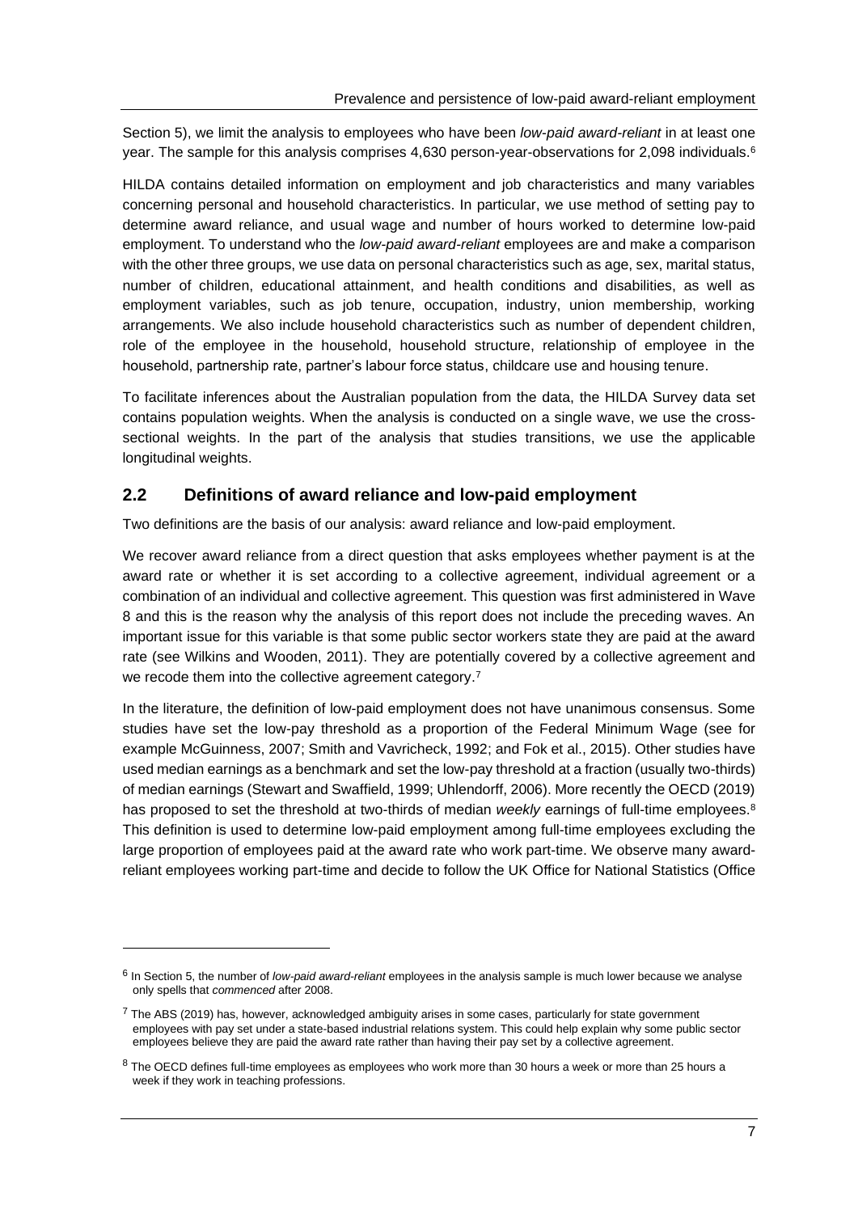Section 5), we limit the analysis to employees who have been *low-paid award-reliant* in at least one year. The sample for this analysis comprises 4,630 person-year-observations for 2,098 individuals.[6]

HILDA contains detailed information on employment and job characteristics and many variables concerning personal and household characteristics. In particular, we use method of setting pay to determine award reliance, and usual wage and number of hours worked to determine low-paid employment. To understand who the *low-paid award-reliant* employees are and make a comparison with the other three groups, we use data on personal characteristics such as age, sex, marital status, number of children, educational attainment, and health conditions and disabilities, as well as employment variables, such as job tenure, occupation, industry, union membership, working arrangements. We also include household characteristics such as number of dependent children, role of the employee in the household, household structure, relationship of employee in the household, partnership rate, partner's labour force status, childcare use and housing tenure.

To facilitate inferences about the Australian population from the data, the HILDA Survey data set contains population weights. When the analysis is conducted on a single wave, we use the cross-sectional weights. In the part of the analysis that studies transitions, we use the applicable longitudinal weights.

## 2.2 Definitions of award reliance and low-paid employment

Two definitions are the basis of our analysis: award reliance and low-paid employment.

We recover award reliance from a direct question that asks employees whether payment is at the award rate or whether it is set according to a collective agreement, individual agreement or a combination of an individual and collective agreement. This question was first administered in Wave 8 and this is the reason why the analysis of this report does not include the preceding waves. An important issue for this variable is that some public sector workers state they are paid at the award rate (see Wilkins and Wooden, 2011). They are potentially covered by a collective agreement and we recode them into the collective agreement category.[7]

In the literature, the definition of low-paid employment does not have unanimous consensus. Some studies have set the low-pay threshold as a proportion of the Federal Minimum Wage (see for example McGuinness, 2007; Smith and Vavricheck, 1992; and Fok et al., 2015). Other studies have used median earnings as a benchmark and set the low-pay threshold at a fraction (usually two-thirds) of median earnings (Stewart and Swaffield, 1999; Uhlendorff, 2006). More recently the OECD (2019) has proposed to set the threshold at two-thirds of median *weekly* earnings of full-time employees.[8] This definition is used to determine low-paid employment among full-time employees excluding the large proportion of employees paid at the award rate who work part-time. We observe many award-reliant employees working part-time and decide to follow the UK Office for National Statistics (Office

---

[6] In Section 5, the number of *low-paid award-reliant* employees in the analysis sample is much lower because we analyse only spells that *commenced* after 2008.

[7] The ABS (2019) has, however, acknowledged ambiguity arises in some cases, particularly for state government employees with pay set under a state-based industrial relations system. This could help explain why some public sector employees believe they are paid the award rate rather than having their pay set by a collective agreement.

[8] The OECD defines full-time employees as employees who work more than 30 hours a week or more than 25 hours a week if they work in teaching professions.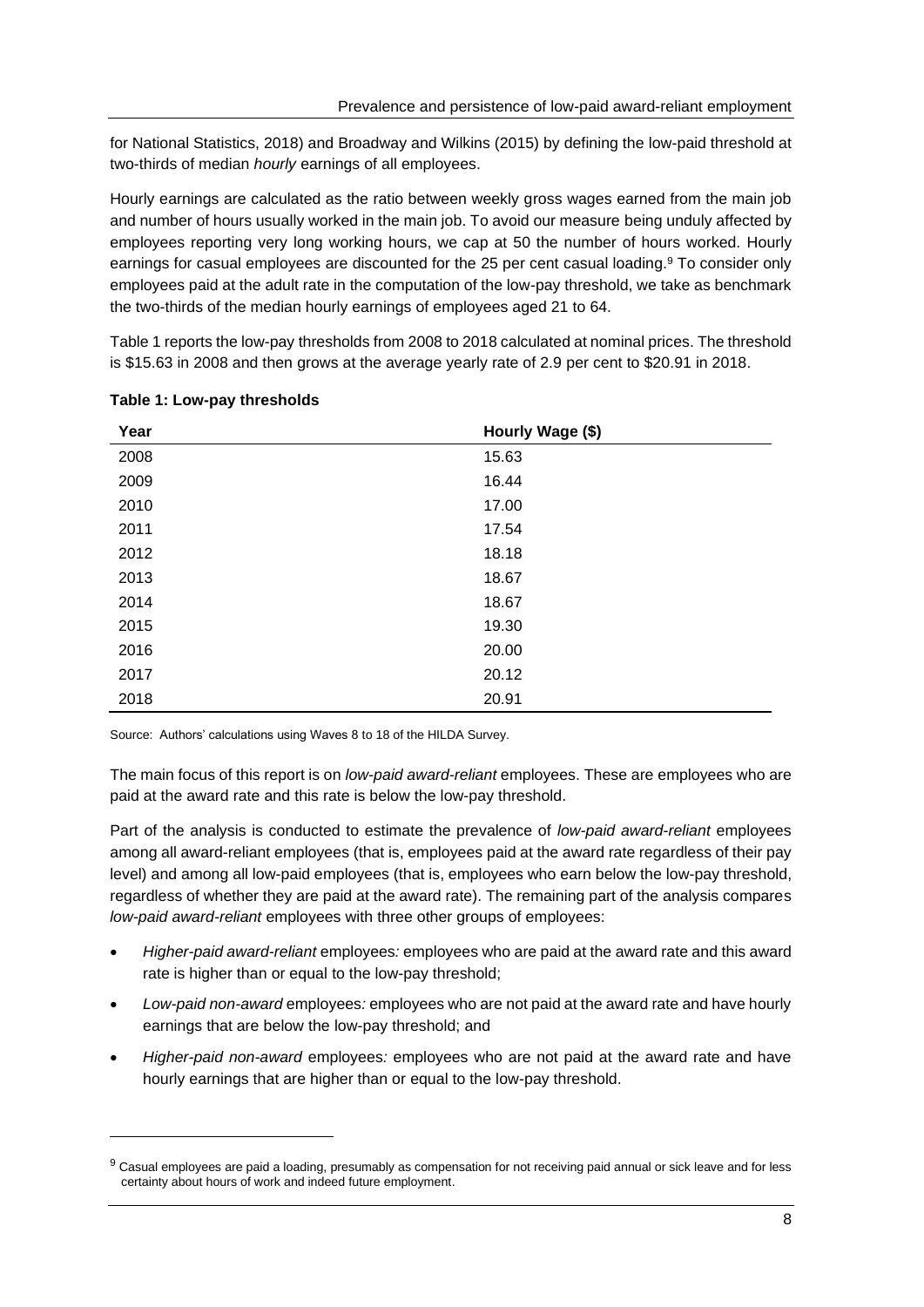for National Statistics, 2018) and Broadway and Wilkins (2015) by defining the low-paid threshold at two-thirds of median *hourly* earnings of all employees.

Hourly earnings are calculated as the ratio between weekly gross wages earned from the main job and number of hours usually worked in the main job. To avoid our measure being unduly affected by employees reporting very long working hours, we cap at 50 the number of hours worked. Hourly earnings for casual employees are discounted for the 25 per cent casual loading.[9] To consider only employees paid at the adult rate in the computation of the low-pay threshold, we take as benchmark the two-thirds of the median hourly earnings of employees aged 21 to 64.

Table 1 reports the low-pay thresholds from 2008 to 2018 calculated at nominal prices. The threshold is $15.63 in 2008 and then grows at the average yearly rate of 2.9 per cent to $20.91 in 2018.

**Table 1: Low-pay thresholds**

| Year | Hourly Wage ($) |
|---|---|
| 2008 | 15.63 |
| 2009 | 16.44 |
| 2010 | 17.00 |
| 2011 | 17.54 |
| 2012 | 18.18 |
| 2013 | 18.67 |
| 2014 | 18.67 |
| 2015 | 19.30 |
| 2016 | 20.00 |
| 2017 | 20.12 |
| 2018 | 20.91 |

Source: Authors' calculations using Waves 8 to 18 of the HILDA Survey.

The main focus of this report is on *low-paid award-reliant* employees. These are employees who are paid at the award rate and this rate is below the low-pay threshold.

Part of the analysis is conducted to estimate the prevalence of *low-paid award-reliant* employees among all award-reliant employees (that is, employees paid at the award rate regardless of their pay level) and among all low-paid employees (that is, employees who earn below the low-pay threshold, regardless of whether they are paid at the award rate). The remaining part of the analysis compares *low-paid award-reliant* employees with three other groups of employees:

- *Higher-paid award-reliant* employees*:* employees who are paid at the award rate and this award rate is higher than or equal to the low-pay threshold;
- *Low-paid non-award* employees*:* employees who are not paid at the award rate and have hourly earnings that are below the low-pay threshold; and
- *Higher-paid non-award* employees*:* employees who are not paid at the award rate and have hourly earnings that are higher than or equal to the low-pay threshold.

[9] Casual employees are paid a loading, presumably as compensation for not receiving paid annual or sick leave and for less certainty about hours of work and indeed future employment.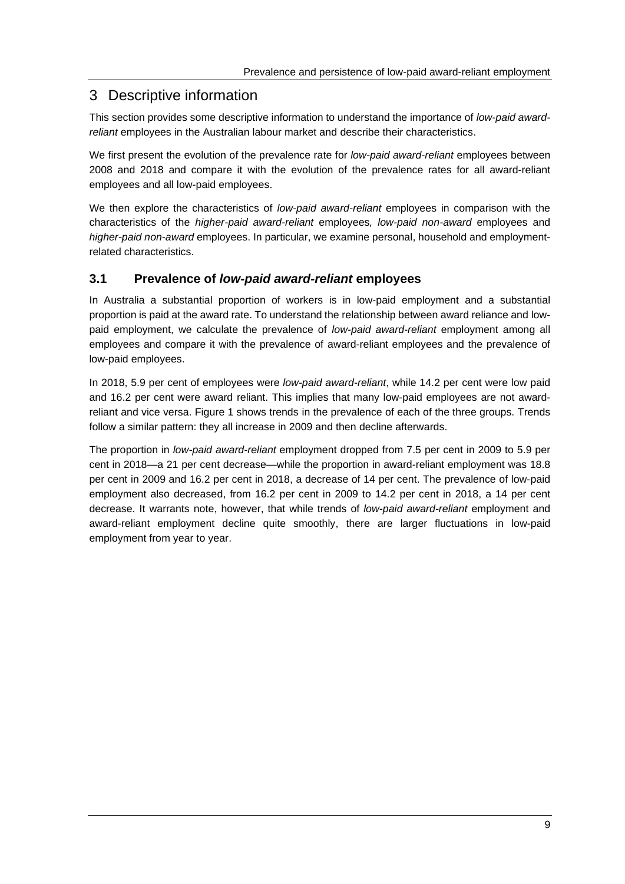# 3 Descriptive information

This section provides some descriptive information to understand the importance of *low-paid award-reliant* employees in the Australian labour market and describe their characteristics.

We first present the evolution of the prevalence rate for *low-paid award-reliant* employees between 2008 and 2018 and compare it with the evolution of the prevalence rates for all award-reliant employees and all low-paid employees.

We then explore the characteristics of *low-paid award-reliant* employees in comparison with the characteristics of the *higher-paid award-reliant* employees*, low-paid non-award* employees and *higher-paid non-award* employees. In particular, we examine personal, household and employment-related characteristics.

## 3.1 Prevalence of *low-paid award-reliant* employees

In Australia a substantial proportion of workers is in low-paid employment and a substantial proportion is paid at the award rate. To understand the relationship between award reliance and low-paid employment, we calculate the prevalence of *low-paid award-reliant* employment among all employees and compare it with the prevalence of award-reliant employees and the prevalence of low-paid employees.

In 2018, 5.9 per cent of employees were *low-paid award-reliant*, while 14.2 per cent were low paid and 16.2 per cent were award reliant. This implies that many low-paid employees are not award-reliant and vice versa. Figure 1 shows trends in the prevalence of each of the three groups. Trends follow a similar pattern: they all increase in 2009 and then decline afterwards.

The proportion in *low-paid award-reliant* employment dropped from 7.5 per cent in 2009 to 5.9 per cent in 2018—a 21 per cent decrease—while the proportion in award-reliant employment was 18.8 per cent in 2009 and 16.2 per cent in 2018, a decrease of 14 per cent. The prevalence of low-paid employment also decreased, from 16.2 per cent in 2009 to 14.2 per cent in 2018, a 14 per cent decrease. It warrants note, however, that while trends of *low-paid award-reliant* employment and award-reliant employment decline quite smoothly, there are larger fluctuations in low-paid employment from year to year.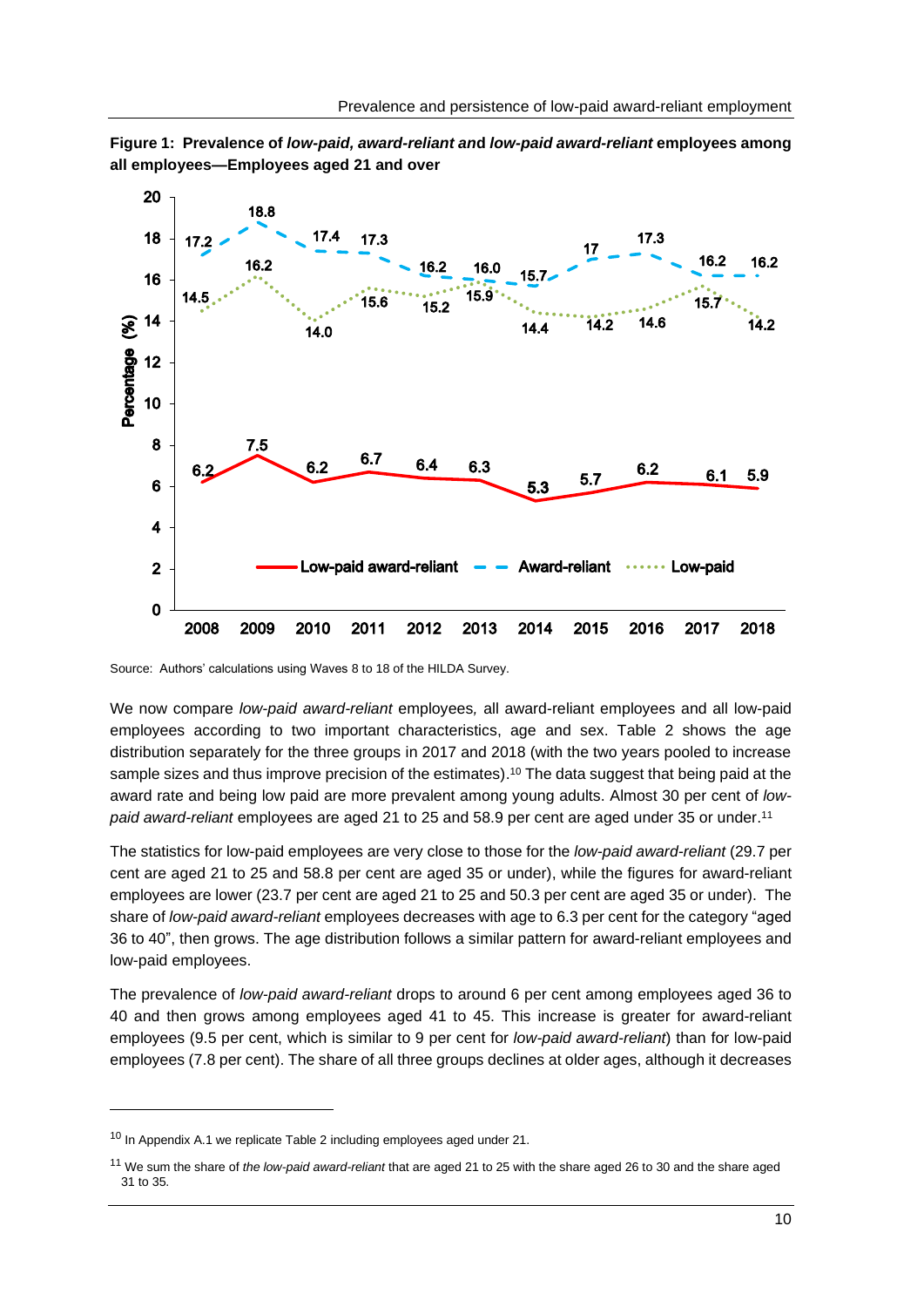**Figure 1: Prevalence of *low-paid, award-reliant* and *low-paid award-reliant* employees among all employees—Employees aged 21 and over**

Source: Authors' calculations using Waves 8 to 18 of the HILDA Survey.

We now compare *low-paid award-reliant* employees*,* all award-reliant employees and all low-paid employees according to two important characteristics, age and sex. Table 2 shows the age distribution separately for the three groups in 2017 and 2018 (with the two years pooled to increase sample sizes and thus improve precision of the estimates).[10] The data suggest that being paid at the award rate and being low paid are more prevalent among young adults. Almost 30 per cent of *low-paid award-reliant* employees are aged 21 to 25 and 58.9 per cent are aged under 35 or under.[11]

The statistics for low-paid employees are very close to those for the *low-paid award-reliant* (29.7 per cent are aged 21 to 25 and 58.8 per cent are aged 35 or under), while the figures for award-reliant employees are lower (23.7 per cent are aged 21 to 25 and 50.3 per cent are aged 35 or under). The share of *low-paid award-reliant* employees decreases with age to 6.3 per cent for the category "aged 36 to 40", then grows. The age distribution follows a similar pattern for award-reliant employees and low-paid employees.

The prevalence of *low-paid award-reliant* drops to around 6 per cent among employees aged 36 to 40 and then grows among employees aged 41 to 45. This increase is greater for award-reliant employees (9.5 per cent, which is similar to 9 per cent for *low-paid award-reliant*) than for low-paid employees (7.8 per cent). The share of all three groups declines at older ages, although it decreases

[10] In Appendix A.1 we replicate Table 2 including employees aged under 21.

[11] We sum the share of *the low-paid award-reliant* that are aged 21 to 25 with the share aged 26 to 30 and the share aged 31 to 35.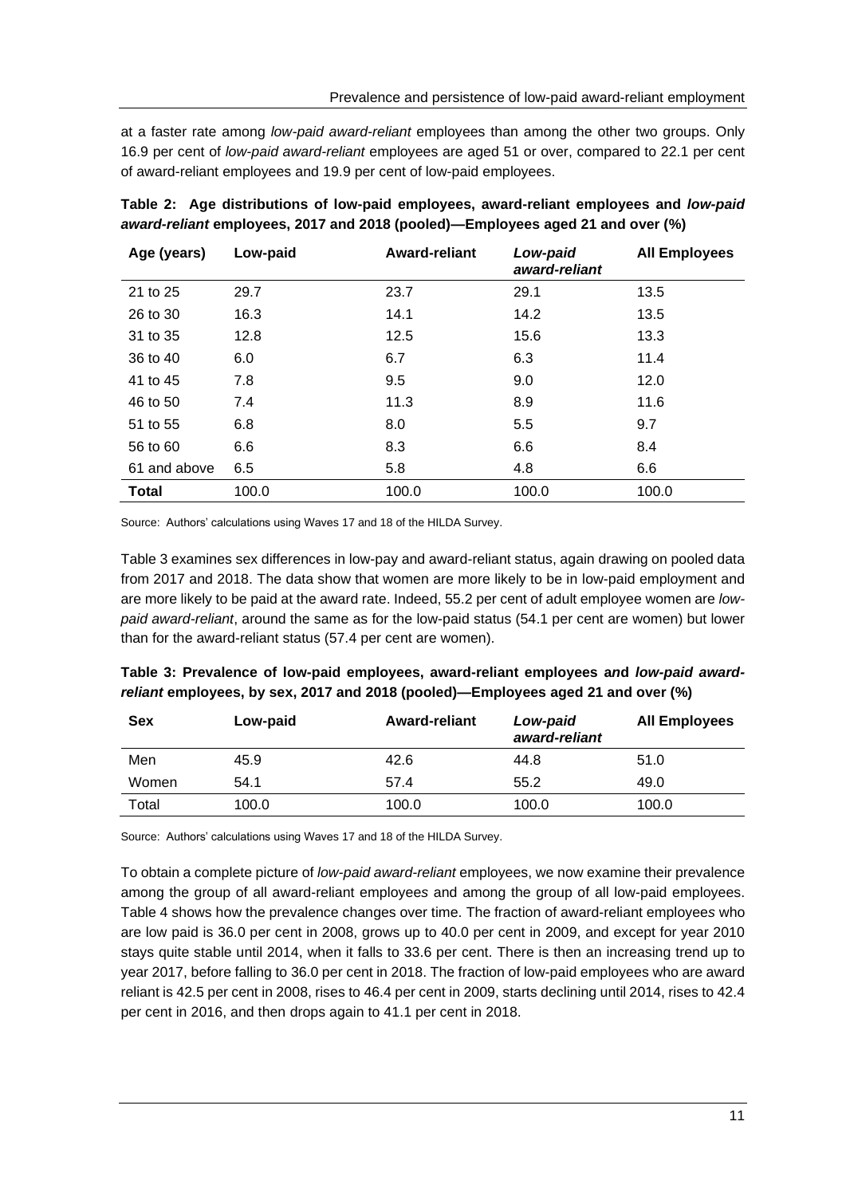at a faster rate among *low-paid award-reliant* employees than among the other two groups. Only 16.9 per cent of *low-paid award-reliant* employees are aged 51 or over, compared to 22.1 per cent of award-reliant employees and 19.9 per cent of low-paid employees.

**Table 2: Age distributions of low-paid employees, award-reliant employees and *low-paid award-reliant* employees, 2017 and 2018 (pooled)—Employees aged 21 and over (%)**

| Age (years) | Low-paid | Award-reliant | *Low-paid award-reliant* | All Employees |
|---|---|---|---|---|
| 21 to 25 | 29.7 | 23.7 | 29.1 | 13.5 |
| 26 to 30 | 16.3 | 14.1 | 14.2 | 13.5 |
| 31 to 35 | 12.8 | 12.5 | 15.6 | 13.3 |
| 36 to 40 | 6.0 | 6.7 | 6.3 | 11.4 |
| 41 to 45 | 7.8 | 9.5 | 9.0 | 12.0 |
| 46 to 50 | 7.4 | 11.3 | 8.9 | 11.6 |
| 51 to 55 | 6.8 | 8.0 | 5.5 | 9.7 |
| 56 to 60 | 6.6 | 8.3 | 6.6 | 8.4 |
| 61 and above | 6.5 | 5.8 | 4.8 | 6.6 |
| **Total** | 100.0 | 100.0 | 100.0 | 100.0 |

Source: Authors' calculations using Waves 17 and 18 of the HILDA Survey.

Table 3 examines sex differences in low-pay and award-reliant status, again drawing on pooled data from 2017 and 2018. The data show that women are more likely to be in low-paid employment and are more likely to be paid at the award rate. Indeed, 55.2 per cent of adult employee women are *low-paid award-reliant*, around the same as for the low-paid status (54.1 per cent are women) but lower than for the award-reliant status (57.4 per cent are women).

**Table 3: Prevalence of low-paid employees, award-reliant employees and *low-paid award-reliant* employees, by sex, 2017 and 2018 (pooled)—Employees aged 21 and over (%)**

| Sex | Low-paid | Award-reliant | *Low-paid award-reliant* | All Employees |
|---|---|---|---|---|
| Men | 45.9 | 42.6 | 44.8 | 51.0 |
| Women | 54.1 | 57.4 | 55.2 | 49.0 |
| Total | 100.0 | 100.0 | 100.0 | 100.0 |

Source: Authors' calculations using Waves 17 and 18 of the HILDA Survey.

To obtain a complete picture of *low-paid award-reliant* employees, we now examine their prevalence among the group of all award-reliant employees and among the group of all low-paid employees. Table 4 shows how the prevalence changes over time. The fraction of award-reliant employees who are low paid is 36.0 per cent in 2008, grows up to 40.0 per cent in 2009, and except for year 2010 stays quite stable until 2014, when it falls to 33.6 per cent. There is then an increasing trend up to year 2017, before falling to 36.0 per cent in 2018. The fraction of low-paid employees who are award reliant is 42.5 per cent in 2008, rises to 46.4 per cent in 2009, starts declining until 2014, rises to 42.4 per cent in 2016, and then drops again to 41.1 per cent in 2018.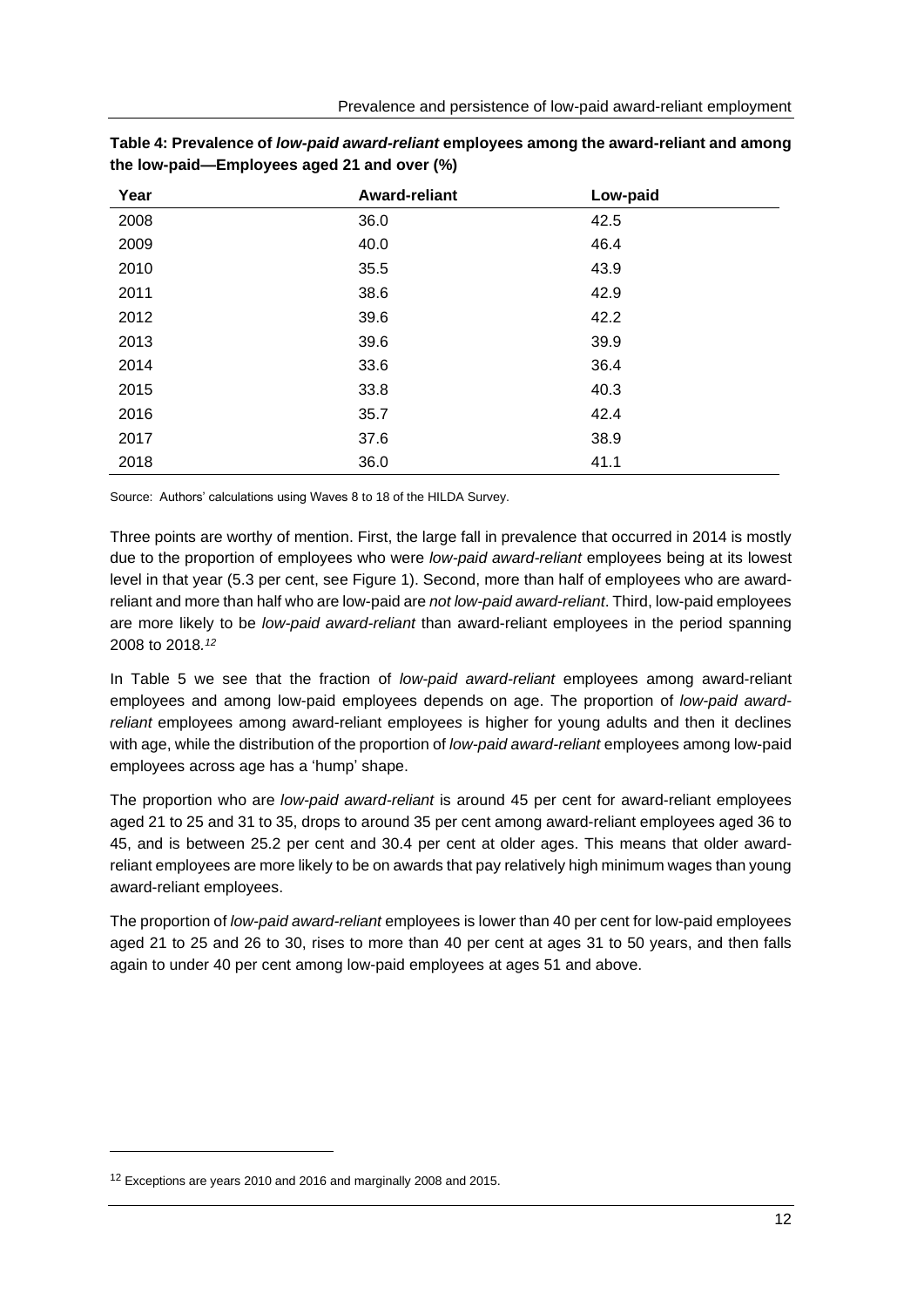**Table 4: Prevalence of *low-paid award-reliant* employees among the award-reliant and among the low-paid—Employees aged 21 and over (%)**

| Year | Award-reliant | Low-paid |
|---|---|---|
| 2008 | 36.0 | 42.5 |
| 2009 | 40.0 | 46.4 |
| 2010 | 35.5 | 43.9 |
| 2011 | 38.6 | 42.9 |
| 2012 | 39.6 | 42.2 |
| 2013 | 39.6 | 39.9 |
| 2014 | 33.6 | 36.4 |
| 2015 | 33.8 | 40.3 |
| 2016 | 35.7 | 42.4 |
| 2017 | 37.6 | 38.9 |
| 2018 | 36.0 | 41.1 |

Source: Authors' calculations using Waves 8 to 18 of the HILDA Survey.

Three points are worthy of mention. First, the large fall in prevalence that occurred in 2014 is mostly due to the proportion of employees who were *low-paid award-reliant* employees being at its lowest level in that year (5.3 per cent, see Figure 1). Second, more than half of employees who are award-reliant and more than half who are low-paid are *not low-paid award-reliant*. Third, low-paid employees are more likely to be *low-paid award-reliant* than award-reliant employees in the period spanning 2008 to 2018.[12]

In Table 5 we see that the fraction of *low-paid award-reliant* employees among award-reliant employees and among low-paid employees depends on age. The proportion of *low-paid award-reliant* employees among award-reliant employees is higher for young adults and then it declines with age, while the distribution of the proportion of *low-paid award-reliant* employees among low-paid employees across age has a 'hump' shape.

The proportion who are *low-paid award-reliant* is around 45 per cent for award-reliant employees aged 21 to 25 and 31 to 35, drops to around 35 per cent among award-reliant employees aged 36 to 45, and is between 25.2 per cent and 30.4 per cent at older ages. This means that older award-reliant employees are more likely to be on awards that pay relatively high minimum wages than young award-reliant employees.

The proportion of *low-paid award-reliant* employees is lower than 40 per cent for low-paid employees aged 21 to 25 and 26 to 30, rises to more than 40 per cent at ages 31 to 50 years, and then falls again to under 40 per cent among low-paid employees at ages 51 and above.

[12] Exceptions are years 2010 and 2016 and marginally 2008 and 2015.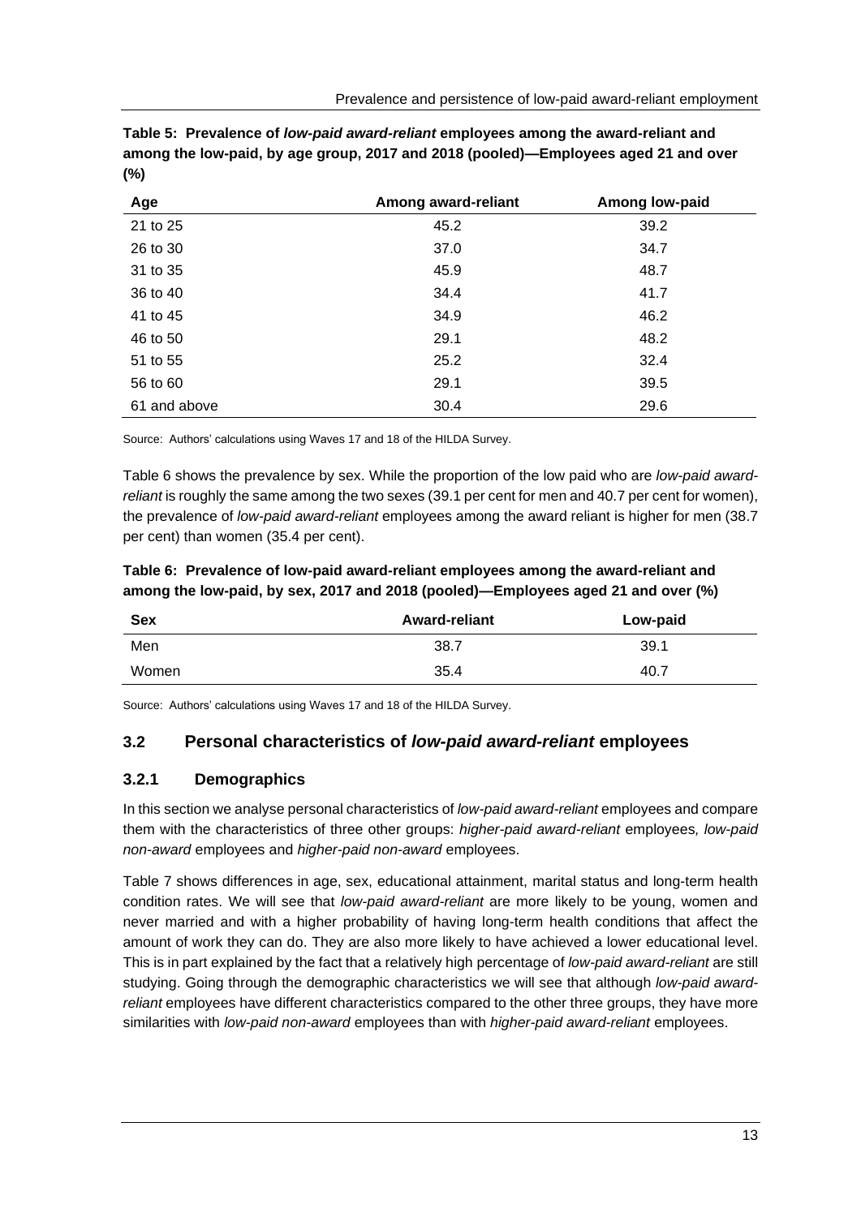**Table 5: Prevalence of *low-paid award-reliant* employees among the award-reliant and among the low-paid, by age group, 2017 and 2018 (pooled)—Employees aged 21 and over (%)**

| Age | Among award-reliant | Among low-paid |
|---|---|---|
| 21 to 25 | 45.2 | 39.2 |
| 26 to 30 | 37.0 | 34.7 |
| 31 to 35 | 45.9 | 48.7 |
| 36 to 40 | 34.4 | 41.7 |
| 41 to 45 | 34.9 | 46.2 |
| 46 to 50 | 29.1 | 48.2 |
| 51 to 55 | 25.2 | 32.4 |
| 56 to 60 | 29.1 | 39.5 |
| 61 and above | 30.4 | 29.6 |

Source: Authors' calculations using Waves 17 and 18 of the HILDA Survey.

Table 6 shows the prevalence by sex. While the proportion of the low paid who are *low-paid award-reliant* is roughly the same among the two sexes (39.1 per cent for men and 40.7 per cent for women), the prevalence of *low-paid award-reliant* employees among the award reliant is higher for men (38.7 per cent) than women (35.4 per cent).

**Table 6: Prevalence of low-paid award-reliant employees among the award-reliant and among the low-paid, by sex, 2017 and 2018 (pooled)—Employees aged 21 and over (%)**

| Sex | Award-reliant | Low-paid |
|---|---|---|
| Men | 38.7 | 39.1 |
| Women | 35.4 | 40.7 |

Source: Authors' calculations using Waves 17 and 18 of the HILDA Survey.

## 3.2 Personal characteristics of *low-paid award-reliant* employees

### 3.2.1 Demographics

In this section we analyse personal characteristics of *low-paid award-reliant* employees and compare them with the characteristics of three other groups: *higher-paid award-reliant* employees*, low-paid non-award* employees and *higher-paid non-award* employees.

Table 7 shows differences in age, sex, educational attainment, marital status and long-term health condition rates. We will see that *low-paid award-reliant* are more likely to be young, women and never married and with a higher probability of having long-term health conditions that affect the amount of work they can do. They are also more likely to have achieved a lower educational level. This is in part explained by the fact that a relatively high percentage of *low-paid award-reliant* are still studying. Going through the demographic characteristics we will see that although *low-paid award-reliant* employees have different characteristics compared to the other three groups, they have more similarities with *low-paid non-award* employees than with *higher-paid award-reliant* employees.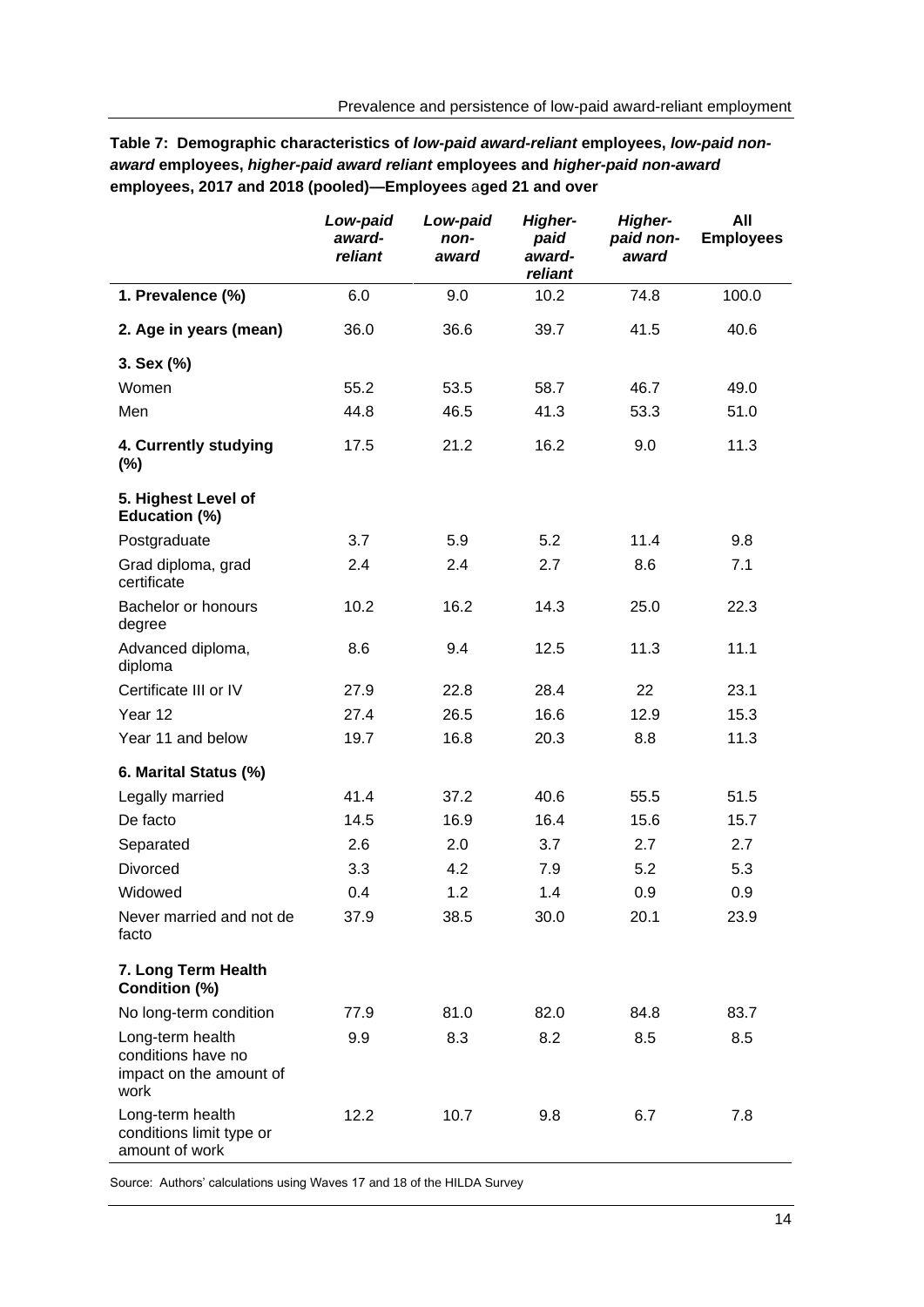**Table 7: Demographic characteristics of *low-paid award-reliant* employees, *low-paid non-award* employees, *higher-paid award reliant* employees and *higher-paid non-award* employees, 2017 and 2018 (pooled)—Employees aged 21 and over**

| | *Low-paid award-reliant* | *Low-paid non-award* | *Higher-paid award-reliant* | *Higher-paid non-award* | **All Employees** |
|---|---|---|---|---|---|
| **1. Prevalence (%)** | 6.0 | 9.0 | 10.2 | 74.8 | 100.0 |
| **2. Age in years (mean)** | 36.0 | 36.6 | 39.7 | 41.5 | 40.6 |
| **3. Sex (%)** | | | | | |
| Women | 55.2 | 53.5 | 58.7 | 46.7 | 49.0 |
| Men | 44.8 | 46.5 | 41.3 | 53.3 | 51.0 |
| **4. Currently studying (%)** | 17.5 | 21.2 | 16.2 | 9.0 | 11.3 |
| **5. Highest Level of Education (%)** | | | | | |
| Postgraduate | 3.7 | 5.9 | 5.2 | 11.4 | 9.8 |
| Grad diploma, grad certificate | 2.4 | 2.4 | 2.7 | 8.6 | 7.1 |
| Bachelor or honours degree | 10.2 | 16.2 | 14.3 | 25.0 | 22.3 |
| Advanced diploma, diploma | 8.6 | 9.4 | 12.5 | 11.3 | 11.1 |
| Certificate III or IV | 27.9 | 22.8 | 28.4 | 22 | 23.1 |
| Year 12 | 27.4 | 26.5 | 16.6 | 12.9 | 15.3 |
| Year 11 and below | 19.7 | 16.8 | 20.3 | 8.8 | 11.3 |
| **6. Marital Status (%)** | | | | | |
| Legally married | 41.4 | 37.2 | 40.6 | 55.5 | 51.5 |
| De facto | 14.5 | 16.9 | 16.4 | 15.6 | 15.7 |
| Separated | 2.6 | 2.0 | 3.7 | 2.7 | 2.7 |
| Divorced | 3.3 | 4.2 | 7.9 | 5.2 | 5.3 |
| Widowed | 0.4 | 1.2 | 1.4 | 0.9 | 0.9 |
| Never married and not de facto | 37.9 | 38.5 | 30.0 | 20.1 | 23.9 |
| **7. Long Term Health Condition (%)** | | | | | |
| No long-term condition | 77.9 | 81.0 | 82.0 | 84.8 | 83.7 |
| Long-term health conditions have no impact on the amount of work | 9.9 | 8.3 | 8.2 | 8.5 | 8.5 |
| Long-term health conditions limit type or amount of work | 12.2 | 10.7 | 9.8 | 6.7 | 7.8 |

Source: Authors' calculations using Waves 17 and 18 of the HILDA Survey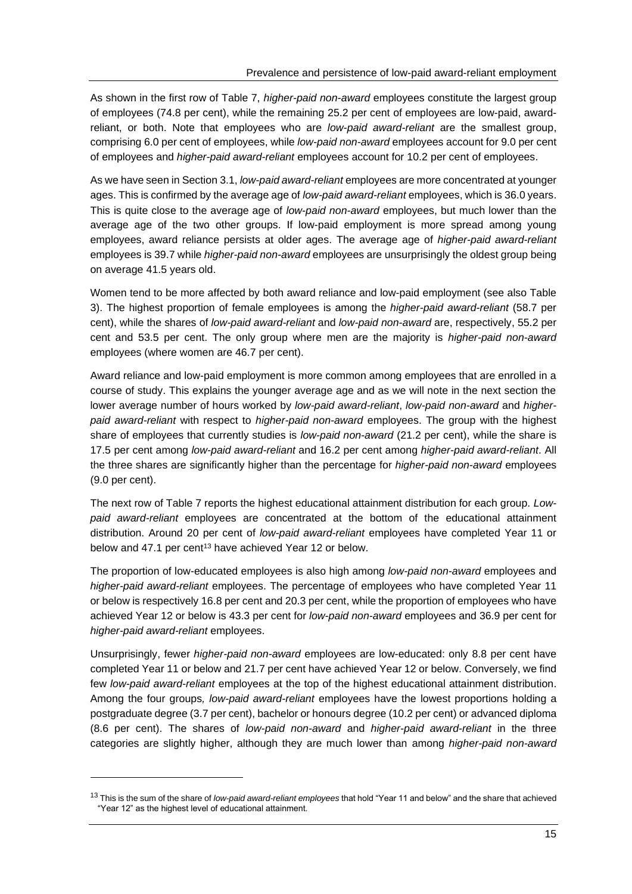As shown in the first row of Table 7, *higher-paid non-award* employees constitute the largest group of employees (74.8 per cent), while the remaining 25.2 per cent of employees are low-paid, award-reliant, or both. Note that employees who are *low-paid award-reliant* are the smallest group, comprising 6.0 per cent of employees, while *low-paid non-award* employees account for 9.0 per cent of employees and *higher-paid award-reliant* employees account for 10.2 per cent of employees.

As we have seen in Section 3.1, *low-paid award-reliant* employees are more concentrated at younger ages. This is confirmed by the average age of *low-paid award-reliant* employees, which is 36.0 years. This is quite close to the average age of *low-paid non-award* employees, but much lower than the average age of the two other groups. If low-paid employment is more spread among young employees, award reliance persists at older ages. The average age of *higher-paid award-reliant* employees is 39.7 while *higher-paid non-award* employees are unsurprisingly the oldest group being on average 41.5 years old.

Women tend to be more affected by both award reliance and low-paid employment (see also Table 3). The highest proportion of female employees is among the *higher-paid award-reliant* (58.7 per cent), while the shares of *low-paid award-reliant* and *low-paid non-award* are, respectively, 55.2 per cent and 53.5 per cent. The only group where men are the majority is *higher-paid non-award* employees (where women are 46.7 per cent).

Award reliance and low-paid employment is more common among employees that are enrolled in a course of study. This explains the younger average age and as we will note in the next section the lower average number of hours worked by *low-paid award-reliant*, *low-paid non-award* and *higher-paid award-reliant* with respect to *higher-paid non-award* employees. The group with the highest share of employees that currently studies is *low-paid non-award* (21.2 per cent), while the share is 17.5 per cent among *low-paid award-reliant* and 16.2 per cent among *higher-paid award-reliant*. All the three shares are significantly higher than the percentage for *higher-paid non-award* employees (9.0 per cent).

The next row of Table 7 reports the highest educational attainment distribution for each group. *Low-paid award-reliant* employees are concentrated at the bottom of the educational attainment distribution. Around 20 per cent of *low-paid award-reliant* employees have completed Year 11 or below and 47.1 per cent[13] have achieved Year 12 or below.

The proportion of low-educated employees is also high among *low-paid non-award* employees and *higher-paid award-reliant* employees. The percentage of employees who have completed Year 11 or below is respectively 16.8 per cent and 20.3 per cent, while the proportion of employees who have achieved Year 12 or below is 43.3 per cent for *low-paid non-award* employees and 36.9 per cent for *higher-paid award-reliant* employees.

Unsurprisingly, fewer *higher-paid non-award* employees are low-educated: only 8.8 per cent have completed Year 11 or below and 21.7 per cent have achieved Year 12 or below. Conversely, we find few *low-paid award-reliant* employees at the top of the highest educational attainment distribution. Among the four groups, *low-paid award-reliant* employees have the lowest proportions holding a postgraduate degree (3.7 per cent), bachelor or honours degree (10.2 per cent) or advanced diploma (8.6 per cent). The shares of *low-paid non-award* and *higher-paid award-reliant* in the three categories are slightly higher, although they are much lower than among *higher-paid non-award*

[13] This is the sum of the share of *low-paid award-reliant employees* that hold "Year 11 and below" and the share that achieved "Year 12" as the highest level of educational attainment.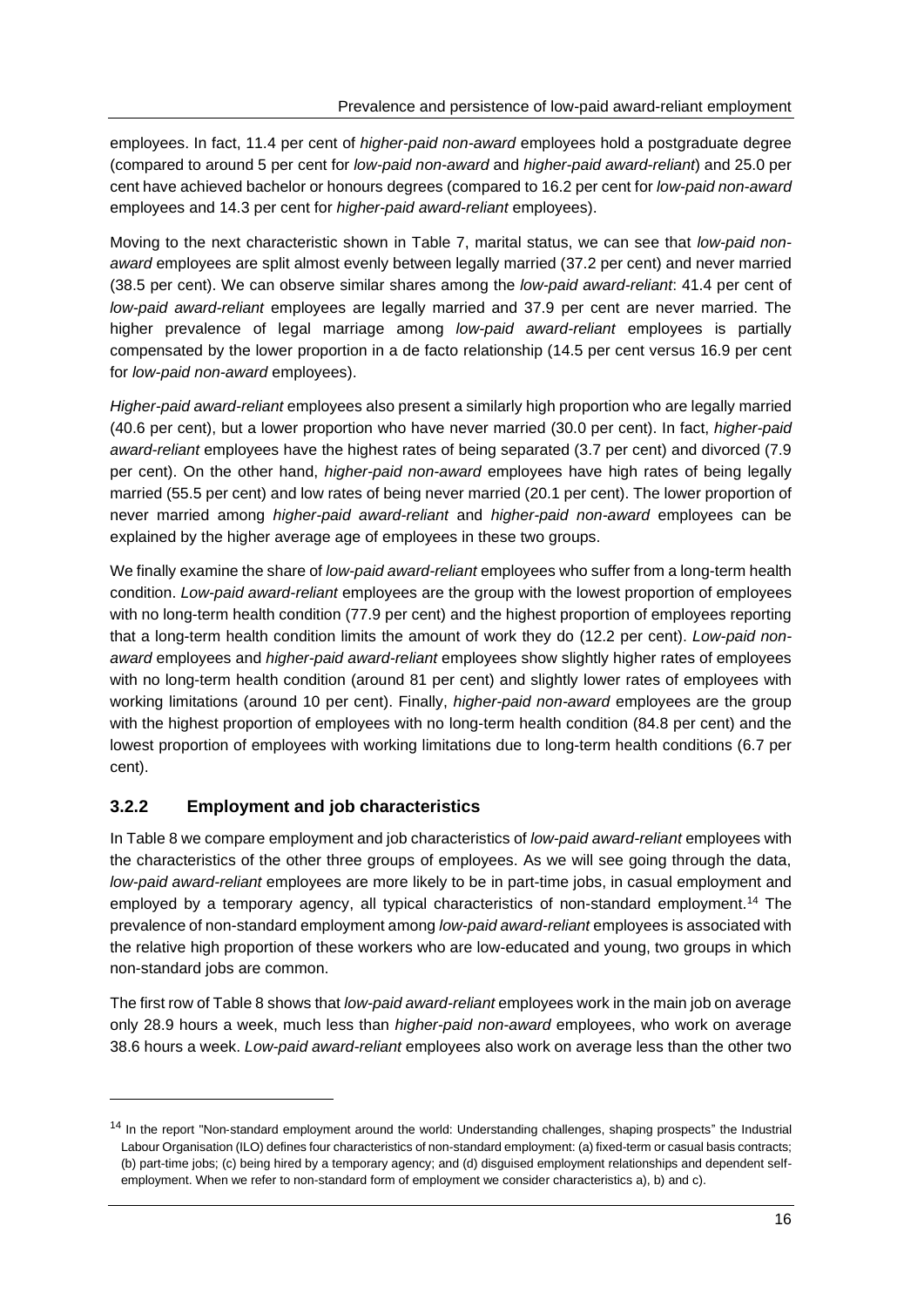employees. In fact, 11.4 per cent of *higher-paid non-award* employees hold a postgraduate degree (compared to around 5 per cent for *low-paid non-award* and *higher-paid award-reliant*) and 25.0 per cent have achieved bachelor or honours degrees (compared to 16.2 per cent for *low-paid non-award* employees and 14.3 per cent for *higher-paid award-reliant* employees).

Moving to the next characteristic shown in Table 7, marital status, we can see that *low-paid non-award* employees are split almost evenly between legally married (37.2 per cent) and never married (38.5 per cent). We can observe similar shares among the *low-paid award-reliant*: 41.4 per cent of *low-paid award-reliant* employees are legally married and 37.9 per cent are never married. The higher prevalence of legal marriage among *low-paid award-reliant* employees is partially compensated by the lower proportion in a de facto relationship (14.5 per cent versus 16.9 per cent for *low-paid non-award* employees).

*Higher-paid award-reliant* employees also present a similarly high proportion who are legally married (40.6 per cent), but a lower proportion who have never married (30.0 per cent). In fact, *higher-paid award-reliant* employees have the highest rates of being separated (3.7 per cent) and divorced (7.9 per cent). On the other hand, *higher-paid non-award* employees have high rates of being legally married (55.5 per cent) and low rates of being never married (20.1 per cent). The lower proportion of never married among *higher-paid award-reliant* and *higher-paid non-award* employees can be explained by the higher average age of employees in these two groups.

We finally examine the share of *low-paid award-reliant* employees who suffer from a long-term health condition. *Low-paid award-reliant* employees are the group with the lowest proportion of employees with no long-term health condition (77.9 per cent) and the highest proportion of employees reporting that a long-term health condition limits the amount of work they do (12.2 per cent). *Low-paid non-award* employees and *higher-paid award-reliant* employees show slightly higher rates of employees with no long-term health condition (around 81 per cent) and slightly lower rates of employees with working limitations (around 10 per cent). Finally, *higher-paid non-award* employees are the group with the highest proportion of employees with no long-term health condition (84.8 per cent) and the lowest proportion of employees with working limitations due to long-term health conditions (6.7 per cent).

### 3.2.2 Employment and job characteristics

In Table 8 we compare employment and job characteristics of *low-paid award-reliant* employees with the characteristics of the other three groups of employees. As we will see going through the data, *low-paid award-reliant* employees are more likely to be in part-time jobs, in casual employment and employed by a temporary agency, all typical characteristics of non-standard employment.[14] The prevalence of non-standard employment among *low-paid award-reliant* employees is associated with the relative high proportion of these workers who are low-educated and young, two groups in which non-standard jobs are common.

The first row of Table 8 shows that *low-paid award-reliant* employees work in the main job on average only 28.9 hours a week, much less than *higher-paid non-award* employees, who work on average 38.6 hours a week. *Low-paid award-reliant* employees also work on average less than the other two

[14] In the report "Non-standard employment around the world: Understanding challenges, shaping prospects" the Industrial Labour Organisation (ILO) defines four characteristics of non-standard employment: (a) fixed-term or casual basis contracts; (b) part-time jobs; (c) being hired by a temporary agency; and (d) disguised employment relationships and dependent self-employment. When we refer to non-standard form of employment we consider characteristics a), b) and c).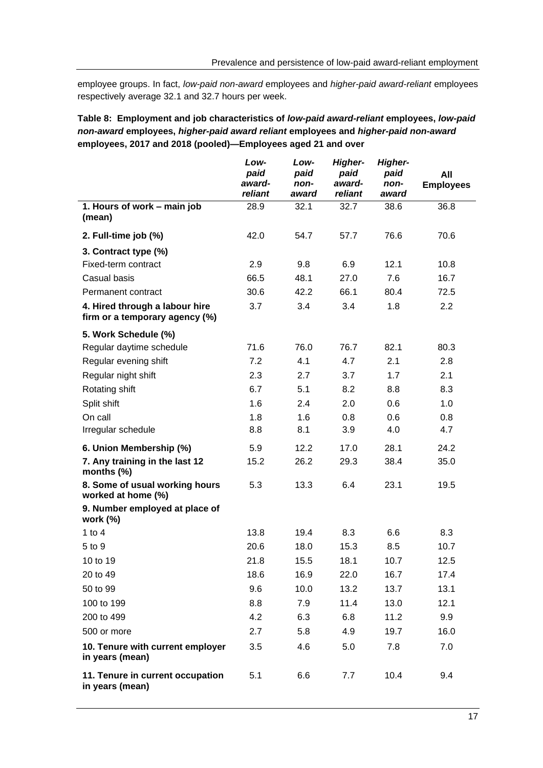employee groups. In fact, *low-paid non-award* employees and *higher-paid award-reliant* employees respectively average 32.1 and 32.7 hours per week.

**Table 8: Employment and job characteristics of *low-paid award-reliant* employees, *low-paid non-award* employees, *higher-paid award reliant* employees and *higher-paid non-award* employees, 2017 and 2018 (pooled)—Employees aged 21 and over**

| | *Low-paid award-reliant* | *Low-paid non-award* | *Higher-paid award-reliant* | *Higher-paid non-award* | All Employees |
|---|---|---|---|---|---|
| **1. Hours of work – main job (mean)** | 28.9 | 32.1 | 32.7 | 38.6 | 36.8 |
| **2. Full-time job (%)** | 42.0 | 54.7 | 57.7 | 76.6 | 70.6 |
| **3. Contract type (%)** | | | | | |
| Fixed-term contract | 2.9 | 9.8 | 6.9 | 12.1 | 10.8 |
| Casual basis | 66.5 | 48.1 | 27.0 | 7.6 | 16.7 |
| Permanent contract | 30.6 | 42.2 | 66.1 | 80.4 | 72.5 |
| **4. Hired through a labour hire firm or a temporary agency (%)** | 3.7 | 3.4 | 3.4 | 1.8 | 2.2 |
| **5. Work Schedule (%)** | | | | | |
| Regular daytime schedule | 71.6 | 76.0 | 76.7 | 82.1 | 80.3 |
| Regular evening shift | 7.2 | 4.1 | 4.7 | 2.1 | 2.8 |
| Regular night shift | 2.3 | 2.7 | 3.7 | 1.7 | 2.1 |
| Rotating shift | 6.7 | 5.1 | 8.2 | 8.8 | 8.3 |
| Split shift | 1.6 | 2.4 | 2.0 | 0.6 | 1.0 |
| On call | 1.8 | 1.6 | 0.8 | 0.6 | 0.8 |
| Irregular schedule | 8.8 | 8.1 | 3.9 | 4.0 | 4.7 |
| **6. Union Membership (%)** | 5.9 | 12.2 | 17.0 | 28.1 | 24.2 |
| **7. Any training in the last 12 months (%)** | 15.2 | 26.2 | 29.3 | 38.4 | 35.0 |
| **8. Some of usual working hours worked at home (%)** | 5.3 | 13.3 | 6.4 | 23.1 | 19.5 |
| **9. Number employed at place of work (%)** | | | | | |
| 1 to 4 | 13.8 | 19.4 | 8.3 | 6.6 | 8.3 |
| 5 to 9 | 20.6 | 18.0 | 15.3 | 8.5 | 10.7 |
| 10 to 19 | 21.8 | 15.5 | 18.1 | 10.7 | 12.5 |
| 20 to 49 | 18.6 | 16.9 | 22.0 | 16.7 | 17.4 |
| 50 to 99 | 9.6 | 10.0 | 13.2 | 13.7 | 13.1 |
| 100 to 199 | 8.8 | 7.9 | 11.4 | 13.0 | 12.1 |
| 200 to 499 | 4.2 | 6.3 | 6.8 | 11.2 | 9.9 |
| 500 or more | 2.7 | 5.8 | 4.9 | 19.7 | 16.0 |
| **10. Tenure with current employer in years (mean)** | 3.5 | 4.6 | 5.0 | 7.8 | 7.0 |
| **11. Tenure in current occupation in years (mean)** | 5.1 | 6.6 | 7.7 | 10.4 | 9.4 |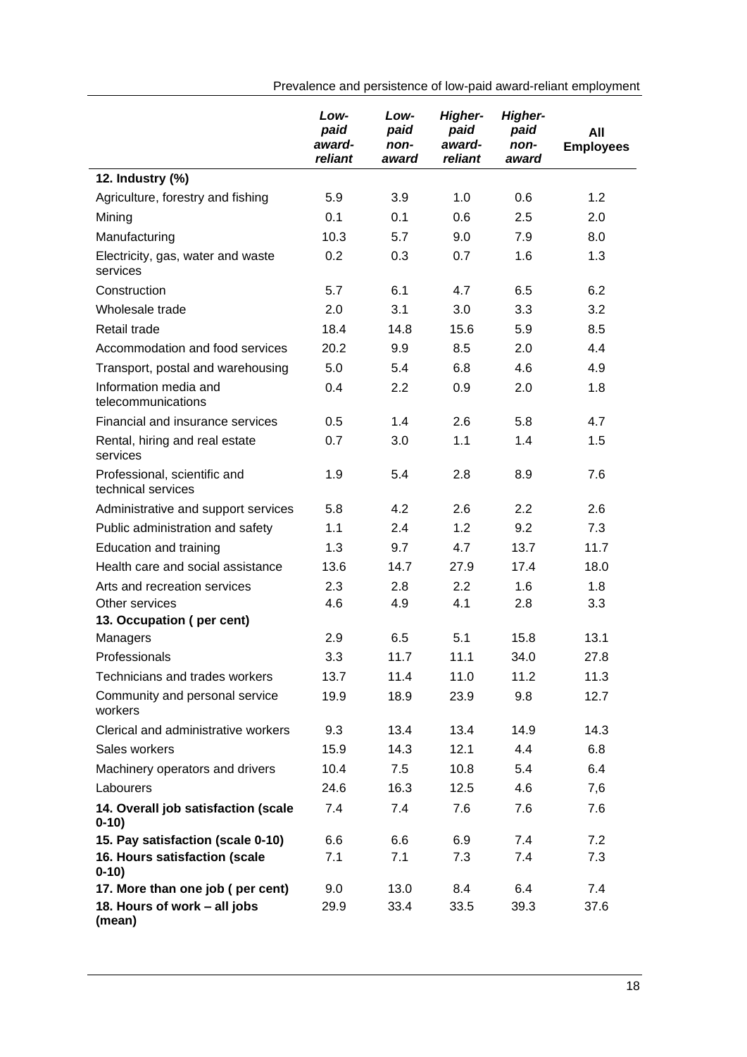| | *Low-paid award-reliant* | *Low-paid non-award* | *Higher-paid award-reliant* | *Higher-paid non-award* | **All Employees** |
|---|---|---|---|---|---|
| **12. Industry (%)** | | | | | |
| Agriculture, forestry and fishing | 5.9 | 3.9 | 1.0 | 0.6 | 1.2 |
| Mining | 0.1 | 0.1 | 0.6 | 2.5 | 2.0 |
| Manufacturing | 10.3 | 5.7 | 9.0 | 7.9 | 8.0 |
| Electricity, gas, water and waste services | 0.2 | 0.3 | 0.7 | 1.6 | 1.3 |
| Construction | 5.7 | 6.1 | 4.7 | 6.5 | 6.2 |
| Wholesale trade | 2.0 | 3.1 | 3.0 | 3.3 | 3.2 |
| Retail trade | 18.4 | 14.8 | 15.6 | 5.9 | 8.5 |
| Accommodation and food services | 20.2 | 9.9 | 8.5 | 2.0 | 4.4 |
| Transport, postal and warehousing | 5.0 | 5.4 | 6.8 | 4.6 | 4.9 |
| Information media and telecommunications | 0.4 | 2.2 | 0.9 | 2.0 | 1.8 |
| Financial and insurance services | 0.5 | 1.4 | 2.6 | 5.8 | 4.7 |
| Rental, hiring and real estate services | 0.7 | 3.0 | 1.1 | 1.4 | 1.5 |
| Professional, scientific and technical services | 1.9 | 5.4 | 2.8 | 8.9 | 7.6 |
| Administrative and support services | 5.8 | 4.2 | 2.6 | 2.2 | 2.6 |
| Public administration and safety | 1.1 | 2.4 | 1.2 | 9.2 | 7.3 |
| Education and training | 1.3 | 9.7 | 4.7 | 13.7 | 11.7 |
| Health care and social assistance | 13.6 | 14.7 | 27.9 | 17.4 | 18.0 |
| Arts and recreation services | 2.3 | 2.8 | 2.2 | 1.6 | 1.8 |
| Other services | 4.6 | 4.9 | 4.1 | 2.8 | 3.3 |
| **13. Occupation ( per cent)** | | | | | |
| Managers | 2.9 | 6.5 | 5.1 | 15.8 | 13.1 |
| Professionals | 3.3 | 11.7 | 11.1 | 34.0 | 27.8 |
| Technicians and trades workers | 13.7 | 11.4 | 11.0 | 11.2 | 11.3 |
| Community and personal service workers | 19.9 | 18.9 | 23.9 | 9.8 | 12.7 |
| Clerical and administrative workers | 9.3 | 13.4 | 13.4 | 14.9 | 14.3 |
| Sales workers | 15.9 | 14.3 | 12.1 | 4.4 | 6.8 |
| Machinery operators and drivers | 10.4 | 7.5 | 10.8 | 5.4 | 6.4 |
| Labourers | 24.6 | 16.3 | 12.5 | 4.6 | 7,6 |
| **14. Overall job satisfaction (scale 0-10)** | 7.4 | 7.4 | 7.6 | 7.6 | 7.6 |
| **15. Pay satisfaction (scale 0-10)** | 6.6 | 6.6 | 6.9 | 7.4 | 7.2 |
| **16. Hours satisfaction (scale 0-10)** | 7.1 | 7.1 | 7.3 | 7.4 | 7.3 |
| **17. More than one job ( per cent)** | 9.0 | 13.0 | 8.4 | 6.4 | 7.4 |
| **18. Hours of work – all jobs (mean)** | 29.9 | 33.4 | 33.5 | 39.3 | 37.6 |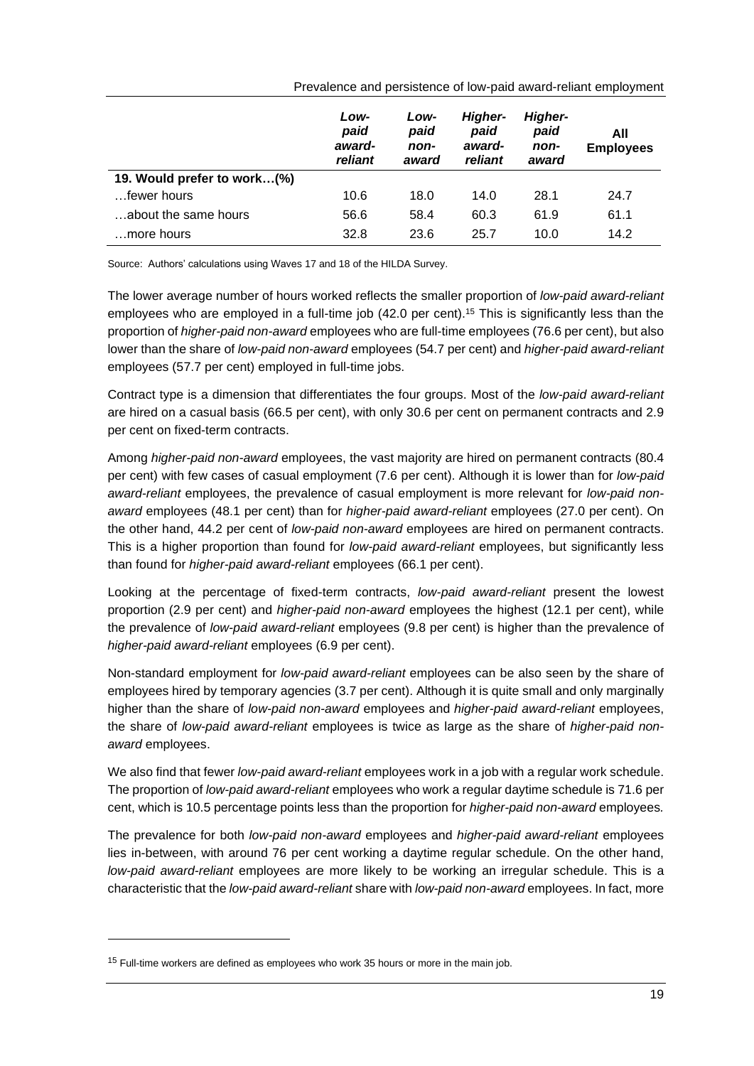| | Low-paid award-reliant | Low-paid non-award | Higher-paid award-reliant | Higher-paid non-award | All Employees |
|---|---|---|---|---|---|
| **19. Would prefer to work…(%)** | | | | | |
| …fewer hours | 10.6 | 18.0 | 14.0 | 28.1 | 24.7 |
| …about the same hours | 56.6 | 58.4 | 60.3 | 61.9 | 61.1 |
| …more hours | 32.8 | 23.6 | 25.7 | 10.0 | 14.2 |

Source: Authors' calculations using Waves 17 and 18 of the HILDA Survey.

The lower average number of hours worked reflects the smaller proportion of *low-paid award-reliant* employees who are employed in a full-time job (42.0 per cent).[15] This is significantly less than the proportion of *higher-paid non-award* employees who are full-time employees (76.6 per cent), but also lower than the share of *low-paid non-award* employees (54.7 per cent) and *higher-paid award-reliant* employees (57.7 per cent) employed in full-time jobs.

Contract type is a dimension that differentiates the four groups. Most of the *low-paid award-reliant* are hired on a casual basis (66.5 per cent), with only 30.6 per cent on permanent contracts and 2.9 per cent on fixed-term contracts.

Among *higher-paid non-award* employees, the vast majority are hired on permanent contracts (80.4 per cent) with few cases of casual employment (7.6 per cent). Although it is lower than for *low-paid award-reliant* employees, the prevalence of casual employment is more relevant for *low-paid non-award* employees (48.1 per cent) than for *higher-paid award-reliant* employees (27.0 per cent). On the other hand, 44.2 per cent of *low-paid non-award* employees are hired on permanent contracts. This is a higher proportion than found for *low-paid award-reliant* employees, but significantly less than found for *higher-paid award-reliant* employees (66.1 per cent).

Looking at the percentage of fixed-term contracts, *low-paid award-reliant* present the lowest proportion (2.9 per cent) and *higher-paid non-award* employees the highest (12.1 per cent), while the prevalence of *low-paid award-reliant* employees (9.8 per cent) is higher than the prevalence of *higher-paid award-reliant* employees (6.9 per cent).

Non-standard employment for *low-paid award-reliant* employees can be also seen by the share of employees hired by temporary agencies (3.7 per cent). Although it is quite small and only marginally higher than the share of *low-paid non-award* employees and *higher-paid award-reliant* employees, the share of *low-paid award-reliant* employees is twice as large as the share of *higher-paid non-award* employees.

We also find that fewer *low-paid award-reliant* employees work in a job with a regular work schedule. The proportion of *low-paid award-reliant* employees who work a regular daytime schedule is 71.6 per cent, which is 10.5 percentage points less than the proportion for *higher-paid non-award* employees.

The prevalence for both *low-paid non-award* employees and *higher-paid award-reliant* employees lies in-between, with around 76 per cent working a daytime regular schedule. On the other hand, *low-paid award-reliant* employees are more likely to be working an irregular schedule. This is a characteristic that the *low-paid award-reliant* share with *low-paid non-award* employees. In fact, more

[15] Full-time workers are defined as employees who work 35 hours or more in the main job.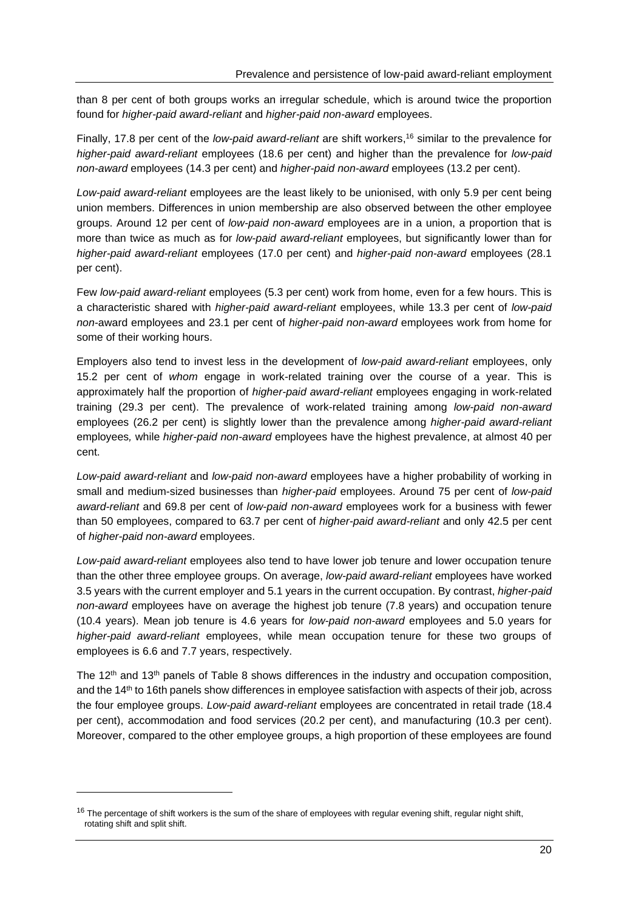than 8 per cent of both groups works an irregular schedule, which is around twice the proportion found for *higher-paid award-reliant* and *higher-paid non-award* employees.

Finally, 17.8 per cent of the *low-paid award-reliant* are shift workers,[16] similar to the prevalence for *higher-paid award-reliant* employees (18.6 per cent) and higher than the prevalence for *low-paid non-award* employees (14.3 per cent) and *higher-paid non-award* employees (13.2 per cent).

*Low-paid award-reliant* employees are the least likely to be unionised, with only 5.9 per cent being union members. Differences in union membership are also observed between the other employee groups. Around 12 per cent of *low-paid non-award* employees are in a union, a proportion that is more than twice as much as for *low-paid award-reliant* employees, but significantly lower than for *higher-paid award-reliant* employees (17.0 per cent) and *higher-paid non-award* employees (28.1 per cent).

Few *low-paid award-reliant* employees (5.3 per cent) work from home, even for a few hours. This is a characteristic shared with *higher-paid award-reliant* employees, while 13.3 per cent of *low-paid non*-award employees and 23.1 per cent of *higher-paid non-award* employees work from home for some of their working hours.

Employers also tend to invest less in the development of *low-paid award-reliant* employees, only 15.2 per cent of *whom* engage in work-related training over the course of a year. This is approximately half the proportion of *higher-paid award-reliant* employees engaging in work-related training (29.3 per cent). The prevalence of work-related training among *low-paid non-award* employees (26.2 per cent) is slightly lower than the prevalence among *higher-paid award-reliant* employees*,* while *higher-paid non-award* employees have the highest prevalence, at almost 40 per cent.

*Low-paid award-reliant* and *low-paid non-award* employees have a higher probability of working in small and medium-sized businesses than *higher-paid* employees. Around 75 per cent of *low-paid award-reliant* and 69.8 per cent of *low-paid non-award* employees work for a business with fewer than 50 employees, compared to 63.7 per cent of *higher-paid award-reliant* and only 42.5 per cent of *higher-paid non-award* employees.

*Low-paid award-reliant* employees also tend to have lower job tenure and lower occupation tenure than the other three employee groups. On average, *low-paid award-reliant* employees have worked 3.5 years with the current employer and 5.1 years in the current occupation. By contrast, *higher-paid non-award* employees have on average the highest job tenure (7.8 years) and occupation tenure (10.4 years). Mean job tenure is 4.6 years for *low-paid non-award* employees and 5.0 years for *higher-paid award-reliant* employees, while mean occupation tenure for these two groups of employees is 6.6 and 7.7 years, respectively.

The 12th and 13th panels of Table 8 shows differences in the industry and occupation composition, and the 14th to 16th panels show differences in employee satisfaction with aspects of their job, across the four employee groups. *Low-paid award-reliant* employees are concentrated in retail trade (18.4 per cent), accommodation and food services (20.2 per cent), and manufacturing (10.3 per cent). Moreover, compared to the other employee groups, a high proportion of these employees are found

[16] The percentage of shift workers is the sum of the share of employees with regular evening shift, regular night shift, rotating shift and split shift.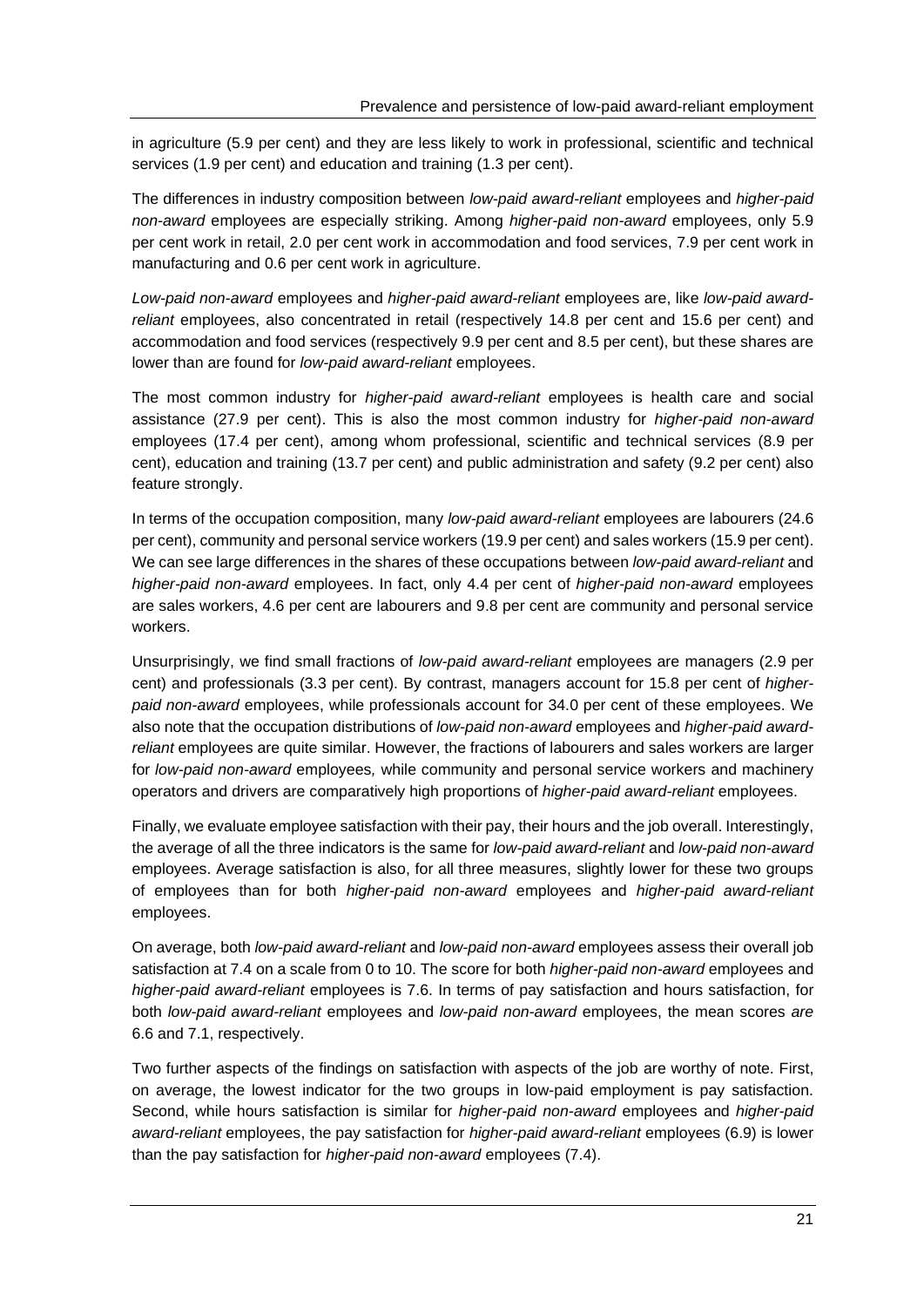in agriculture (5.9 per cent) and they are less likely to work in professional, scientific and technical services (1.9 per cent) and education and training (1.3 per cent).

The differences in industry composition between *low-paid award-reliant* employees and *higher-paid non-award* employees are especially striking. Among *higher-paid non-award* employees, only 5.9 per cent work in retail, 2.0 per cent work in accommodation and food services, 7.9 per cent work in manufacturing and 0.6 per cent work in agriculture.

*Low-paid non-award* employees and *higher-paid award-reliant* employees are, like *low-paid award-reliant* employees, also concentrated in retail (respectively 14.8 per cent and 15.6 per cent) and accommodation and food services (respectively 9.9 per cent and 8.5 per cent), but these shares are lower than are found for *low-paid award-reliant* employees.

The most common industry for *higher-paid award-reliant* employees is health care and social assistance (27.9 per cent). This is also the most common industry for *higher-paid non-award* employees (17.4 per cent), among whom professional, scientific and technical services (8.9 per cent), education and training (13.7 per cent) and public administration and safety (9.2 per cent) also feature strongly.

In terms of the occupation composition, many *low-paid award-reliant* employees are labourers (24.6 per cent), community and personal service workers (19.9 per cent) and sales workers (15.9 per cent). We can see large differences in the shares of these occupations between *low-paid award-reliant* and *higher-paid non-award* employees. In fact, only 4.4 per cent of *higher-paid non-award* employees are sales workers, 4.6 per cent are labourers and 9.8 per cent are community and personal service workers.

Unsurprisingly, we find small fractions of *low-paid award-reliant* employees are managers (2.9 per cent) and professionals (3.3 per cent). By contrast, managers account for 15.8 per cent of *higher-paid non-award* employees, while professionals account for 34.0 per cent of these employees. We also note that the occupation distributions of *low-paid non-award* employees and *higher-paid award-reliant* employees are quite similar. However, the fractions of labourers and sales workers are larger for *low-paid non-award* employees*,* while community and personal service workers and machinery operators and drivers are comparatively high proportions of *higher-paid award-reliant* employees.

Finally, we evaluate employee satisfaction with their pay, their hours and the job overall. Interestingly, the average of all the three indicators is the same for *low-paid award-reliant* and *low-paid non-award* employees. Average satisfaction is also, for all three measures, slightly lower for these two groups of employees than for both *higher-paid non-award* employees and *higher-paid award-reliant* employees.

On average, both *low-paid award-reliant* and *low-paid non-award* employees assess their overall job satisfaction at 7.4 on a scale from 0 to 10. The score for both *higher-paid non-award* employees and *higher-paid award-reliant* employees is 7.6. In terms of pay satisfaction and hours satisfaction, for both *low-paid award-reliant* employees and *low-paid non-award* employees, the mean scores *are* 6.6 and 7.1, respectively.

Two further aspects of the findings on satisfaction with aspects of the job are worthy of note. First, on average, the lowest indicator for the two groups in low-paid employment is pay satisfaction. Second, while hours satisfaction is similar for *higher-paid non-award* employees and *higher-paid award-reliant* employees, the pay satisfaction for *higher-paid award-reliant* employees (6.9) is lower than the pay satisfaction for *higher-paid non-award* employees (7.4).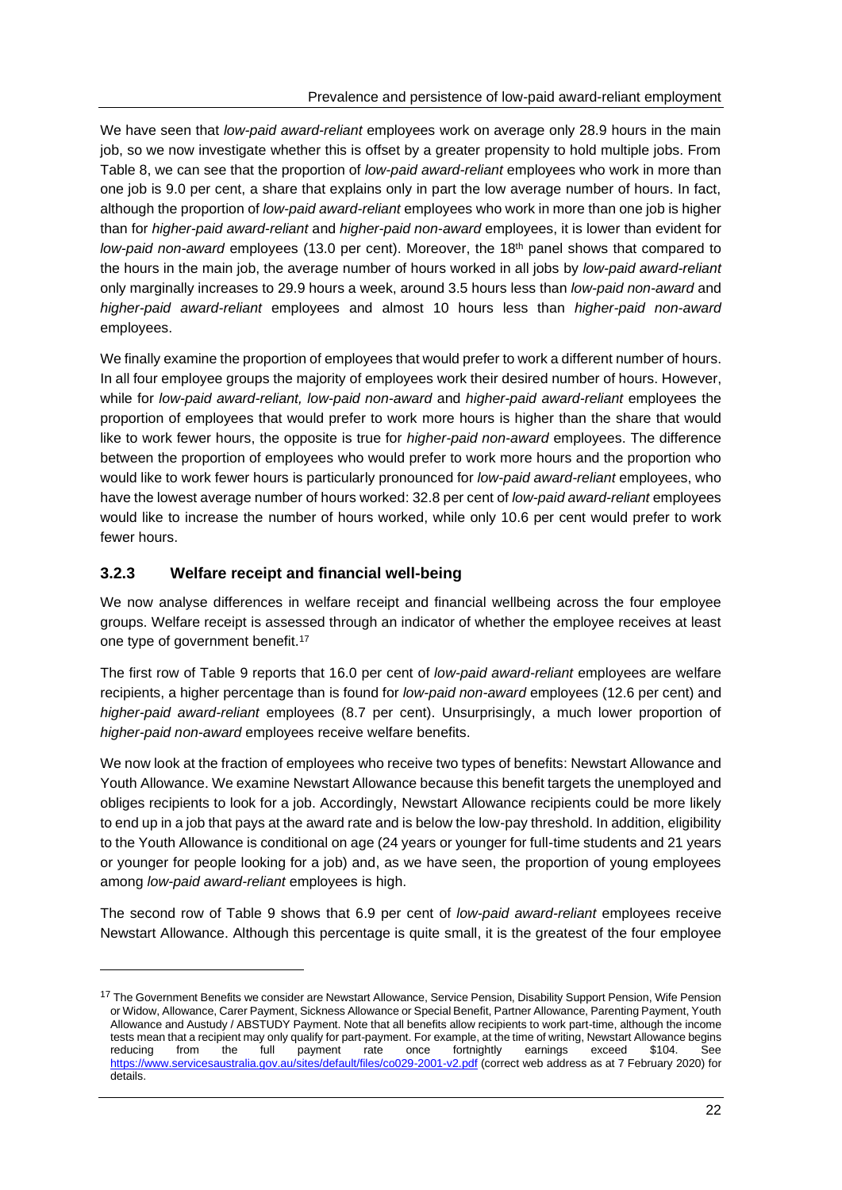We have seen that *low-paid award-reliant* employees work on average only 28.9 hours in the main job, so we now investigate whether this is offset by a greater propensity to hold multiple jobs. From Table 8, we can see that the proportion of *low-paid award-reliant* employees who work in more than one job is 9.0 per cent, a share that explains only in part the low average number of hours. In fact, although the proportion of *low-paid award-reliant* employees who work in more than one job is higher than for *higher-paid award-reliant* and *higher-paid non-award* employees, it is lower than evident for *low-paid non-award* employees (13.0 per cent). Moreover, the 18th panel shows that compared to the hours in the main job, the average number of hours worked in all jobs by *low-paid award-reliant* only marginally increases to 29.9 hours a week, around 3.5 hours less than *low-paid non-award* and *higher-paid award-reliant* employees and almost 10 hours less than *higher-paid non-award* employees.

We finally examine the proportion of employees that would prefer to work a different number of hours. In all four employee groups the majority of employees work their desired number of hours. However, while for *low-paid award-reliant, low-paid non-award* and *higher-paid award-reliant* employees the proportion of employees that would prefer to work more hours is higher than the share that would like to work fewer hours, the opposite is true for *higher-paid non-award* employees. The difference between the proportion of employees who would prefer to work more hours and the proportion who would like to work fewer hours is particularly pronounced for *low-paid award-reliant* employees, who have the lowest average number of hours worked: 32.8 per cent of *low-paid award-reliant* employees would like to increase the number of hours worked, while only 10.6 per cent would prefer to work fewer hours.

### 3.2.3 Welfare receipt and financial well-being

We now analyse differences in welfare receipt and financial wellbeing across the four employee groups. Welfare receipt is assessed through an indicator of whether the employee receives at least one type of government benefit.[17]

The first row of Table 9 reports that 16.0 per cent of *low-paid award-reliant* employees are welfare recipients, a higher percentage than is found for *low-paid non-award* employees (12.6 per cent) and *higher-paid award-reliant* employees (8.7 per cent). Unsurprisingly, a much lower proportion of *higher-paid non-award* employees receive welfare benefits.

We now look at the fraction of employees who receive two types of benefits: Newstart Allowance and Youth Allowance. We examine Newstart Allowance because this benefit targets the unemployed and obliges recipients to look for a job. Accordingly, Newstart Allowance recipients could be more likely to end up in a job that pays at the award rate and is below the low-pay threshold. In addition, eligibility to the Youth Allowance is conditional on age (24 years or younger for full-time students and 21 years or younger for people looking for a job) and, as we have seen, the proportion of young employees among *low-paid award-reliant* employees is high.

The second row of Table 9 shows that 6.9 per cent of *low-paid award-reliant* employees receive Newstart Allowance. Although this percentage is quite small, it is the greatest of the four employee

---

[17] The Government Benefits we consider are Newstart Allowance, Service Pension, Disability Support Pension, Wife Pension or Widow, Allowance, Carer Payment, Sickness Allowance or Special Benefit, Partner Allowance, Parenting Payment, Youth Allowance and Austudy / ABSTUDY Payment. Note that all benefits allow recipients to work part-time, although the income tests mean that a recipient may only qualify for part-payment. For example, at the time of writing, Newstart Allowance begins reducing from the full payment rate once fortnightly earnings exceed $104. See https://www.servicesaustralia.gov.au/sites/default/files/co029-2001-v2.pdf (correct web address as at 7 February 2020) for details.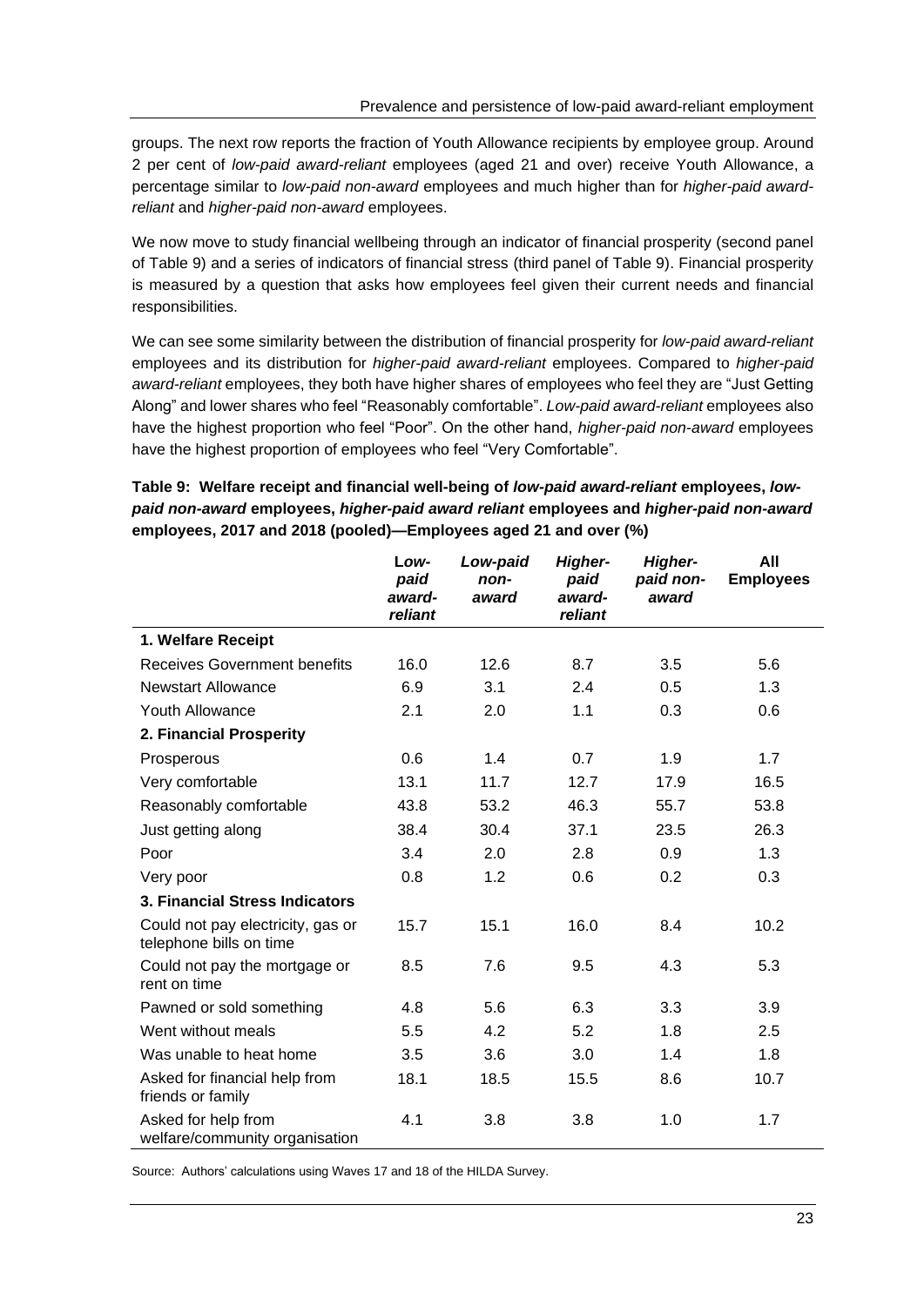groups. The next row reports the fraction of Youth Allowance recipients by employee group. Around 2 per cent of *low-paid award-reliant* employees (aged 21 and over) receive Youth Allowance, a percentage similar to *low-paid non-award* employees and much higher than for *higher-paid award-reliant* and *higher-paid non-award* employees.

We now move to study financial wellbeing through an indicator of financial prosperity (second panel of Table 9) and a series of indicators of financial stress (third panel of Table 9). Financial prosperity is measured by a question that asks how employees feel given their current needs and financial responsibilities.

We can see some similarity between the distribution of financial prosperity for *low-paid award-reliant* employees and its distribution for *higher-paid award-reliant* employees. Compared to *higher-paid award-reliant* employees, they both have higher shares of employees who feel they are "Just Getting Along" and lower shares who feel "Reasonably comfortable". *Low-paid award-reliant* employees also have the highest proportion who feel "Poor". On the other hand, *higher-paid non-award* employees have the highest proportion of employees who feel "Very Comfortable".

**Table 9: Welfare receipt and financial well-being of *low-paid award-reliant* employees, *low-paid non-award* employees, *higher-paid award reliant* employees and *higher-paid non-award* employees, 2017 and 2018 (pooled)—Employees aged 21 and over (%)**

| | ***Low-paid award-reliant*** | ***Low-paid non-award*** | ***Higher-paid award-reliant*** | ***Higher-paid non-award*** | **All Employees** |
|---|---|---|---|---|---|
| **1. Welfare Receipt** | | | | | |
| Receives Government benefits | 16.0 | 12.6 | 8.7 | 3.5 | 5.6 |
| Newstart Allowance | 6.9 | 3.1 | 2.4 | 0.5 | 1.3 |
| Youth Allowance | 2.1 | 2.0 | 1.1 | 0.3 | 0.6 |
| **2. Financial Prosperity** | | | | | |
| Prosperous | 0.6 | 1.4 | 0.7 | 1.9 | 1.7 |
| Very comfortable | 13.1 | 11.7 | 12.7 | 17.9 | 16.5 |
| Reasonably comfortable | 43.8 | 53.2 | 46.3 | 55.7 | 53.8 |
| Just getting along | 38.4 | 30.4 | 37.1 | 23.5 | 26.3 |
| Poor | 3.4 | 2.0 | 2.8 | 0.9 | 1.3 |
| Very poor | 0.8 | 1.2 | 0.6 | 0.2 | 0.3 |
| **3. Financial Stress Indicators** | | | | | |
| Could not pay electricity, gas or telephone bills on time | 15.7 | 15.1 | 16.0 | 8.4 | 10.2 |
| Could not pay the mortgage or rent on time | 8.5 | 7.6 | 9.5 | 4.3 | 5.3 |
| Pawned or sold something | 4.8 | 5.6 | 6.3 | 3.3 | 3.9 |
| Went without meals | 5.5 | 4.2 | 5.2 | 1.8 | 2.5 |
| Was unable to heat home | 3.5 | 3.6 | 3.0 | 1.4 | 1.8 |
| Asked for financial help from friends or family | 18.1 | 18.5 | 15.5 | 8.6 | 10.7 |
| Asked for help from welfare/community organisation | 4.1 | 3.8 | 3.8 | 1.0 | 1.7 |

Source: Authors' calculations using Waves 17 and 18 of the HILDA Survey.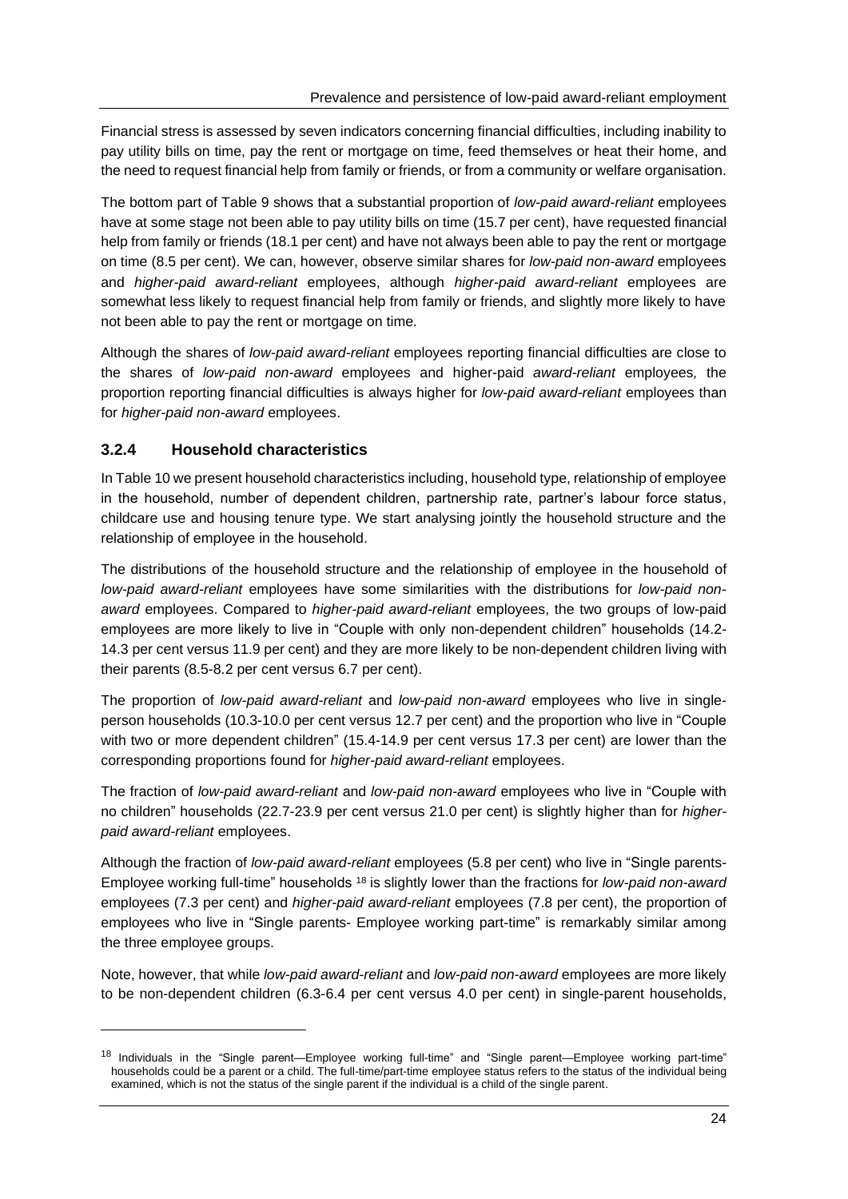Financial stress is assessed by seven indicators concerning financial difficulties, including inability to pay utility bills on time, pay the rent or mortgage on time, feed themselves or heat their home, and the need to request financial help from family or friends, or from a community or welfare organisation.

The bottom part of Table 9 shows that a substantial proportion of *low-paid award-reliant* employees have at some stage not been able to pay utility bills on time (15.7 per cent), have requested financial help from family or friends (18.1 per cent) and have not always been able to pay the rent or mortgage on time (8.5 per cent). We can, however, observe similar shares for *low-paid non-award* employees and *higher-paid award-reliant* employees, although *higher-paid award-reliant* employees are somewhat less likely to request financial help from family or friends, and slightly more likely to have not been able to pay the rent or mortgage on time.

Although the shares of *low-paid award-reliant* employees reporting financial difficulties are close to the shares of *low-paid non-award* employees and higher-paid *award-reliant* employees*,* the proportion reporting financial difficulties is always higher for *low-paid award-reliant* employees than for *higher-paid non-award* employees.

### 3.2.4 Household characteristics

In Table 10 we present household characteristics including, household type, relationship of employee in the household, number of dependent children, partnership rate, partner's labour force status, childcare use and housing tenure type. We start analysing jointly the household structure and the relationship of employee in the household.

The distributions of the household structure and the relationship of employee in the household of *low-paid award-reliant* employees have some similarities with the distributions for *low-paid non-award* employees. Compared to *higher-paid award-reliant* employees, the two groups of low-paid employees are more likely to live in "Couple with only non-dependent children" households (14.2-14.3 per cent versus 11.9 per cent) and they are more likely to be non-dependent children living with their parents (8.5-8.2 per cent versus 6.7 per cent).

The proportion of *low-paid award-reliant* and *low-paid non-award* employees who live in single-person households (10.3-10.0 per cent versus 12.7 per cent) and the proportion who live in "Couple with two or more dependent children" (15.4-14.9 per cent versus 17.3 per cent) are lower than the corresponding proportions found for *higher-paid award-reliant* employees.

The fraction of *low-paid award-reliant* and *low-paid non-award* employees who live in "Couple with no children" households (22.7-23.9 per cent versus 21.0 per cent) is slightly higher than for *higher-paid award-reliant* employees.

Although the fraction of *low-paid award-reliant* employees (5.8 per cent) who live in "Single parents-Employee working full-time" households [18] is slightly lower than the fractions for *low-paid non-award* employees (7.3 per cent) and *higher-paid award-reliant* employees (7.8 per cent), the proportion of employees who live in "Single parents- Employee working part-time" is remarkably similar among the three employee groups.

Note, however, that while *low-paid award-reliant* and *low-paid non-award* employees are more likely to be non-dependent children (6.3-6.4 per cent versus 4.0 per cent) in single-parent households,

---

[18] Individuals in the "Single parent—Employee working full-time" and "Single parent—Employee working part-time" households could be a parent or a child. The full-time/part-time employee status refers to the status of the individual being examined, which is not the status of the single parent if the individual is a child of the single parent.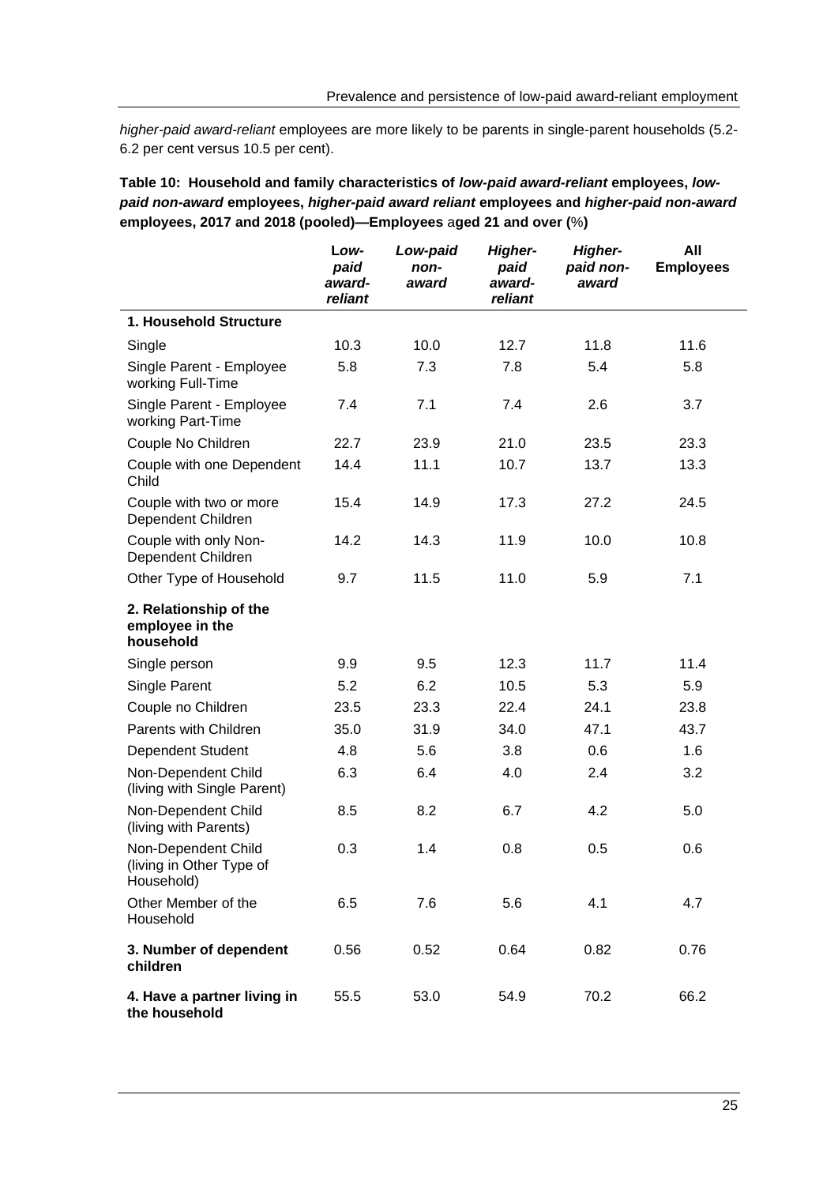*higher-paid award-reliant* employees are more likely to be parents in single-parent households (5.2-6.2 per cent versus 10.5 per cent).

**Table 10: Household and family characteristics of *low-paid award-reliant* employees, *low-paid non-award* employees, *higher-paid award reliant* employees and *higher-paid non-award* employees, 2017 and 2018 (pooled)—Employees aged 21 and over (%)**

| | *Low-paid award-reliant* | *Low-paid non-award* | *Higher-paid award-reliant* | *Higher-paid non-award* | All Employees |
|---|---|---|---|---|---|
| **1. Household Structure** | | | | | |
| Single | 10.3 | 10.0 | 12.7 | 11.8 | 11.6 |
| Single Parent - Employee working Full-Time | 5.8 | 7.3 | 7.8 | 5.4 | 5.8 |
| Single Parent - Employee working Part-Time | 7.4 | 7.1 | 7.4 | 2.6 | 3.7 |
| Couple No Children | 22.7 | 23.9 | 21.0 | 23.5 | 23.3 |
| Couple with one Dependent Child | 14.4 | 11.1 | 10.7 | 13.7 | 13.3 |
| Couple with two or more Dependent Children | 15.4 | 14.9 | 17.3 | 27.2 | 24.5 |
| Couple with only Non-Dependent Children | 14.2 | 14.3 | 11.9 | 10.0 | 10.8 |
| Other Type of Household | 9.7 | 11.5 | 11.0 | 5.9 | 7.1 |
| **2. Relationship of the employee in the household** | | | | | |
| Single person | 9.9 | 9.5 | 12.3 | 11.7 | 11.4 |
| Single Parent | 5.2 | 6.2 | 10.5 | 5.3 | 5.9 |
| Couple no Children | 23.5 | 23.3 | 22.4 | 24.1 | 23.8 |
| Parents with Children | 35.0 | 31.9 | 34.0 | 47.1 | 43.7 |
| Dependent Student | 4.8 | 5.6 | 3.8 | 0.6 | 1.6 |
| Non-Dependent Child (living with Single Parent) | 6.3 | 6.4 | 4.0 | 2.4 | 3.2 |
| Non-Dependent Child (living with Parents) | 8.5 | 8.2 | 6.7 | 4.2 | 5.0 |
| Non-Dependent Child (living in Other Type of Household) | 0.3 | 1.4 | 0.8 | 0.5 | 0.6 |
| Other Member of the Household | 6.5 | 7.6 | 5.6 | 4.1 | 4.7 |
| **3. Number of dependent children** | 0.56 | 0.52 | 0.64 | 0.82 | 0.76 |
| **4. Have a partner living in the household** | 55.5 | 53.0 | 54.9 | 70.2 | 66.2 |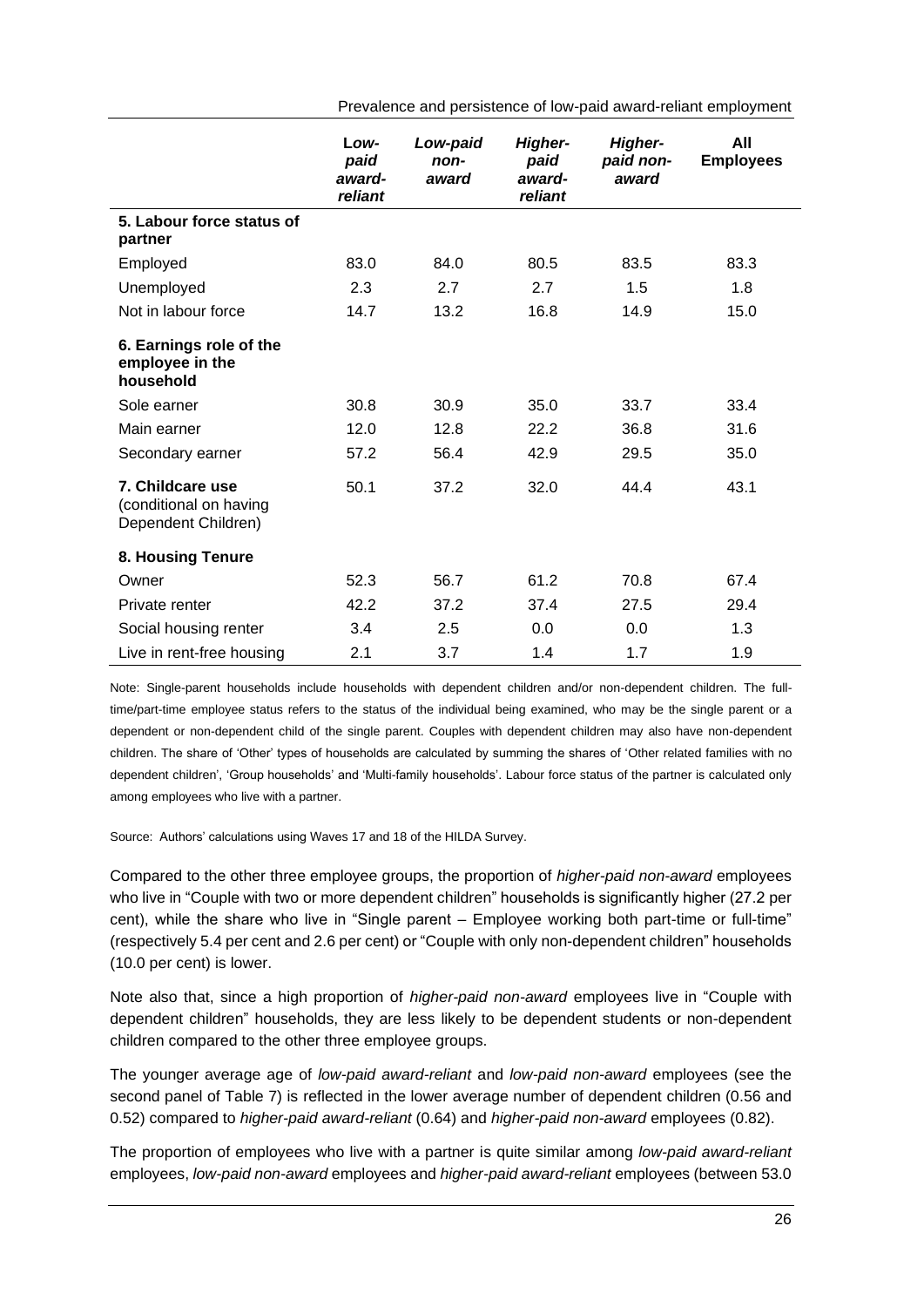| | Low-paid award-reliant | Low-paid non-award | Higher-paid award-reliant | Higher-paid non-award | All Employees |
|---|---|---|---|---|---|
| **5. Labour force status of partner** | | | | | |
| Employed | 83.0 | 84.0 | 80.5 | 83.5 | 83.3 |
| Unemployed | 2.3 | 2.7 | 2.7 | 1.5 | 1.8 |
| Not in labour force | 14.7 | 13.2 | 16.8 | 14.9 | 15.0 |
| **6. Earnings role of the employee in the household** | | | | | |
| Sole earner | 30.8 | 30.9 | 35.0 | 33.7 | 33.4 |
| Main earner | 12.0 | 12.8 | 22.2 | 36.8 | 31.6 |
| Secondary earner | 57.2 | 56.4 | 42.9 | 29.5 | 35.0 |
| **7. Childcare use** (conditional on having Dependent Children) | 50.1 | 37.2 | 32.0 | 44.4 | 43.1 |
| **8. Housing Tenure** | | | | | |
| Owner | 52.3 | 56.7 | 61.2 | 70.8 | 67.4 |
| Private renter | 42.2 | 37.2 | 37.4 | 27.5 | 29.4 |
| Social housing renter | 3.4 | 2.5 | 0.0 | 0.0 | 1.3 |
| Live in rent-free housing | 2.1 | 3.7 | 1.4 | 1.7 | 1.9 |

Note: Single-parent households include households with dependent children and/or non-dependent children. The full-time/part-time employee status refers to the status of the individual being examined, who may be the single parent or a dependent or non-dependent child of the single parent. Couples with dependent children may also have non-dependent children. The share of 'Other' types of households are calculated by summing the shares of 'Other related families with no dependent children', 'Group households' and 'Multi-family households'. Labour force status of the partner is calculated only among employees who live with a partner.

Source: Authors' calculations using Waves 17 and 18 of the HILDA Survey.

Compared to the other three employee groups, the proportion of *higher-paid non-award* employees who live in "Couple with two or more dependent children" households is significantly higher (27.2 per cent), while the share who live in "Single parent – Employee working both part-time or full-time" (respectively 5.4 per cent and 2.6 per cent) or "Couple with only non-dependent children" households (10.0 per cent) is lower.

Note also that, since a high proportion of *higher-paid non-award* employees live in "Couple with dependent children" households, they are less likely to be dependent students or non-dependent children compared to the other three employee groups.

The younger average age of *low-paid award-reliant* and *low-paid non-award* employees (see the second panel of Table 7) is reflected in the lower average number of dependent children (0.56 and 0.52) compared to *higher-paid award-reliant* (0.64) and *higher-paid non-award* employees (0.82).

The proportion of employees who live with a partner is quite similar among *low-paid award-reliant* employees, *low-paid non-award* employees and *higher-paid award-reliant* employees (between 53.0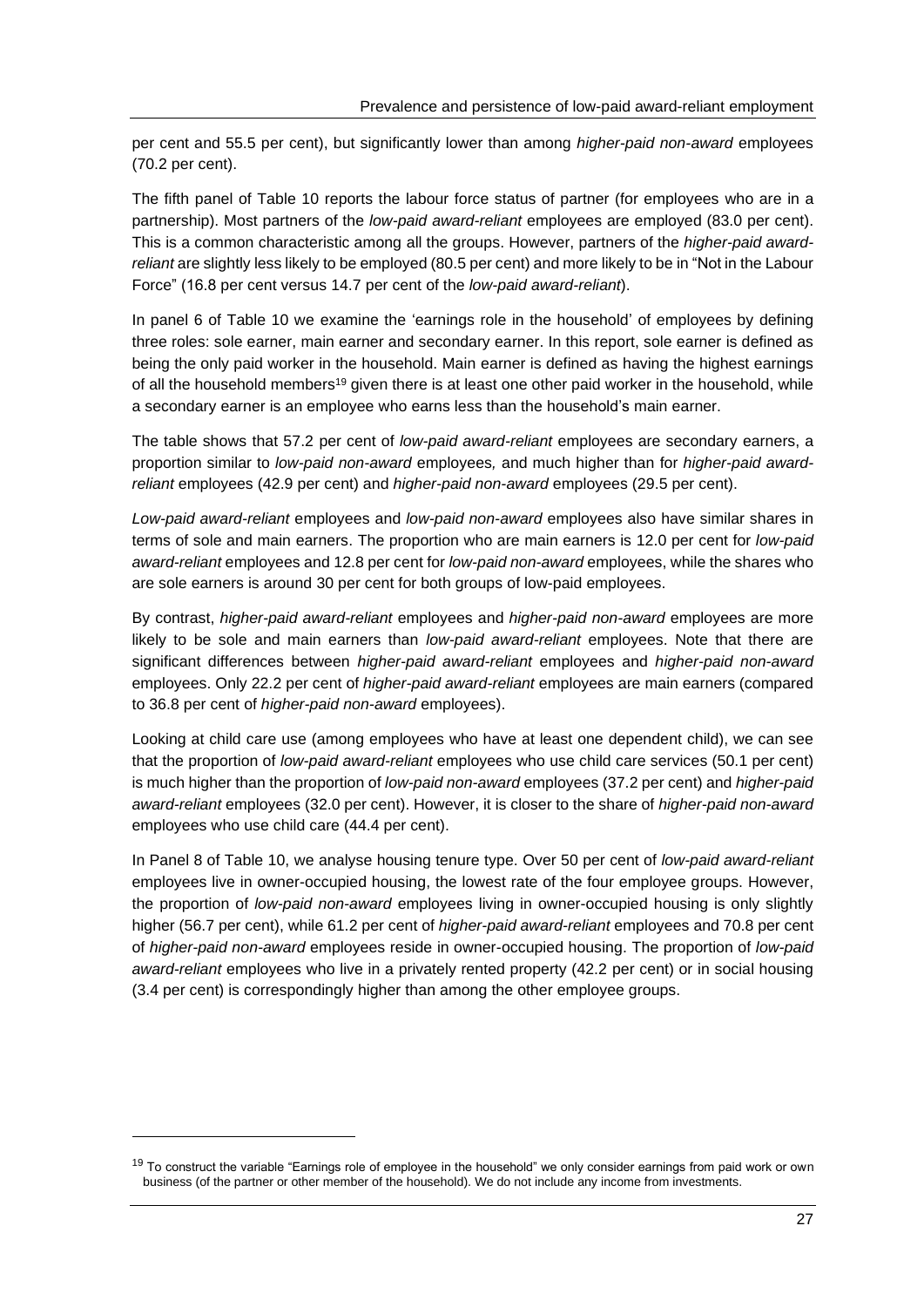per cent and 55.5 per cent), but significantly lower than among *higher-paid non-award* employees (70.2 per cent).

The fifth panel of Table 10 reports the labour force status of partner (for employees who are in a partnership). Most partners of the *low-paid award-reliant* employees are employed (83.0 per cent). This is a common characteristic among all the groups. However, partners of the *higher-paid award-reliant* are slightly less likely to be employed (80.5 per cent) and more likely to be in "Not in the Labour Force" (16.8 per cent versus 14.7 per cent of the *low-paid award-reliant*).

In panel 6 of Table 10 we examine the 'earnings role in the household' of employees by defining three roles: sole earner, main earner and secondary earner. In this report, sole earner is defined as being the only paid worker in the household. Main earner is defined as having the highest earnings of all the household members[19] given there is at least one other paid worker in the household, while a secondary earner is an employee who earns less than the household's main earner.

The table shows that 57.2 per cent of *low-paid award-reliant* employees are secondary earners, a proportion similar to *low-paid non-award* employees*,* and much higher than for *higher-paid award-reliant* employees (42.9 per cent) and *higher-paid non-award* employees (29.5 per cent).

*Low-paid award-reliant* employees and *low-paid non-award* employees also have similar shares in terms of sole and main earners. The proportion who are main earners is 12.0 per cent for *low-paid award-reliant* employees and 12.8 per cent for *low-paid non-award* employees, while the shares who are sole earners is around 30 per cent for both groups of low-paid employees.

By contrast, *higher-paid award-reliant* employees and *higher-paid non-award* employees are more likely to be sole and main earners than *low-paid award-reliant* employees. Note that there are significant differences between *higher-paid award-reliant* employees and *higher-paid non-award* employees. Only 22.2 per cent of *higher-paid award-reliant* employees are main earners (compared to 36.8 per cent of *higher-paid non-award* employees).

Looking at child care use (among employees who have at least one dependent child), we can see that the proportion of *low-paid award-reliant* employees who use child care services (50.1 per cent) is much higher than the proportion of *low-paid non-award* employees (37.2 per cent) and *higher-paid award-reliant* employees (32.0 per cent). However, it is closer to the share of *higher-paid non-award* employees who use child care (44.4 per cent).

In Panel 8 of Table 10, we analyse housing tenure type. Over 50 per cent of *low-paid award-reliant* employees live in owner-occupied housing, the lowest rate of the four employee groups. However, the proportion of *low-paid non-award* employees living in owner-occupied housing is only slightly higher (56.7 per cent), while 61.2 per cent of *higher-paid award-reliant* employees and 70.8 per cent of *higher-paid non-award* employees reside in owner-occupied housing. The proportion of *low-paid award-reliant* employees who live in a privately rented property (42.2 per cent) or in social housing (3.4 per cent) is correspondingly higher than among the other employee groups.

[19] To construct the variable "Earnings role of employee in the household" we only consider earnings from paid work or own business (of the partner or other member of the household). We do not include any income from investments.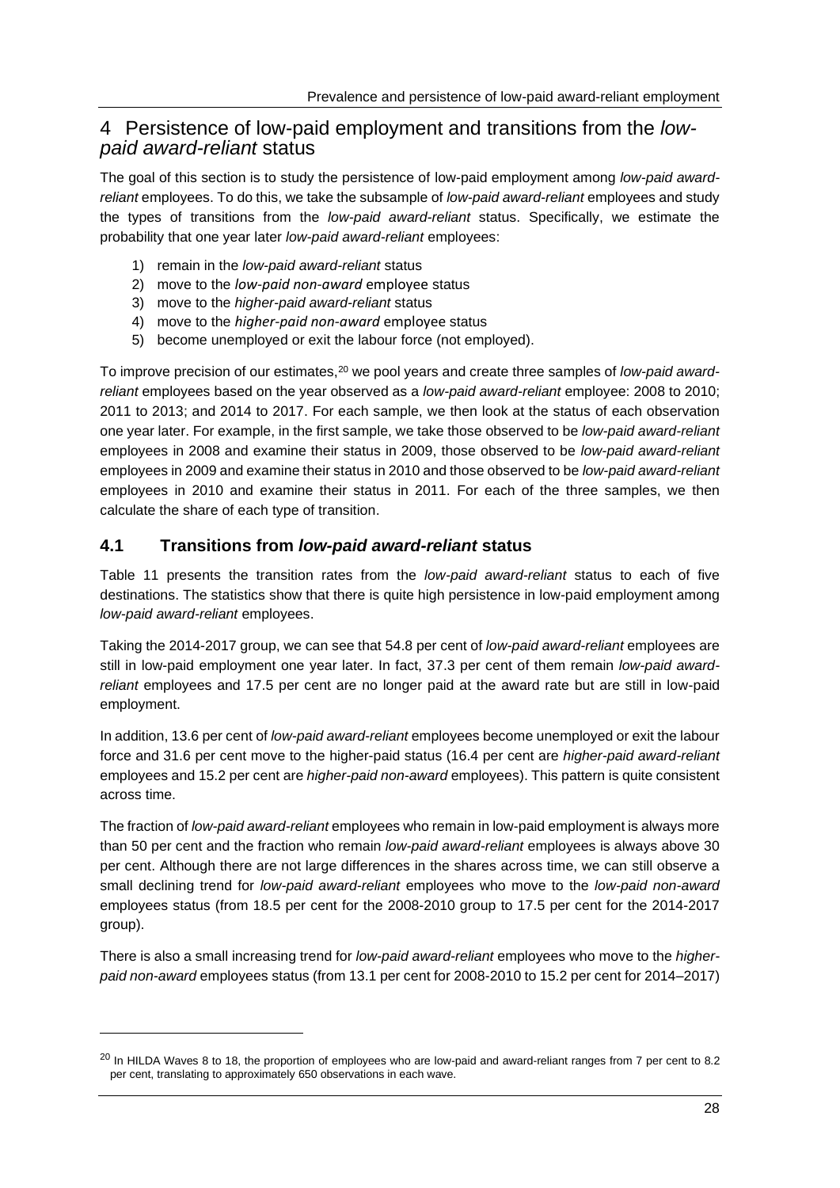# 4 Persistence of low-paid employment and transitions from the *low-paid award-reliant* status

The goal of this section is to study the persistence of low-paid employment among *low-paid award-reliant* employees. To do this, we take the subsample of *low-paid award-reliant* employees and study the types of transitions from the *low-paid award-reliant* status. Specifically, we estimate the probability that one year later *low-paid award-reliant* employees:

1) remain in the *low-paid award-reliant* status
2) move to the *low-paid non-award* employee status
3) move to the *higher-paid award-reliant* status
4) move to the *higher-paid non-award* employee status
5) become unemployed or exit the labour force (not employed).

To improve precision of our estimates,[20] we pool years and create three samples of *low-paid award-reliant* employees based on the year observed as a *low-paid award-reliant* employee: 2008 to 2010; 2011 to 2013; and 2014 to 2017. For each sample, we then look at the status of each observation one year later. For example, in the first sample, we take those observed to be *low-paid award-reliant* employees in 2008 and examine their status in 2009, those observed to be *low-paid award-reliant* employees in 2009 and examine their status in 2010 and those observed to be *low-paid award-reliant* employees in 2010 and examine their status in 2011. For each of the three samples, we then calculate the share of each type of transition.

## 4.1 Transitions from *low-paid award-reliant* status

Table 11 presents the transition rates from the *low-paid award-reliant* status to each of five destinations. The statistics show that there is quite high persistence in low-paid employment among *low-paid award-reliant* employees.

Taking the 2014-2017 group, we can see that 54.8 per cent of *low-paid award-reliant* employees are still in low-paid employment one year later. In fact, 37.3 per cent of them remain *low-paid award-reliant* employees and 17.5 per cent are no longer paid at the award rate but are still in low-paid employment.

In addition, 13.6 per cent of *low-paid award-reliant* employees become unemployed or exit the labour force and 31.6 per cent move to the higher-paid status (16.4 per cent are *higher-paid award-reliant* employees and 15.2 per cent are *higher-paid non-award* employees). This pattern is quite consistent across time.

The fraction of *low-paid award-reliant* employees who remain in low-paid employment is always more than 50 per cent and the fraction who remain *low-paid award-reliant* employees is always above 30 per cent. Although there are not large differences in the shares across time, we can still observe a small declining trend for *low-paid award-reliant* employees who move to the *low-paid non-award* employees status (from 18.5 per cent for the 2008-2010 group to 17.5 per cent for the 2014-2017 group).

There is also a small increasing trend for *low-paid award-reliant* employees who move to the *higher-paid non-award* employees status (from 13.1 per cent for 2008-2010 to 15.2 per cent for 2014–2017)

[20] In HILDA Waves 8 to 18, the proportion of employees who are low-paid and award-reliant ranges from 7 per cent to 8.2 per cent, translating to approximately 650 observations in each wave.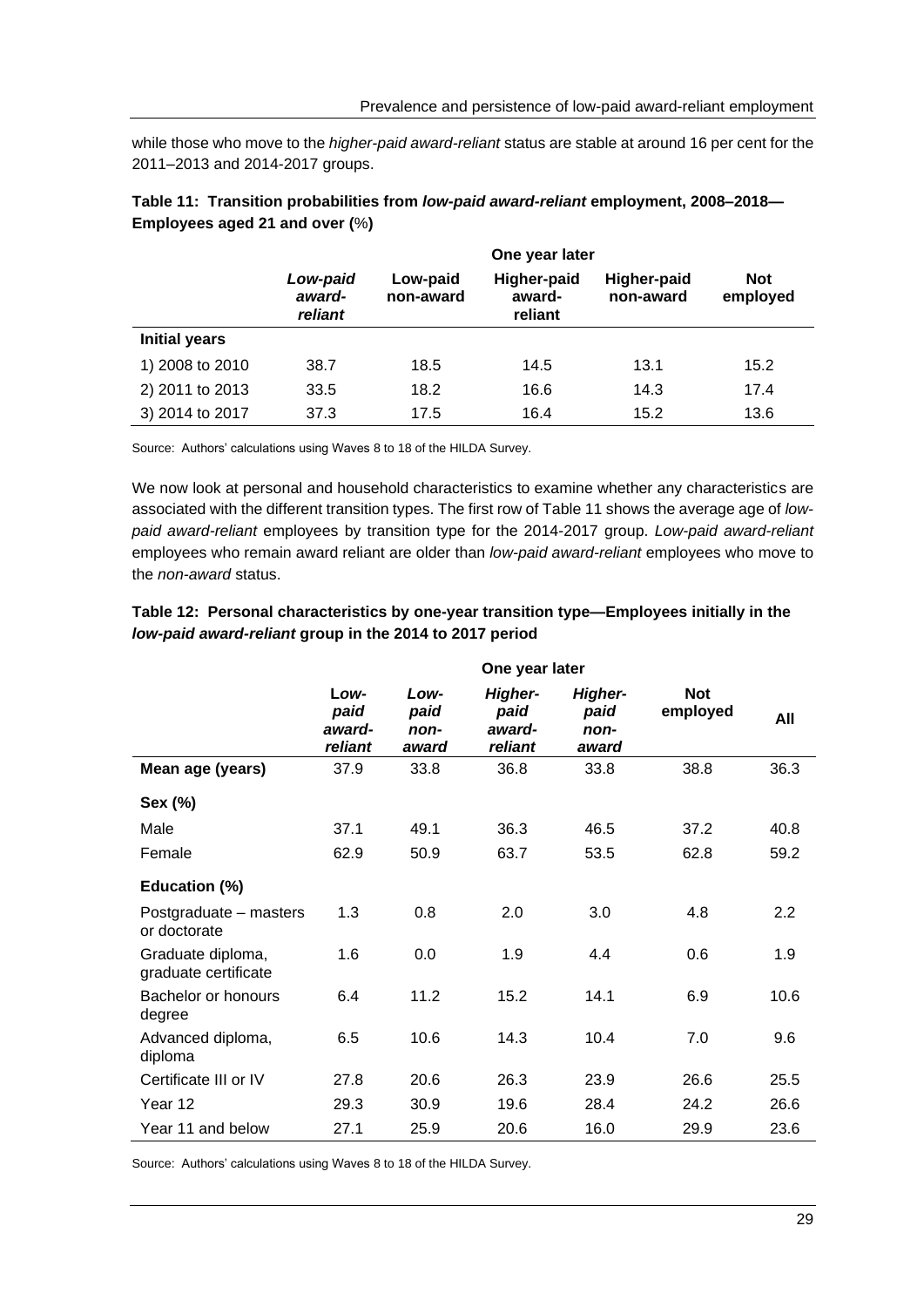while those who move to the *higher-paid award-reliant* status are stable at around 16 per cent for the 2011–2013 and 2014-2017 groups.

**Table 11: Transition probabilities from *low-paid award-reliant* employment, 2008–2018—Employees aged 21 and over (%)**

| | One year later | | | | |
|---|---|---|---|---|---|
| | *Low-paid award-reliant* | Low-paid non-award | Higher-paid award-reliant | Higher-paid non-award | Not employed |
| **Initial years** | | | | | |
| 1) 2008 to 2010 | 38.7 | 18.5 | 14.5 | 13.1 | 15.2 |
| 2) 2011 to 2013 | 33.5 | 18.2 | 16.6 | 14.3 | 17.4 |
| 3) 2014 to 2017 | 37.3 | 17.5 | 16.4 | 15.2 | 13.6 |

Source: Authors' calculations using Waves 8 to 18 of the HILDA Survey.

We now look at personal and household characteristics to examine whether any characteristics are associated with the different transition types. The first row of Table 11 shows the average age of *low-paid award-reliant* employees by transition type for the 2014-2017 group. *Low-paid award-reliant* employees who remain award reliant are older than *low-paid award-reliant* employees who move to the *non-award* status.

**Table 12: Personal characteristics by one-year transition type—Employees initially in the *low-paid award-reliant* group in the 2014 to 2017 period**

| | One year later | | | | | |
|---|---|---|---|---|---|---|
| | *Low-paid award-reliant* | *Low-paid non-award* | *Higher-paid award-reliant* | *Higher-paid non-award* | Not employed | All |
| **Mean age (years)** | 37.9 | 33.8 | 36.8 | 33.8 | 38.8 | 36.3 |
| **Sex (%)** | | | | | | |
| Male | 37.1 | 49.1 | 36.3 | 46.5 | 37.2 | 40.8 |
| Female | 62.9 | 50.9 | 63.7 | 53.5 | 62.8 | 59.2 |
| **Education (%)** | | | | | | |
| Postgraduate – masters or doctorate | 1.3 | 0.8 | 2.0 | 3.0 | 4.8 | 2.2 |
| Graduate diploma, graduate certificate | 1.6 | 0.0 | 1.9 | 4.4 | 0.6 | 1.9 |
| Bachelor or honours degree | 6.4 | 11.2 | 15.2 | 14.1 | 6.9 | 10.6 |
| Advanced diploma, diploma | 6.5 | 10.6 | 14.3 | 10.4 | 7.0 | 9.6 |
| Certificate III or IV | 27.8 | 20.6 | 26.3 | 23.9 | 26.6 | 25.5 |
| Year 12 | 29.3 | 30.9 | 19.6 | 28.4 | 24.2 | 26.6 |
| Year 11 and below | 27.1 | 25.9 | 20.6 | 16.0 | 29.9 | 23.6 |

Source: Authors' calculations using Waves 8 to 18 of the HILDA Survey.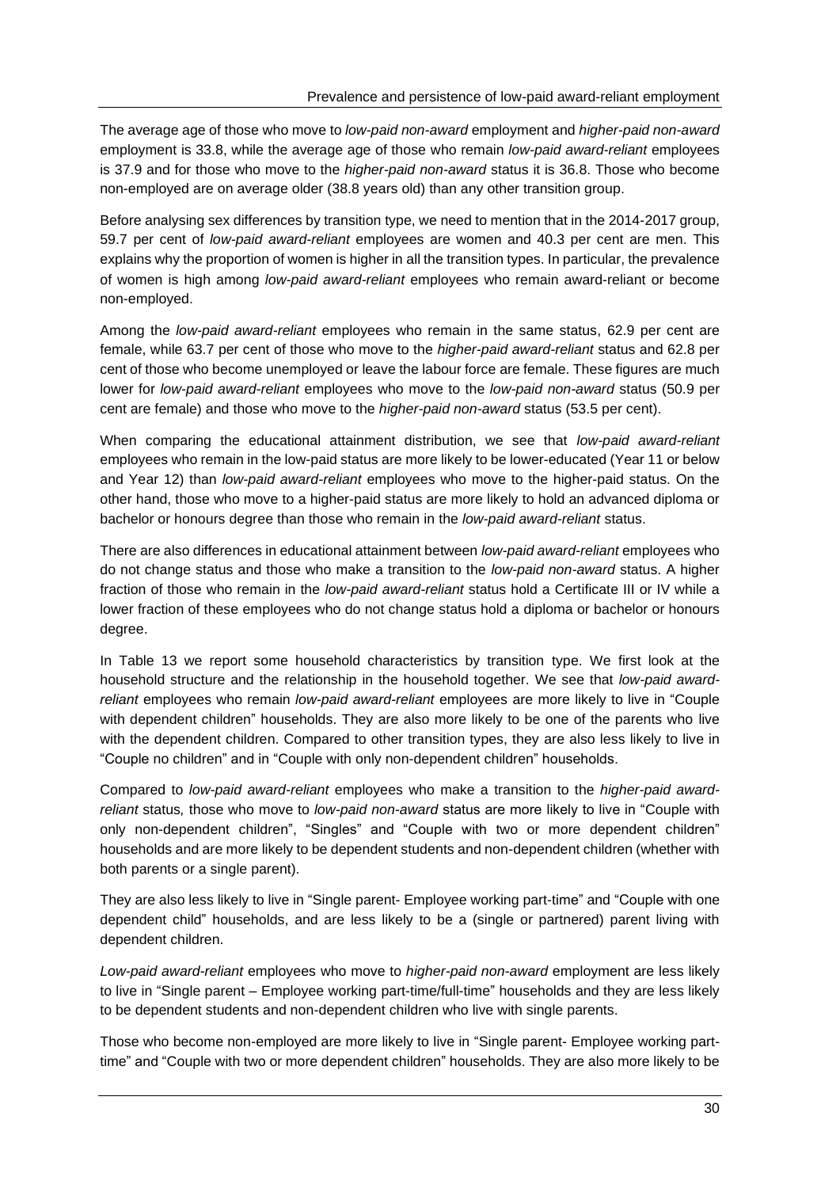The average age of those who move to *low-paid non-award* employment and *higher-paid non-award* employment is 33.8, while the average age of those who remain *low-paid award-reliant* employees is 37.9 and for those who move to the *higher-paid non-award* status it is 36.8. Those who become non-employed are on average older (38.8 years old) than any other transition group.

Before analysing sex differences by transition type, we need to mention that in the 2014-2017 group, 59.7 per cent of *low-paid award-reliant* employees are women and 40.3 per cent are men. This explains why the proportion of women is higher in all the transition types. In particular, the prevalence of women is high among *low-paid award-reliant* employees who remain award-reliant or become non-employed.

Among the *low-paid award-reliant* employees who remain in the same status, 62.9 per cent are female, while 63.7 per cent of those who move to the *higher-paid award-reliant* status and 62.8 per cent of those who become unemployed or leave the labour force are female. These figures are much lower for *low-paid award-reliant* employees who move to the *low-paid non-award* status (50.9 per cent are female) and those who move to the *higher-paid non-award* status (53.5 per cent).

When comparing the educational attainment distribution, we see that *low-paid award-reliant* employees who remain in the low-paid status are more likely to be lower-educated (Year 11 or below and Year 12) than *low-paid award-reliant* employees who move to the higher-paid status. On the other hand, those who move to a higher-paid status are more likely to hold an advanced diploma or bachelor or honours degree than those who remain in the *low-paid award-reliant* status.

There are also differences in educational attainment between *low-paid award-reliant* employees who do not change status and those who make a transition to the *low-paid non-award* status. A higher fraction of those who remain in the *low-paid award-reliant* status hold a Certificate III or IV while a lower fraction of these employees who do not change status hold a diploma or bachelor or honours degree.

In Table 13 we report some household characteristics by transition type. We first look at the household structure and the relationship in the household together. We see that *low-paid award-reliant* employees who remain *low-paid award-reliant* employees are more likely to live in "Couple with dependent children" households. They are also more likely to be one of the parents who live with the dependent children. Compared to other transition types, they are also less likely to live in "Couple no children" and in "Couple with only non-dependent children" households.

Compared to *low-paid award-reliant* employees who make a transition to the *higher-paid award-reliant* status*,* those who move to *low-paid non-award* status are more likely to live in "Couple with only non-dependent children", "Singles" and "Couple with two or more dependent children" households and are more likely to be dependent students and non-dependent children (whether with both parents or a single parent).

They are also less likely to live in "Single parent- Employee working part-time" and "Couple with one dependent child" households, and are less likely to be a (single or partnered) parent living with dependent children.

*Low-paid award-reliant* employees who move to *higher-paid non-award* employment are less likely to live in "Single parent – Employee working part-time/full-time" households and they are less likely to be dependent students and non-dependent children who live with single parents.

Those who become non-employed are more likely to live in "Single parent- Employee working part-time" and "Couple with two or more dependent children" households. They are also more likely to be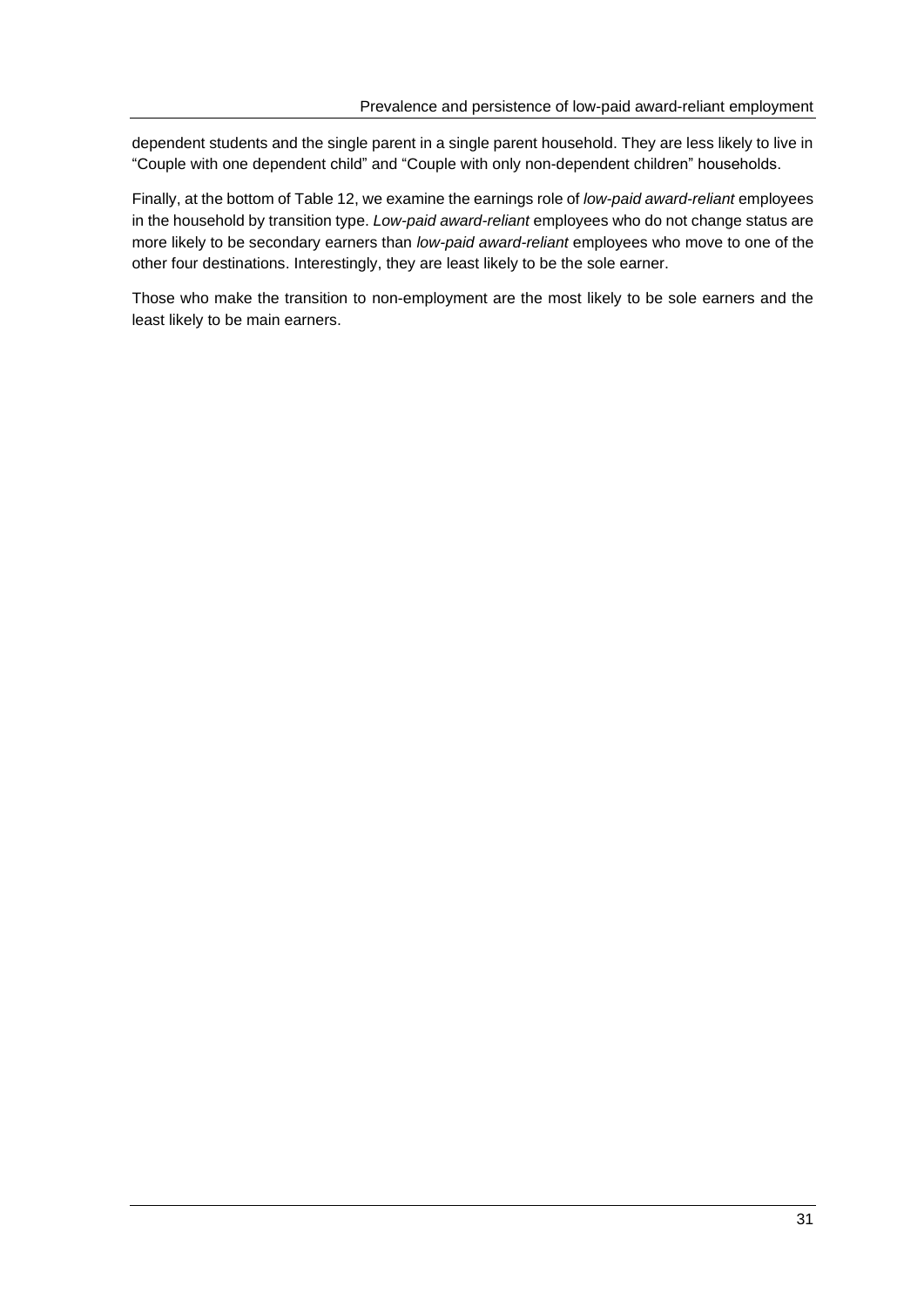dependent students and the single parent in a single parent household. They are less likely to live in "Couple with one dependent child" and "Couple with only non-dependent children" households.

Finally, at the bottom of Table 12, we examine the earnings role of *low-paid award-reliant* employees in the household by transition type. *Low-paid award-reliant* employees who do not change status are more likely to be secondary earners than *low-paid award-reliant* employees who move to one of the other four destinations. Interestingly, they are least likely to be the sole earner.

Those who make the transition to non-employment are the most likely to be sole earners and the least likely to be main earners.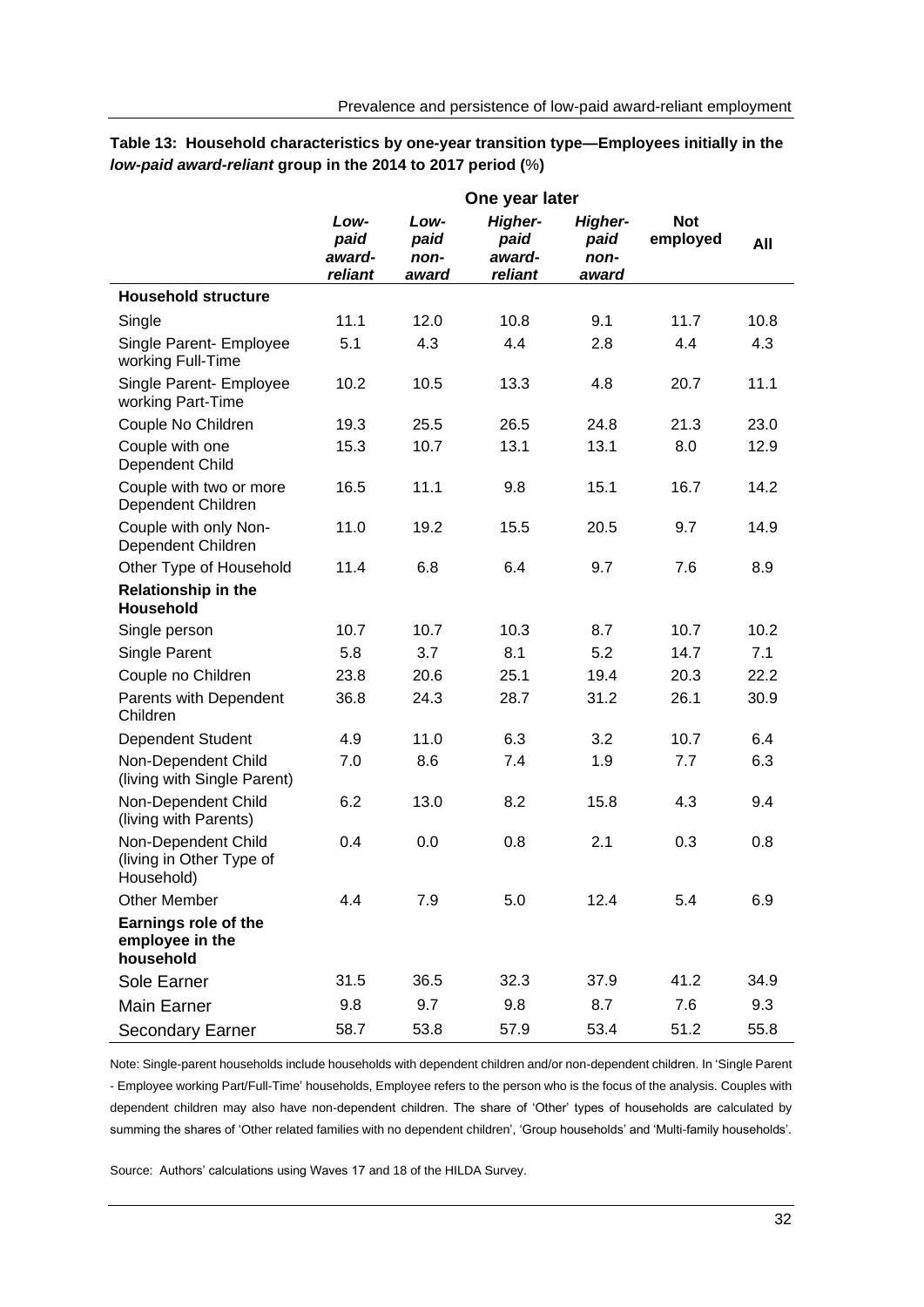**Table 13: Household characteristics by one-year transition type—Employees initially in the *low-paid award-reliant* group in the 2014 to 2017 period (%)**

| | One year later | | | | | |
|---|---|---|---|---|---|---|
| | *Low-paid award-reliant* | *Low-paid non-award* | *Higher-paid award-reliant* | *Higher-paid non-award* | **Not employed** | **All** |
| **Household structure** | | | | | | |
| Single | 11.1 | 12.0 | 10.8 | 9.1 | 11.7 | 10.8 |
| Single Parent- Employee working Full-Time | 5.1 | 4.3 | 4.4 | 2.8 | 4.4 | 4.3 |
| Single Parent- Employee working Part-Time | 10.2 | 10.5 | 13.3 | 4.8 | 20.7 | 11.1 |
| Couple No Children | 19.3 | 25.5 | 26.5 | 24.8 | 21.3 | 23.0 |
| Couple with one Dependent Child | 15.3 | 10.7 | 13.1 | 13.1 | 8.0 | 12.9 |
| Couple with two or more Dependent Children | 16.5 | 11.1 | 9.8 | 15.1 | 16.7 | 14.2 |
| Couple with only Non-Dependent Children | 11.0 | 19.2 | 15.5 | 20.5 | 9.7 | 14.9 |
| Other Type of Household | 11.4 | 6.8 | 6.4 | 9.7 | 7.6 | 8.9 |
| **Relationship in the Household** | | | | | | |
| Single person | 10.7 | 10.7 | 10.3 | 8.7 | 10.7 | 10.2 |
| Single Parent | 5.8 | 3.7 | 8.1 | 5.2 | 14.7 | 7.1 |
| Couple no Children | 23.8 | 20.6 | 25.1 | 19.4 | 20.3 | 22.2 |
| Parents with Dependent Children | 36.8 | 24.3 | 28.7 | 31.2 | 26.1 | 30.9 |
| Dependent Student | 4.9 | 11.0 | 6.3 | 3.2 | 10.7 | 6.4 |
| Non-Dependent Child (living with Single Parent) | 7.0 | 8.6 | 7.4 | 1.9 | 7.7 | 6.3 |
| Non-Dependent Child (living with Parents) | 6.2 | 13.0 | 8.2 | 15.8 | 4.3 | 9.4 |
| Non-Dependent Child (living in Other Type of Household) | 0.4 | 0.0 | 0.8 | 2.1 | 0.3 | 0.8 |
| Other Member | 4.4 | 7.9 | 5.0 | 12.4 | 5.4 | 6.9 |
| **Earnings role of the employee in the household** | | | | | | |
| Sole Earner | 31.5 | 36.5 | 32.3 | 37.9 | 41.2 | 34.9 |
| Main Earner | 9.8 | 9.7 | 9.8 | 8.7 | 7.6 | 9.3 |
| Secondary Earner | 58.7 | 53.8 | 57.9 | 53.4 | 51.2 | 55.8 |

Note: Single-parent households include households with dependent children and/or non-dependent children. In 'Single Parent - Employee working Part/Full-Time' households, Employee refers to the person who is the focus of the analysis. Couples with dependent children may also have non-dependent children. The share of 'Other' types of households are calculated by summing the shares of 'Other related families with no dependent children', 'Group households' and 'Multi-family households'.

Source: Authors' calculations using Waves 17 and 18 of the HILDA Survey.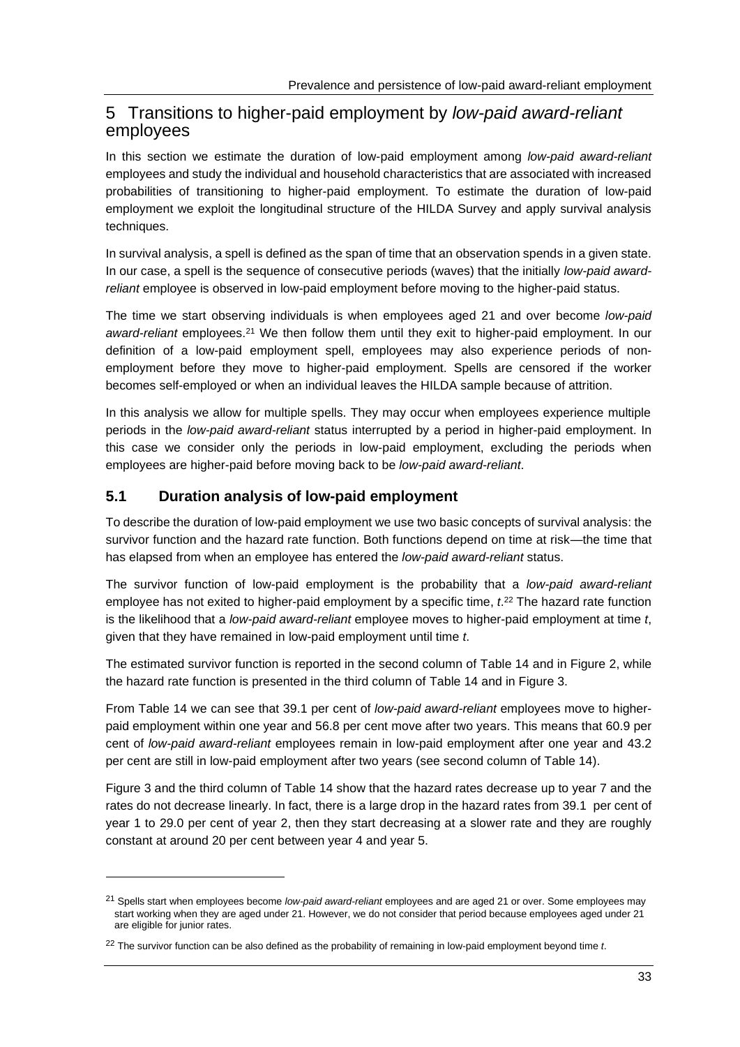# 5 Transitions to higher-paid employment by *low-paid award-reliant* employees

In this section we estimate the duration of low-paid employment among *low-paid award-reliant* employees and study the individual and household characteristics that are associated with increased probabilities of transitioning to higher-paid employment. To estimate the duration of low-paid employment we exploit the longitudinal structure of the HILDA Survey and apply survival analysis techniques.

In survival analysis, a spell is defined as the span of time that an observation spends in a given state. In our case, a spell is the sequence of consecutive periods (waves) that the initially *low-paid award-reliant* employee is observed in low-paid employment before moving to the higher-paid status.

The time we start observing individuals is when employees aged 21 and over become *low-paid award-reliant* employees.[21] We then follow them until they exit to higher-paid employment. In our definition of a low-paid employment spell, employees may also experience periods of non-employment before they move to higher-paid employment. Spells are censored if the worker becomes self-employed or when an individual leaves the HILDA sample because of attrition.

In this analysis we allow for multiple spells. They may occur when employees experience multiple periods in the *low-paid award-reliant* status interrupted by a period in higher-paid employment. In this case we consider only the periods in low-paid employment, excluding the periods when employees are higher-paid before moving back to be *low-paid award-reliant*.

## 5.1 Duration analysis of low-paid employment

To describe the duration of low-paid employment we use two basic concepts of survival analysis: the survivor function and the hazard rate function. Both functions depend on time at risk—the time that has elapsed from when an employee has entered the *low-paid award-reliant* status.

The survivor function of low-paid employment is the probability that a *low-paid award-reliant* employee has not exited to higher-paid employment by a specific time, *t*.[22] The hazard rate function is the likelihood that a *low-paid award-reliant* employee moves to higher-paid employment at time *t*, given that they have remained in low-paid employment until time *t*.

The estimated survivor function is reported in the second column of Table 14 and in Figure 2, while the hazard rate function is presented in the third column of Table 14 and in Figure 3.

From Table 14 we can see that 39.1 per cent of *low-paid award-reliant* employees move to higher-paid employment within one year and 56.8 per cent move after two years. This means that 60.9 per cent of *low-paid award-reliant* employees remain in low-paid employment after one year and 43.2 per cent are still in low-paid employment after two years (see second column of Table 14).

Figure 3 and the third column of Table 14 show that the hazard rates decrease up to year 7 and the rates do not decrease linearly. In fact, there is a large drop in the hazard rates from 39.1 per cent of year 1 to 29.0 per cent of year 2, then they start decreasing at a slower rate and they are roughly constant at around 20 per cent between year 4 and year 5.

---

[21] Spells start when employees become *low-paid award-reliant* employees and are aged 21 or over. Some employees may start working when they are aged under 21. However, we do not consider that period because employees aged under 21 are eligible for junior rates.

[22] The survivor function can be also defined as the probability of remaining in low-paid employment beyond time *t*.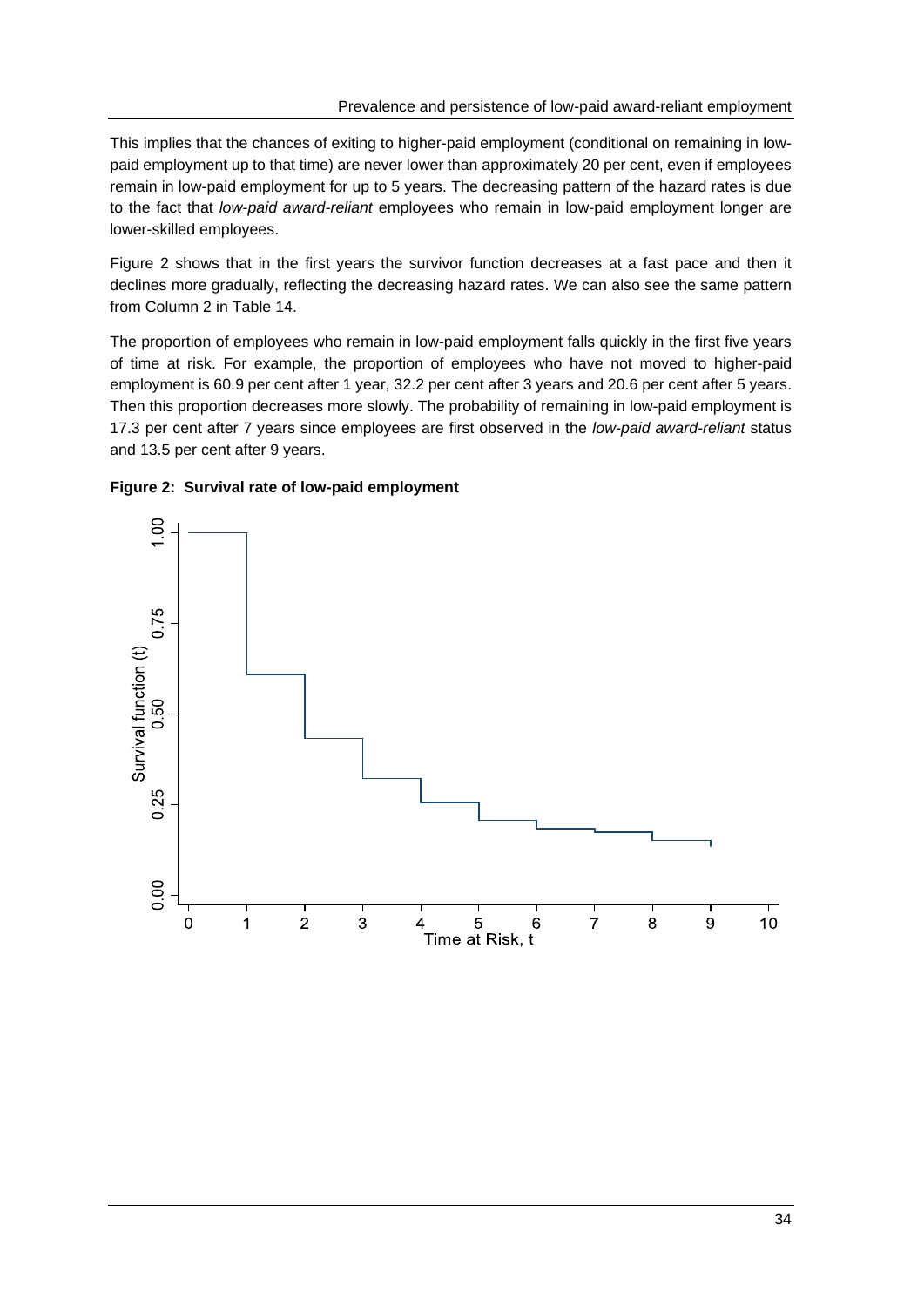This implies that the chances of exiting to higher-paid employment (conditional on remaining in low-paid employment up to that time) are never lower than approximately 20 per cent, even if employees remain in low-paid employment for up to 5 years. The decreasing pattern of the hazard rates is due to the fact that *low-paid award-reliant* employees who remain in low-paid employment longer are lower-skilled employees.

Figure 2 shows that in the first years the survivor function decreases at a fast pace and then it declines more gradually, reflecting the decreasing hazard rates. We can also see the same pattern from Column 2 in Table 14.

The proportion of employees who remain in low-paid employment falls quickly in the first five years of time at risk. For example, the proportion of employees who have not moved to higher-paid employment is 60.9 per cent after 1 year, 32.2 per cent after 3 years and 20.6 per cent after 5 years. Then this proportion decreases more slowly. The probability of remaining in low-paid employment is 17.3 per cent after 7 years since employees are first observed in the *low-paid award-reliant* status and 13.5 per cent after 9 years.

**Figure 2: Survival rate of low-paid employment**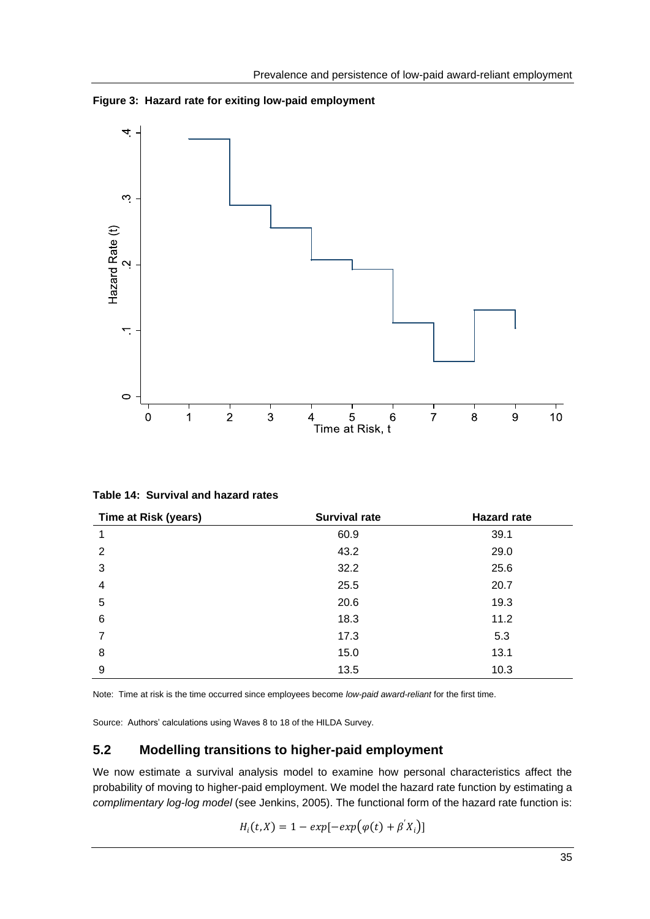**Figure 3: Hazard rate for exiting low-paid employment**

**Table 14: Survival and hazard rates**

| Time at Risk (years) | Survival rate | Hazard rate |
|---|---|---|
| 1 | 60.9 | 39.1 |
| 2 | 43.2 | 29.0 |
| 3 | 32.2 | 25.6 |
| 4 | 25.5 | 20.7 |
| 5 | 20.6 | 19.3 |
| 6 | 18.3 | 11.2 |
| 7 | 17.3 | 5.3 |
| 8 | 15.0 | 13.1 |
| 9 | 13.5 | 10.3 |

Note: Time at risk is the time occurred since employees become *low-paid award-reliant* for the first time.

Source: Authors' calculations using Waves 8 to 18 of the HILDA Survey.

## 5.2 Modelling transitions to higher-paid employment

We now estimate a survival analysis model to examine how personal characteristics affect the probability of moving to higher-paid employment. We model the hazard rate function by estimating a *complimentary log-log model* (see Jenkins, 2005). The functional form of the hazard rate function is:

$$H_i(t, X) = 1 - exp[-exp(\varphi(t) + \beta' X_i)]$$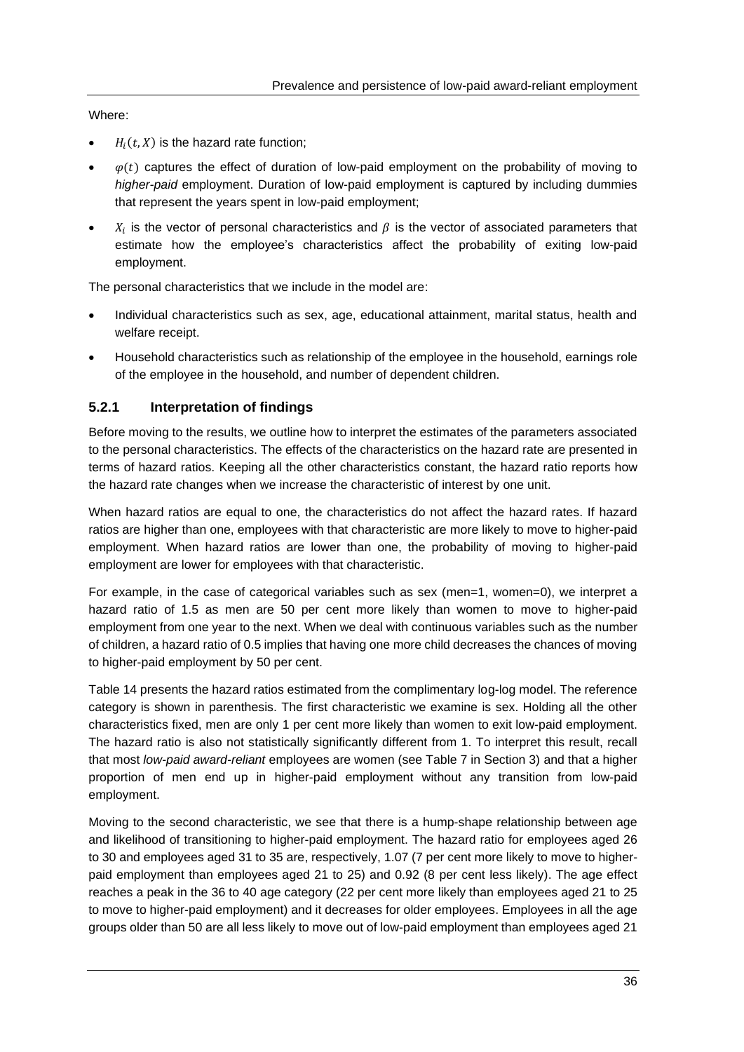Where:

- $H_i(t, X)$ is the hazard rate function;
- $\varphi(t)$ captures the effect of duration of low-paid employment on the probability of moving to *higher-paid* employment. Duration of low-paid employment is captured by including dummies that represent the years spent in low-paid employment;
- $X_i$ is the vector of personal characteristics and $\beta$ is the vector of associated parameters that estimate how the employee's characteristics affect the probability of exiting low-paid employment.

The personal characteristics that we include in the model are:

- Individual characteristics such as sex, age, educational attainment, marital status, health and welfare receipt.
- Household characteristics such as relationship of the employee in the household, earnings role of the employee in the household, and number of dependent children.

### 5.2.1 Interpretation of findings

Before moving to the results, we outline how to interpret the estimates of the parameters associated to the personal characteristics. The effects of the characteristics on the hazard rate are presented in terms of hazard ratios. Keeping all the other characteristics constant, the hazard ratio reports how the hazard rate changes when we increase the characteristic of interest by one unit.

When hazard ratios are equal to one, the characteristics do not affect the hazard rates. If hazard ratios are higher than one, employees with that characteristic are more likely to move to higher-paid employment. When hazard ratios are lower than one, the probability of moving to higher-paid employment are lower for employees with that characteristic.

For example, in the case of categorical variables such as sex (men=1, women=0), we interpret a hazard ratio of 1.5 as men are 50 per cent more likely than women to move to higher-paid employment from one year to the next. When we deal with continuous variables such as the number of children, a hazard ratio of 0.5 implies that having one more child decreases the chances of moving to higher-paid employment by 50 per cent.

Table 14 presents the hazard ratios estimated from the complimentary log-log model. The reference category is shown in parenthesis. The first characteristic we examine is sex. Holding all the other characteristics fixed, men are only 1 per cent more likely than women to exit low-paid employment. The hazard ratio is also not statistically significantly different from 1. To interpret this result, recall that most *low-paid award-reliant* employees are women (see Table 7 in Section 3) and that a higher proportion of men end up in higher-paid employment without any transition from low-paid employment.

Moving to the second characteristic, we see that there is a hump-shape relationship between age and likelihood of transitioning to higher-paid employment. The hazard ratio for employees aged 26 to 30 and employees aged 31 to 35 are, respectively, 1.07 (7 per cent more likely to move to higher-paid employment than employees aged 21 to 25) and 0.92 (8 per cent less likely). The age effect reaches a peak in the 36 to 40 age category (22 per cent more likely than employees aged 21 to 25 to move to higher-paid employment) and it decreases for older employees. Employees in all the age groups older than 50 are all less likely to move out of low-paid employment than employees aged 21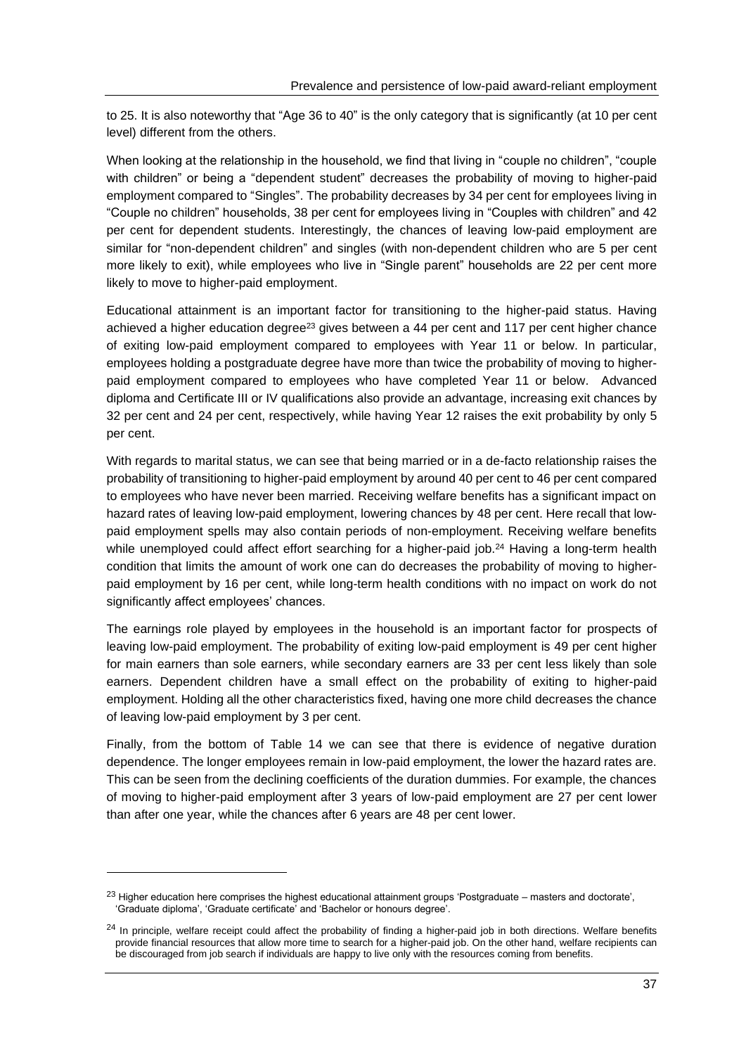to 25. It is also noteworthy that “Age 36 to 40” is the only category that is significantly (at 10 per cent level) different from the others.

When looking at the relationship in the household, we find that living in “couple no children”, “couple with children” or being a “dependent student” decreases the probability of moving to higher-paid employment compared to “Singles”. The probability decreases by 34 per cent for employees living in “Couple no children” households, 38 per cent for employees living in “Couples with children” and 42 per cent for dependent students. Interestingly, the chances of leaving low-paid employment are similar for “non-dependent children” and singles (with non-dependent children who are 5 per cent more likely to exit), while employees who live in “Single parent” households are 22 per cent more likely to move to higher-paid employment.

Educational attainment is an important factor for transitioning to the higher-paid status. Having achieved a higher education degree[23] gives between a 44 per cent and 117 per cent higher chance of exiting low-paid employment compared to employees with Year 11 or below. In particular, employees holding a postgraduate degree have more than twice the probability of moving to higher-paid employment compared to employees who have completed Year 11 or below. Advanced diploma and Certificate III or IV qualifications also provide an advantage, increasing exit chances by 32 per cent and 24 per cent, respectively, while having Year 12 raises the exit probability by only 5 per cent.

With regards to marital status, we can see that being married or in a de-facto relationship raises the probability of transitioning to higher-paid employment by around 40 per cent to 46 per cent compared to employees who have never been married. Receiving welfare benefits has a significant impact on hazard rates of leaving low-paid employment, lowering chances by 48 per cent. Here recall that low-paid employment spells may also contain periods of non-employment. Receiving welfare benefits while unemployed could affect effort searching for a higher-paid job.[24] Having a long-term health condition that limits the amount of work one can do decreases the probability of moving to higher-paid employment by 16 per cent, while long-term health conditions with no impact on work do not significantly affect employees’ chances.

The earnings role played by employees in the household is an important factor for prospects of leaving low-paid employment. The probability of exiting low-paid employment is 49 per cent higher for main earners than sole earners, while secondary earners are 33 per cent less likely than sole earners. Dependent children have a small effect on the probability of exiting to higher-paid employment. Holding all the other characteristics fixed, having one more child decreases the chance of leaving low-paid employment by 3 per cent.

Finally, from the bottom of Table 14 we can see that there is evidence of negative duration dependence. The longer employees remain in low-paid employment, the lower the hazard rates are. This can be seen from the declining coefficients of the duration dummies. For example, the chances of moving to higher-paid employment after 3 years of low-paid employment are 27 per cent lower than after one year, while the chances after 6 years are 48 per cent lower.

---

[23] Higher education here comprises the highest educational attainment groups ‘Postgraduate – masters and doctorate’, ‘Graduate diploma’, ‘Graduate certificate’ and ‘Bachelor or honours degree’.

[24] In principle, welfare receipt could affect the probability of finding a higher-paid job in both directions. Welfare benefits provide financial resources that allow more time to search for a higher-paid job. On the other hand, welfare recipients can be discouraged from job search if individuals are happy to live only with the resources coming from benefits.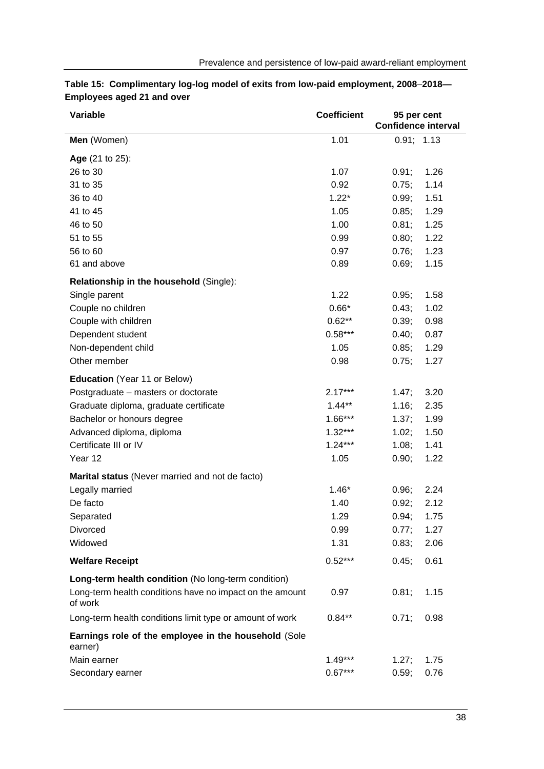**Table 15: Complimentary log-log model of exits from low-paid employment, 2008–2018—Employees aged 21 and over**

| Variable | Coefficient | 95 per cent Confidence interval |
|---|---|---|
| **Men** (Women) | 1.01 | 0.91; 1.13 |
| **Age** (21 to 25): | | |
| 26 to 30 | 1.07 | 0.91; 1.26 |
| 31 to 35 | 0.92 | 0.75; 1.14 |
| 36 to 40 | 1.22* | 0.99; 1.51 |
| 41 to 45 | 1.05 | 0.85; 1.29 |
| 46 to 50 | 1.00 | 0.81; 1.25 |
| 51 to 55 | 0.99 | 0.80; 1.22 |
| 56 to 60 | 0.97 | 0.76; 1.23 |
| 61 and above | 0.89 | 0.69; 1.15 |
| **Relationship in the household** (Single): | | |
| Single parent | 1.22 | 0.95; 1.58 |
| Couple no children | 0.66* | 0.43; 1.02 |
| Couple with children | 0.62** | 0.39; 0.98 |
| Dependent student | 0.58*** | 0.40; 0.87 |
| Non-dependent child | 1.05 | 0.85; 1.29 |
| Other member | 0.98 | 0.75; 1.27 |
| **Education** (Year 11 or Below) | | |
| Postgraduate – masters or doctorate | 2.17*** | 1.47; 3.20 |
| Graduate diploma, graduate certificate | 1.44** | 1.16; 2.35 |
| Bachelor or honours degree | 1.66*** | 1.37; 1.99 |
| Advanced diploma, diploma | 1.32*** | 1.02; 1.50 |
| Certificate III or IV | 1.24*** | 1.08; 1.41 |
| Year 12 | 1.05 | 0.90; 1.22 |
| **Marital status** (Never married and not de facto) | | |
| Legally married | 1.46* | 0.96; 2.24 |
| De facto | 1.40 | 0.92; 2.12 |
| Separated | 1.29 | 0.94; 1.75 |
| Divorced | 0.99 | 0.77; 1.27 |
| Widowed | 1.31 | 0.83; 2.06 |
| **Welfare Receipt** | 0.52*** | 0.45; 0.61 |
| **Long-term health condition** (No long-term condition) | | |
| Long-term health conditions have no impact on the amount of work | 0.97 | 0.81; 1.15 |
| Long-term health conditions limit type or amount of work | 0.84** | 0.71; 0.98 |
| **Earnings role of the employee in the household** (Sole earner) | | |
| Main earner | 1.49*** | 1.27; 1.75 |
| Secondary earner | 0.67*** | 0.59; 0.76 |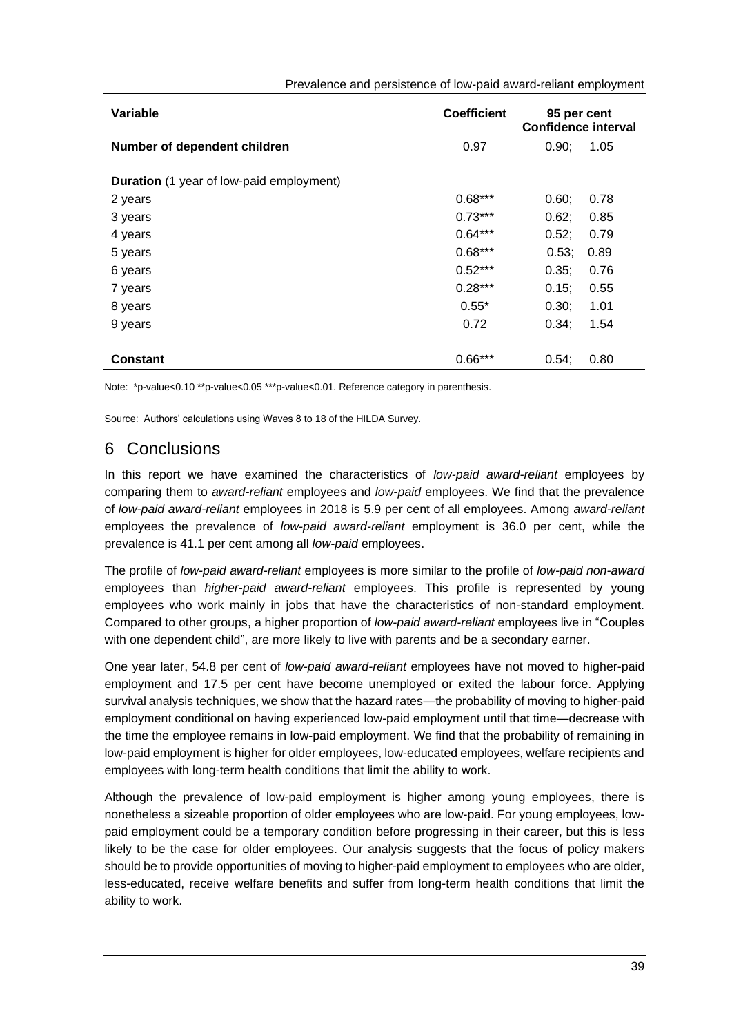| Variable | Coefficient | 95 per cent Confidence interval |
|---|---|---|
| **Number of dependent children** | 0.97 | 0.90; 1.05 |
| **Duration** (1 year of low-paid employment) | | |
| 2 years | 0.68*** | 0.60; 0.78 |
| 3 years | 0.73*** | 0.62; 0.85 |
| 4 years | 0.64*** | 0.52; 0.79 |
| 5 years | 0.68*** | 0.53; 0.89 |
| 6 years | 0.52*** | 0.35; 0.76 |
| 7 years | 0.28*** | 0.15; 0.55 |
| 8 years | 0.55* | 0.30; 1.01 |
| 9 years | 0.72 | 0.34; 1.54 |
| **Constant** | 0.66*** | 0.54; 0.80 |

Note: *p-value<0.10 **p-value<0.05 ***p-value<0.01. Reference category in parenthesis.

Source: Authors' calculations using Waves 8 to 18 of the HILDA Survey.

# 6 Conclusions

In this report we have examined the characteristics of *low-paid award-reliant* employees by comparing them to *award-reliant* employees and *low-paid* employees. We find that the prevalence of *low-paid award-reliant* employees in 2018 is 5.9 per cent of all employees. Among *award-reliant* employees the prevalence of *low-paid award-reliant* employment is 36.0 per cent, while the prevalence is 41.1 per cent among all *low-paid* employees.

The profile of *low-paid award-reliant* employees is more similar to the profile of *low-paid non-award* employees than *higher-paid award-reliant* employees. This profile is represented by young employees who work mainly in jobs that have the characteristics of non-standard employment. Compared to other groups, a higher proportion of *low-paid award-reliant* employees live in "Couples with one dependent child", are more likely to live with parents and be a secondary earner.

One year later, 54.8 per cent of *low-paid award-reliant* employees have not moved to higher-paid employment and 17.5 per cent have become unemployed or exited the labour force. Applying survival analysis techniques, we show that the hazard rates—the probability of moving to higher-paid employment conditional on having experienced low-paid employment until that time—decrease with the time the employee remains in low-paid employment. We find that the probability of remaining in low-paid employment is higher for older employees, low-educated employees, welfare recipients and employees with long-term health conditions that limit the ability to work.

Although the prevalence of low-paid employment is higher among young employees, there is nonetheless a sizeable proportion of older employees who are low-paid. For young employees, low-paid employment could be a temporary condition before progressing in their career, but this is less likely to be the case for older employees. Our analysis suggests that the focus of policy makers should be to provide opportunities of moving to higher-paid employment to employees who are older, less-educated, receive welfare benefits and suffer from long-term health conditions that limit the ability to work.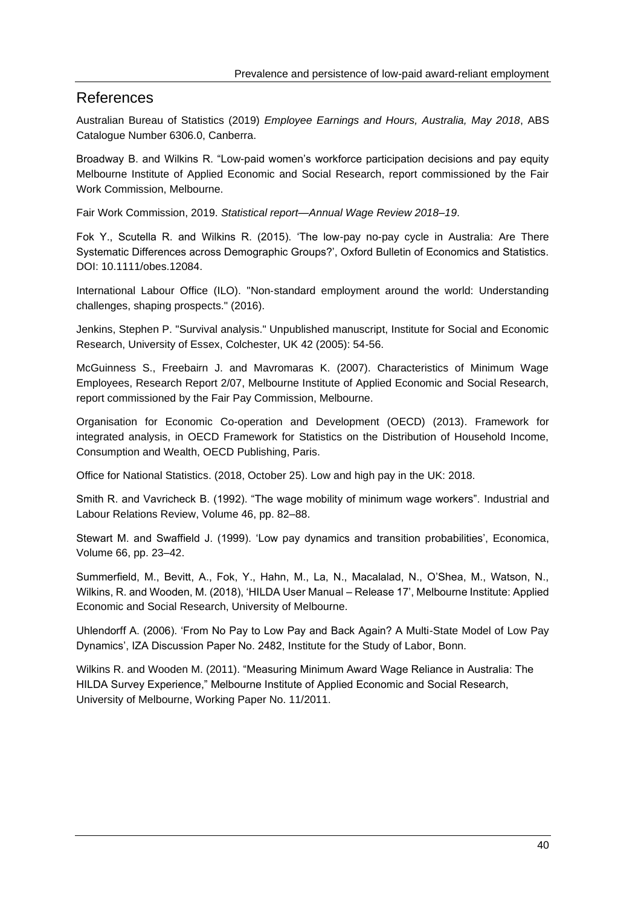## References

Australian Bureau of Statistics (2019) *Employee Earnings and Hours, Australia, May 2018*, ABS Catalogue Number 6306.0, Canberra.

Broadway B. and Wilkins R. "Low-paid women's workforce participation decisions and pay equity Melbourne Institute of Applied Economic and Social Research, report commissioned by the Fair Work Commission, Melbourne.

Fair Work Commission, 2019. *Statistical report—Annual Wage Review 2018–19*.

Fok Y., Scutella R. and Wilkins R. (2015). 'The low-pay no-pay cycle in Australia: Are There Systematic Differences across Demographic Groups?', Oxford Bulletin of Economics and Statistics. DOI: 10.1111/obes.12084.

International Labour Office (ILO). "Non-standard employment around the world: Understanding challenges, shaping prospects." (2016).

Jenkins, Stephen P. "Survival analysis." Unpublished manuscript, Institute for Social and Economic Research, University of Essex, Colchester, UK 42 (2005): 54-56.

McGuinness S., Freebairn J. and Mavromaras K. (2007). Characteristics of Minimum Wage Employees, Research Report 2/07, Melbourne Institute of Applied Economic and Social Research, report commissioned by the Fair Pay Commission, Melbourne.

Organisation for Economic Co-operation and Development (OECD) (2013). Framework for integrated analysis, in OECD Framework for Statistics on the Distribution of Household Income, Consumption and Wealth, OECD Publishing, Paris.

Office for National Statistics. (2018, October 25). Low and high pay in the UK: 2018.

Smith R. and Vavricheck B. (1992). "The wage mobility of minimum wage workers". Industrial and Labour Relations Review, Volume 46, pp. 82–88.

Stewart M. and Swaffield J. (1999). 'Low pay dynamics and transition probabilities', Economica, Volume 66, pp. 23–42.

Summerfield, M., Bevitt, A., Fok, Y., Hahn, M., La, N., Macalalad, N., O'Shea, M., Watson, N., Wilkins, R. and Wooden, M. (2018), 'HILDA User Manual – Release 17', Melbourne Institute: Applied Economic and Social Research, University of Melbourne.

Uhlendorff A. (2006). 'From No Pay to Low Pay and Back Again? A Multi-State Model of Low Pay Dynamics', IZA Discussion Paper No. 2482, Institute for the Study of Labor, Bonn.

Wilkins R. and Wooden M. (2011). "Measuring Minimum Award Wage Reliance in Australia: The HILDA Survey Experience," Melbourne Institute of Applied Economic and Social Research, University of Melbourne, Working Paper No. 11/2011.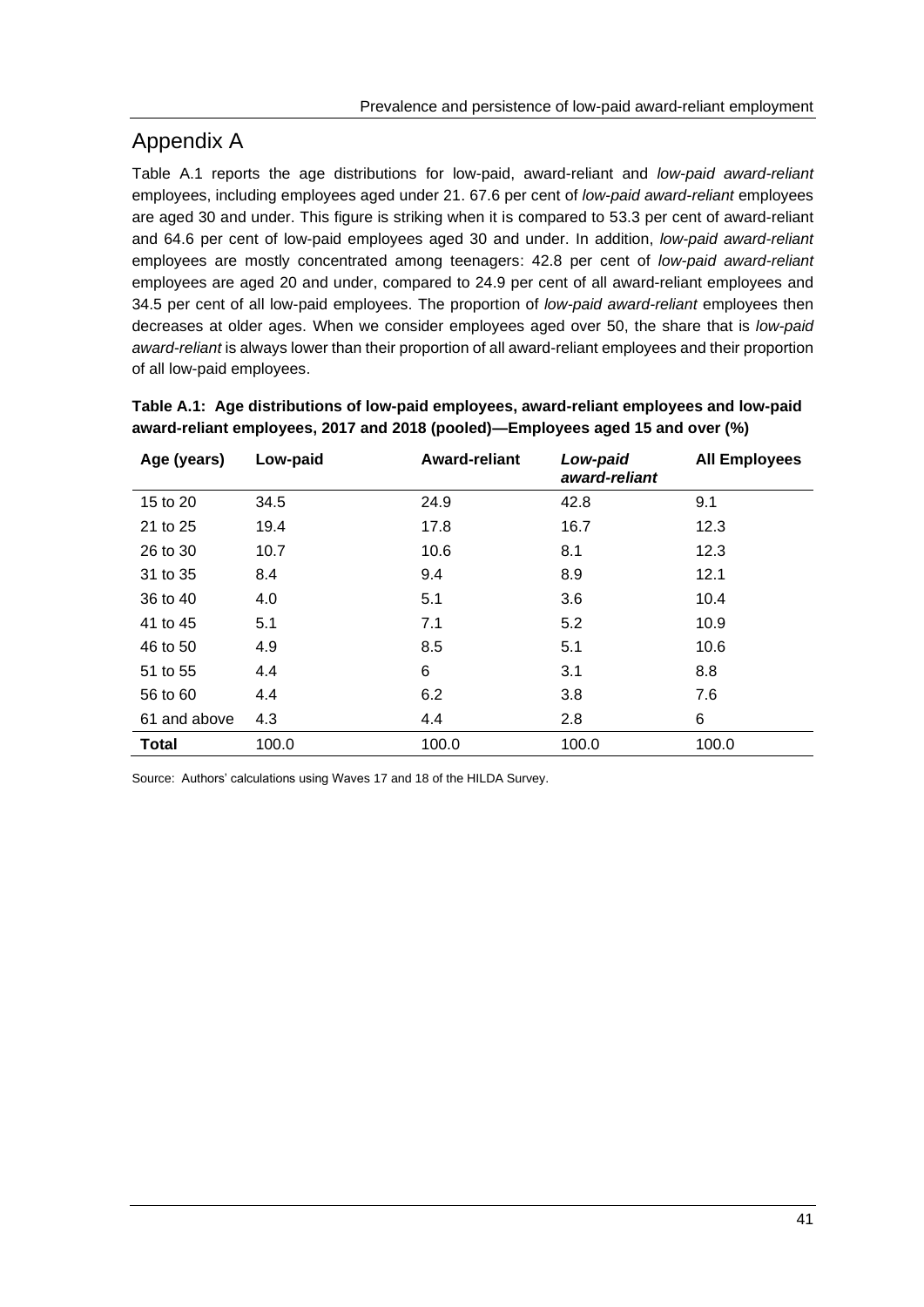## Appendix A

Table A.1 reports the age distributions for low-paid, award-reliant and *low-paid award-reliant* employees, including employees aged under 21. 67.6 per cent of *low-paid award-reliant* employees are aged 30 and under. This figure is striking when it is compared to 53.3 per cent of award-reliant and 64.6 per cent of low-paid employees aged 30 and under. In addition, *low-paid award-reliant* employees are mostly concentrated among teenagers: 42.8 per cent of *low-paid award-reliant* employees are aged 20 and under, compared to 24.9 per cent of all award-reliant employees and 34.5 per cent of all low-paid employees. The proportion of *low-paid award-reliant* employees then decreases at older ages. When we consider employees aged over 50, the share that is *low-paid award-reliant* is always lower than their proportion of all award-reliant employees and their proportion of all low-paid employees.

**Table A.1: Age distributions of low-paid employees, award-reliant employees and low-paid award-reliant employees, 2017 and 2018 (pooled)—Employees aged 15 and over (%)**

| Age (years) | Low-paid | Award-reliant | *Low-paid award-reliant* | All Employees |
|---|---|---|---|---|
| 15 to 20 | 34.5 | 24.9 | 42.8 | 9.1 |
| 21 to 25 | 19.4 | 17.8 | 16.7 | 12.3 |
| 26 to 30 | 10.7 | 10.6 | 8.1 | 12.3 |
| 31 to 35 | 8.4 | 9.4 | 8.9 | 12.1 |
| 36 to 40 | 4.0 | 5.1 | 3.6 | 10.4 |
| 41 to 45 | 5.1 | 7.1 | 5.2 | 10.9 |
| 46 to 50 | 4.9 | 8.5 | 5.1 | 10.6 |
| 51 to 55 | 4.4 | 6 | 3.1 | 8.8 |
| 56 to 60 | 4.4 | 6.2 | 3.8 | 7.6 |
| 61 and above | 4.3 | 4.4 | 2.8 | 6 |
| **Total** | 100.0 | 100.0 | 100.0 | 100.0 |

Source: Authors' calculations using Waves 17 and 18 of the HILDA Survey.